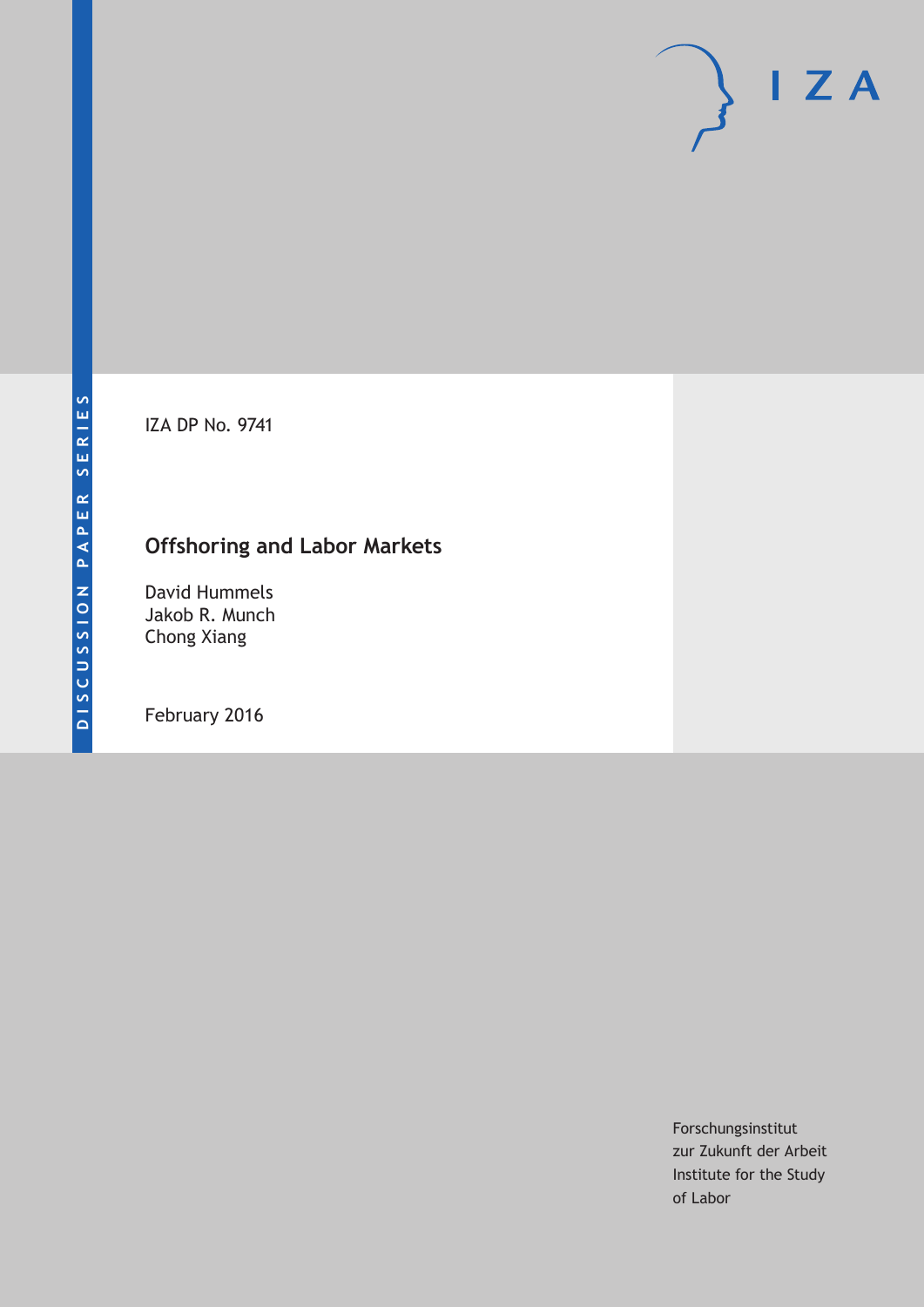DISCUSSION PAPER SERIES

IZA

IZA DP No. 9741

# Offshoring and Labor Markets

David Hummels
Jakob R. Munch
Chong Xiang

February 2016

Forschungsinstitut
zur Zukunft der Arbeit
Institute for the Study
of Labor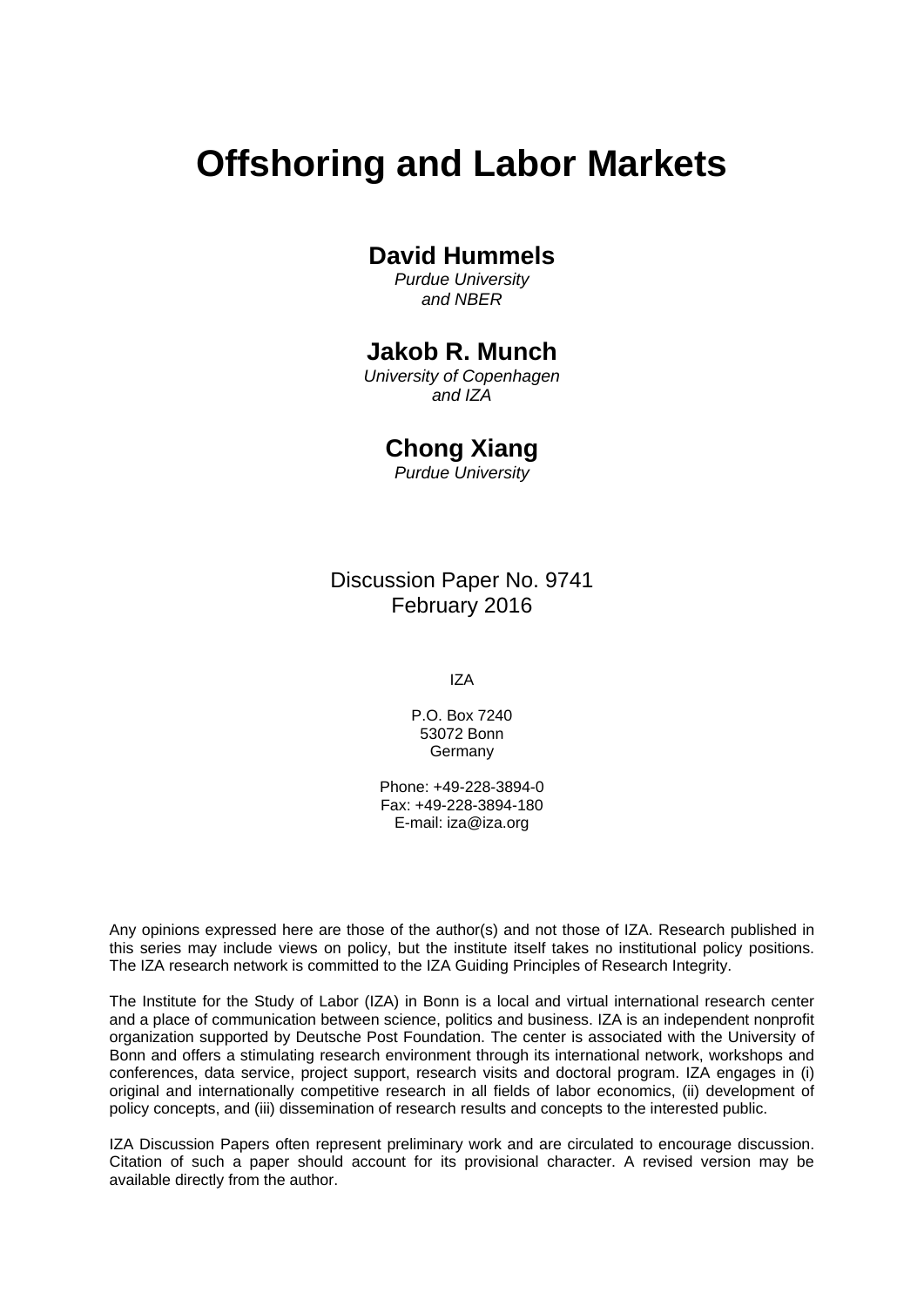# Offshoring and Labor Markets

## David Hummels

*Purdue University and NBER*

## Jakob R. Munch

*University of Copenhagen and IZA*

## Chong Xiang

*Purdue University*

Discussion Paper No. 9741
February 2016

IZA

P.O. Box 7240
53072 Bonn
Germany

Phone: +49-228-3894-0
Fax: +49-228-3894-180
E-mail: iza@iza.org

Any opinions expressed here are those of the author(s) and not those of IZA. Research published in this series may include views on policy, but the institute itself takes no institutional policy positions. The IZA research network is committed to the IZA Guiding Principles of Research Integrity.

The Institute for the Study of Labor (IZA) in Bonn is a local and virtual international research center and a place of communication between science, politics and business. IZA is an independent nonprofit organization supported by Deutsche Post Foundation. The center is associated with the University of Bonn and offers a stimulating research environment through its international network, workshops and conferences, data service, project support, research visits and doctoral program. IZA engages in (i) original and internationally competitive research in all fields of labor economics, (ii) development of policy concepts, and (iii) dissemination of research results and concepts to the interested public.

IZA Discussion Papers often represent preliminary work and are circulated to encourage discussion. Citation of such a paper should account for its provisional character. A revised version may be available directly from the author.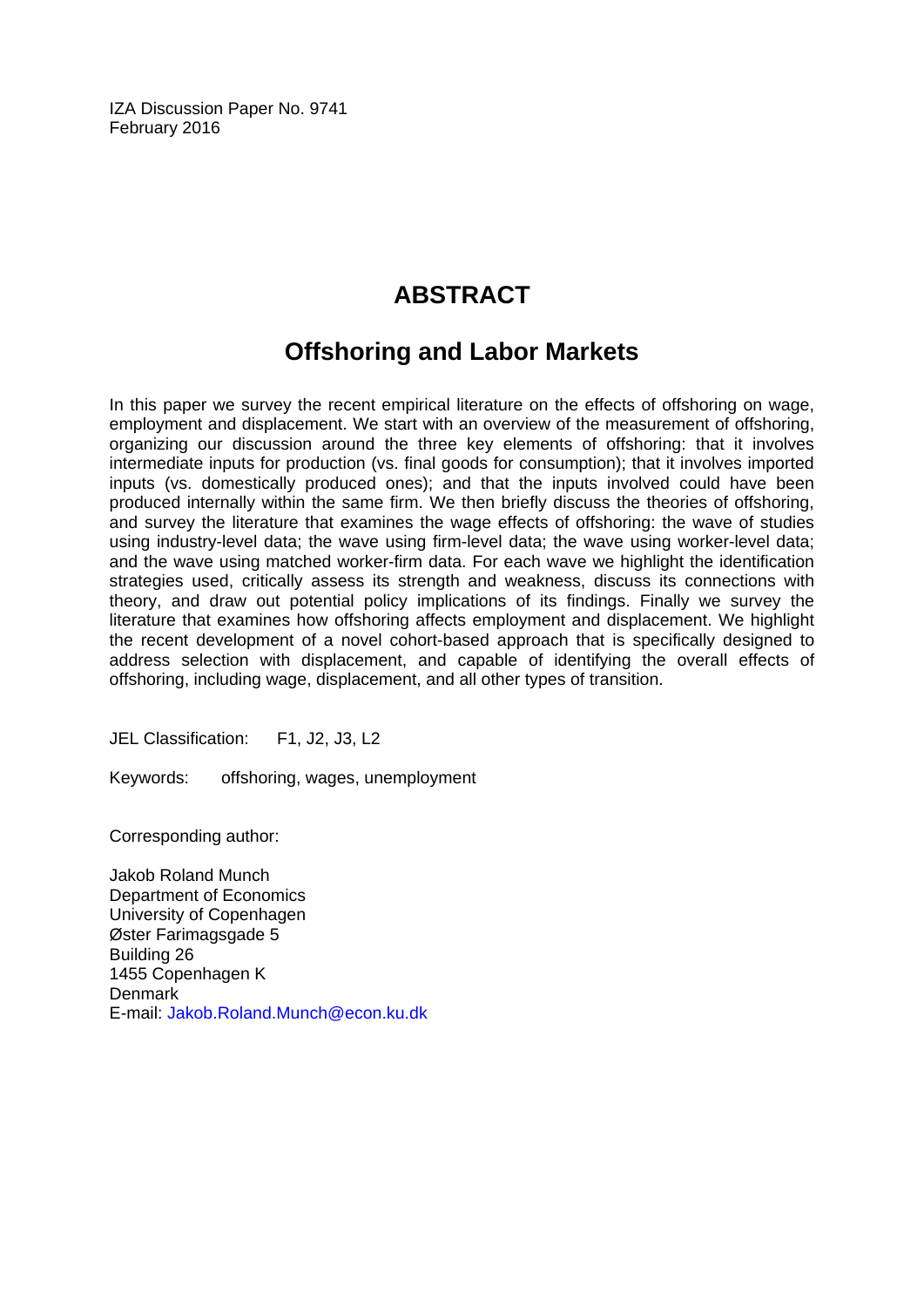IZA Discussion Paper No. 9741
February 2016

# ABSTRACT

## Offshoring and Labor Markets

In this paper we survey the recent empirical literature on the effects of offshoring on wage, employment and displacement. We start with an overview of the measurement of offshoring, organizing our discussion around the three key elements of offshoring: that it involves intermediate inputs for production (vs. final goods for consumption); that it involves imported inputs (vs. domestically produced ones); and that the inputs involved could have been produced internally within the same firm. We then briefly discuss the theories of offshoring, and survey the literature that examines the wage effects of offshoring: the wave of studies using industry-level data; the wave using firm-level data; the wave using worker-level data; and the wave using matched worker-firm data. For each wave we highlight the identification strategies used, critically assess its strength and weakness, discuss its connections with theory, and draw out potential policy implications of its findings. Finally we survey the literature that examines how offshoring affects employment and displacement. We highlight the recent development of a novel cohort-based approach that is specifically designed to address selection with displacement, and capable of identifying the overall effects of offshoring, including wage, displacement, and all other types of transition.

JEL Classification: F1, J2, J3, L2

Keywords: offshoring, wages, unemployment

Corresponding author:

Jakob Roland Munch
Department of Economics
University of Copenhagen
Øster Farimagsgade 5
Building 26
1455 Copenhagen K
Denmark
E-mail: Jakob.Roland.Munch@econ.ku.dk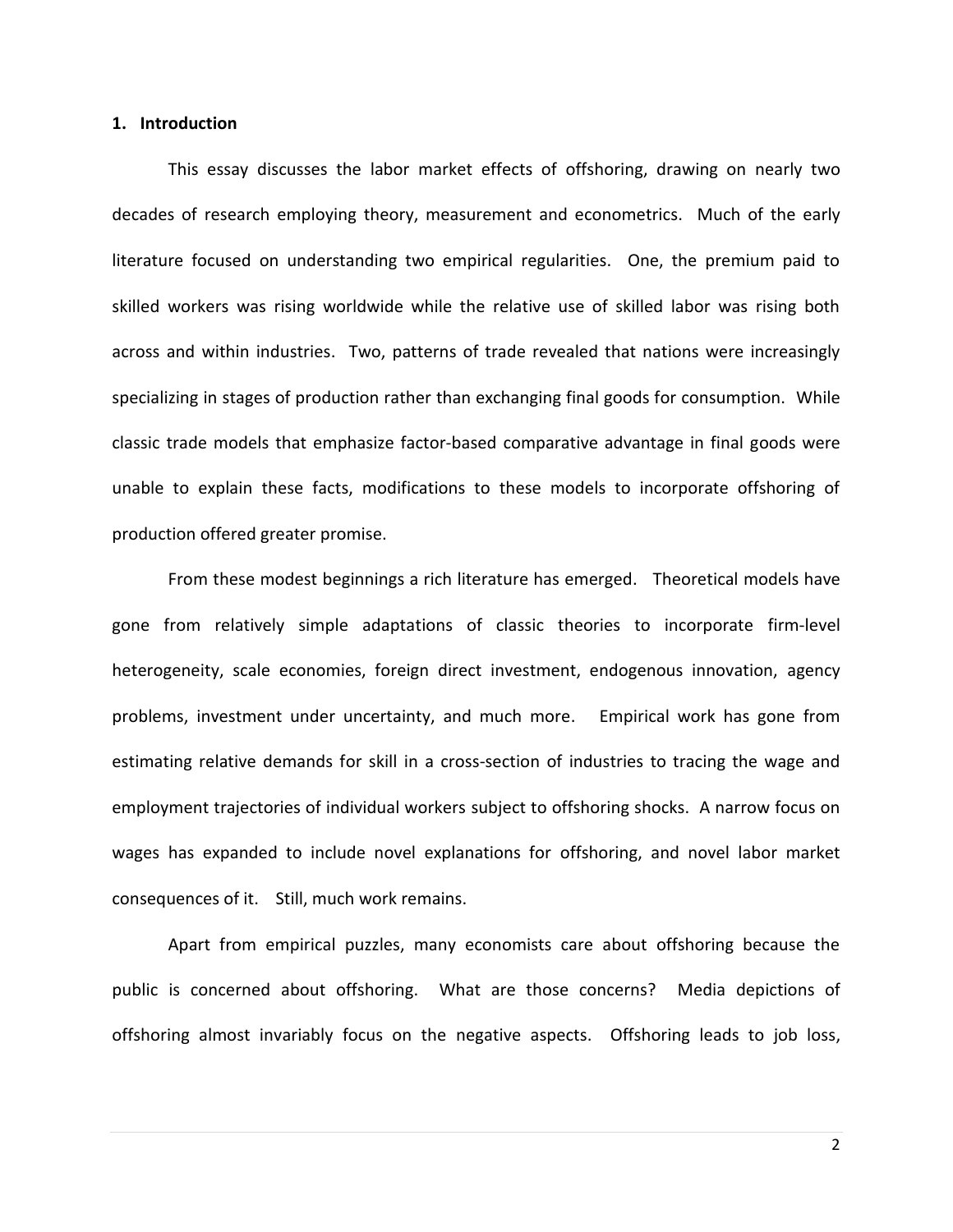## 1. Introduction

This essay discusses the labor market effects of offshoring, drawing on nearly two decades of research employing theory, measurement and econometrics. Much of the early literature focused on understanding two empirical regularities. One, the premium paid to skilled workers was rising worldwide while the relative use of skilled labor was rising both across and within industries. Two, patterns of trade revealed that nations were increasingly specializing in stages of production rather than exchanging final goods for consumption. While classic trade models that emphasize factor-based comparative advantage in final goods were unable to explain these facts, modifications to these models to incorporate offshoring of production offered greater promise.

From these modest beginnings a rich literature has emerged. Theoretical models have gone from relatively simple adaptations of classic theories to incorporate firm-level heterogeneity, scale economies, foreign direct investment, endogenous innovation, agency problems, investment under uncertainty, and much more. Empirical work has gone from estimating relative demands for skill in a cross-section of industries to tracing the wage and employment trajectories of individual workers subject to offshoring shocks. A narrow focus on wages has expanded to include novel explanations for offshoring, and novel labor market consequences of it. Still, much work remains.

Apart from empirical puzzles, many economists care about offshoring because the public is concerned about offshoring. What are those concerns? Media depictions of offshoring almost invariably focus on the negative aspects. Offshoring leads to job loss,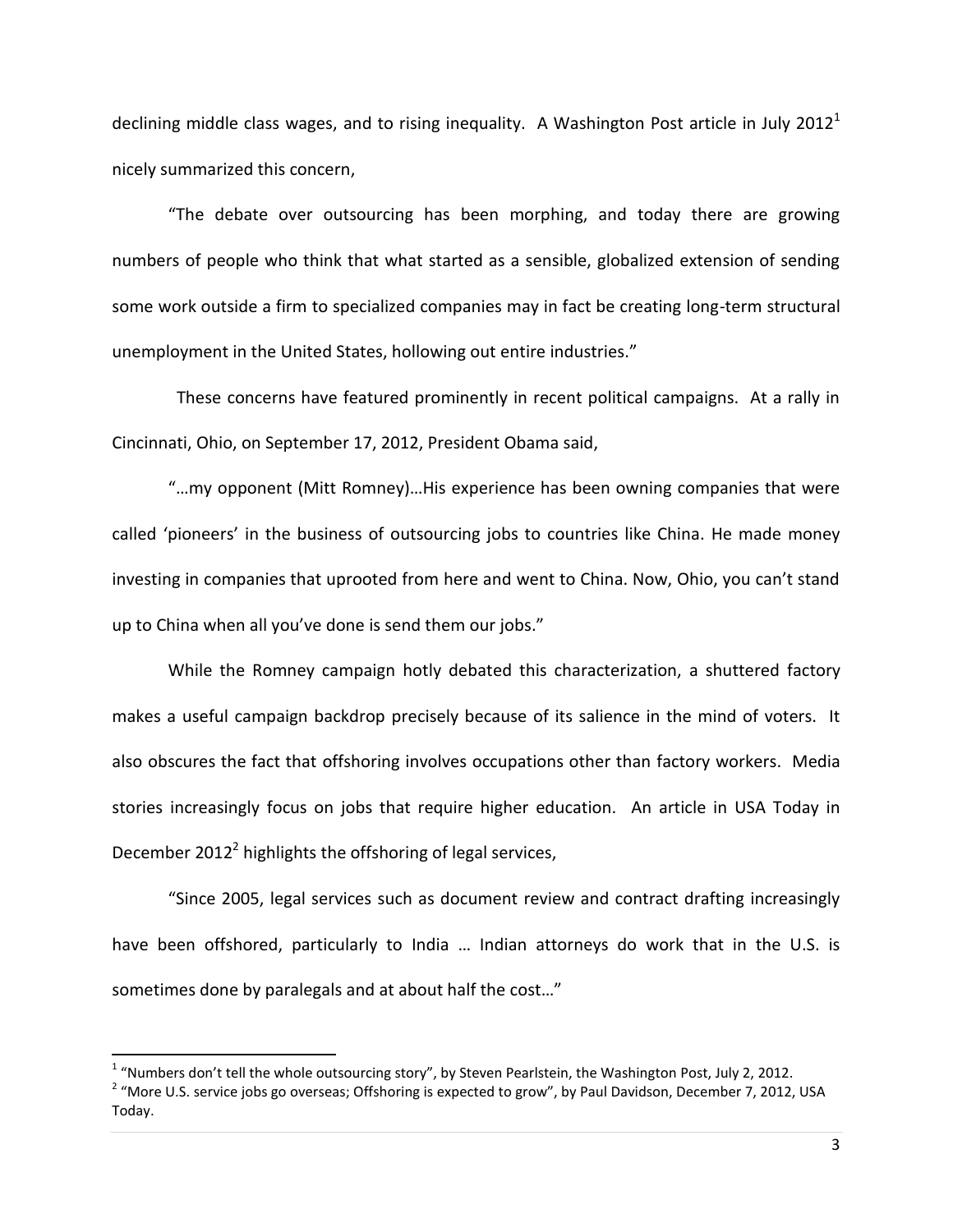declining middle class wages, and to rising inequality. A Washington Post article in July 2012[1] nicely summarized this concern,

"The debate over outsourcing has been morphing, and today there are growing numbers of people who think that what started as a sensible, globalized extension of sending some work outside a firm to specialized companies may in fact be creating long-term structural unemployment in the United States, hollowing out entire industries."

These concerns have featured prominently in recent political campaigns. At a rally in Cincinnati, Ohio, on September 17, 2012, President Obama said,

"…my opponent (Mitt Romney)…His experience has been owning companies that were called 'pioneers' in the business of outsourcing jobs to countries like China. He made money investing in companies that uprooted from here and went to China. Now, Ohio, you can't stand up to China when all you've done is send them our jobs."

While the Romney campaign hotly debated this characterization, a shuttered factory makes a useful campaign backdrop precisely because of its salience in the mind of voters. It also obscures the fact that offshoring involves occupations other than factory workers. Media stories increasingly focus on jobs that require higher education. An article in USA Today in December 2012[2] highlights the offshoring of legal services,

"Since 2005, legal services such as document review and contract drafting increasingly have been offshored, particularly to India … Indian attorneys do work that in the U.S. is sometimes done by paralegals and at about half the cost…"

---

[1] "Numbers don't tell the whole outsourcing story", by Steven Pearlstein, the Washington Post, July 2, 2012.

[2] "More U.S. service jobs go overseas; Offshoring is expected to grow", by Paul Davidson, December 7, 2012, USA Today.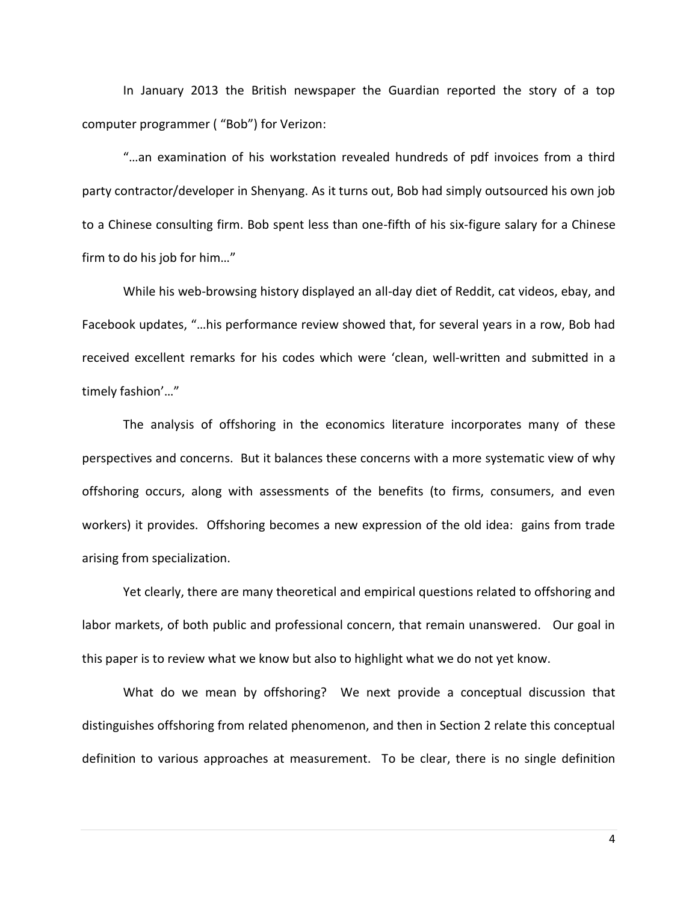In January 2013 the British newspaper the Guardian reported the story of a top computer programmer ( "Bob") for Verizon:

"…an examination of his workstation revealed hundreds of pdf invoices from a third party contractor/developer in Shenyang. As it turns out, Bob had simply outsourced his own job to a Chinese consulting firm. Bob spent less than one-fifth of his six-figure salary for a Chinese firm to do his job for him…"

While his web-browsing history displayed an all-day diet of Reddit, cat videos, ebay, and Facebook updates, "…his performance review showed that, for several years in a row, Bob had received excellent remarks for his codes which were 'clean, well-written and submitted in a timely fashion'…"

The analysis of offshoring in the economics literature incorporates many of these perspectives and concerns. But it balances these concerns with a more systematic view of why offshoring occurs, along with assessments of the benefits (to firms, consumers, and even workers) it provides. Offshoring becomes a new expression of the old idea: gains from trade arising from specialization.

Yet clearly, there are many theoretical and empirical questions related to offshoring and labor markets, of both public and professional concern, that remain unanswered. Our goal in this paper is to review what we know but also to highlight what we do not yet know.

What do we mean by offshoring? We next provide a conceptual discussion that distinguishes offshoring from related phenomenon, and then in Section 2 relate this conceptual definition to various approaches at measurement. To be clear, there is no single definition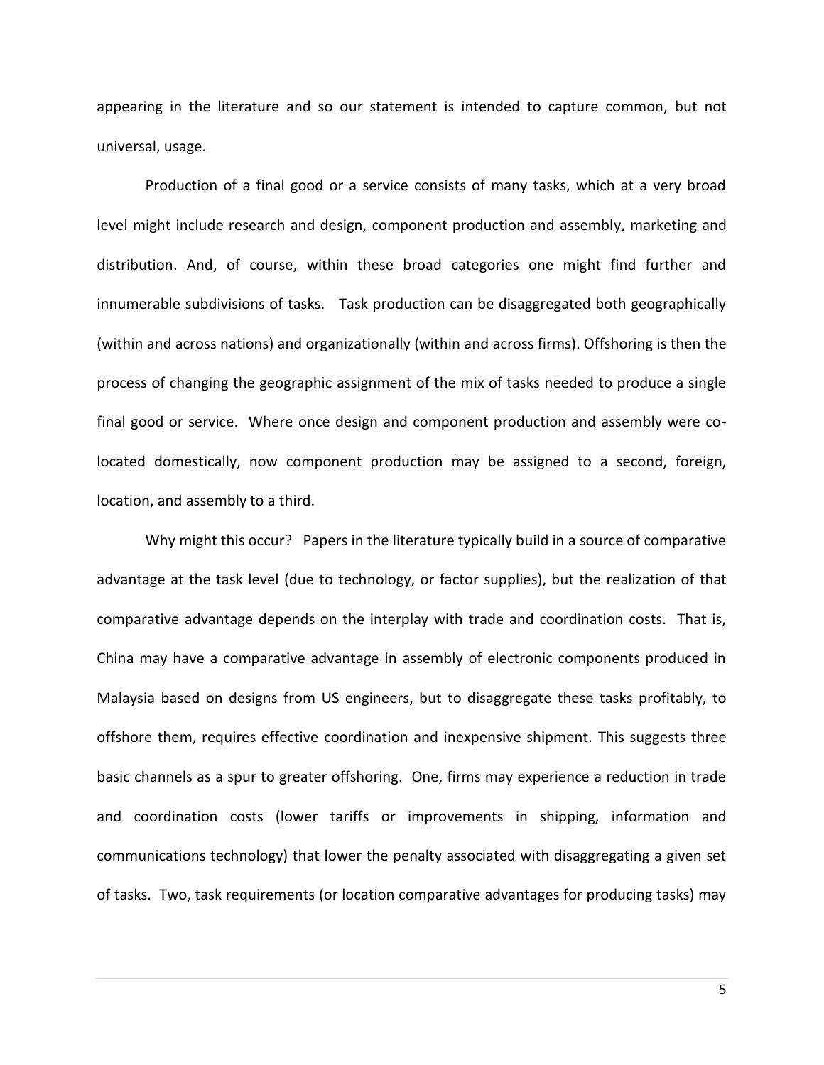appearing in the literature and so our statement is intended to capture common, but not universal, usage.

Production of a final good or a service consists of many tasks, which at a very broad level might include research and design, component production and assembly, marketing and distribution. And, of course, within these broad categories one might find further and innumerable subdivisions of tasks. Task production can be disaggregated both geographically (within and across nations) and organizationally (within and across firms). Offshoring is then the process of changing the geographic assignment of the mix of tasks needed to produce a single final good or service. Where once design and component production and assembly were co-located domestically, now component production may be assigned to a second, foreign, location, and assembly to a third.

Why might this occur? Papers in the literature typically build in a source of comparative advantage at the task level (due to technology, or factor supplies), but the realization of that comparative advantage depends on the interplay with trade and coordination costs. That is, China may have a comparative advantage in assembly of electronic components produced in Malaysia based on designs from US engineers, but to disaggregate these tasks profitably, to offshore them, requires effective coordination and inexpensive shipment. This suggests three basic channels as a spur to greater offshoring. One, firms may experience a reduction in trade and coordination costs (lower tariffs or improvements in shipping, information and communications technology) that lower the penalty associated with disaggregating a given set of tasks. Two, task requirements (or location comparative advantages for producing tasks) may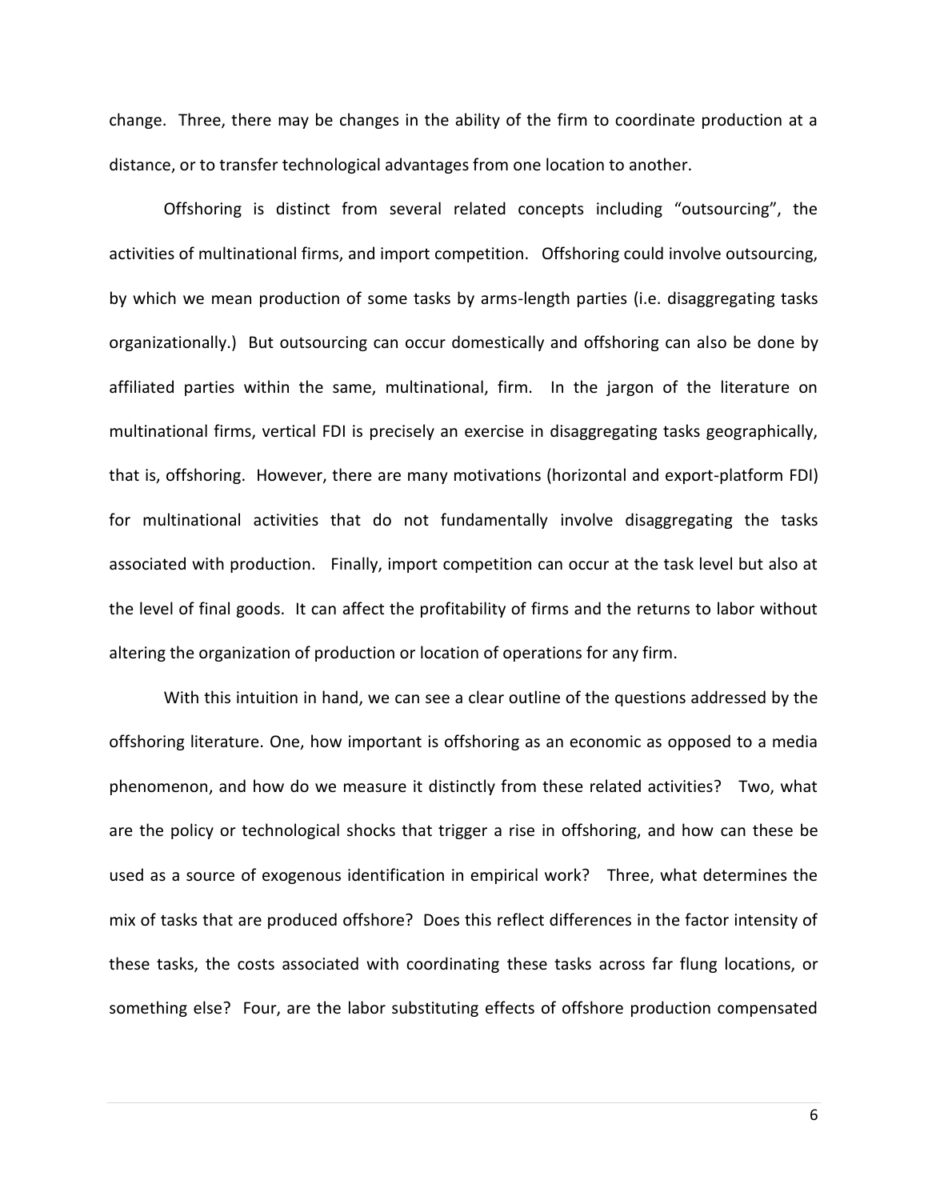change. Three, there may be changes in the ability of the firm to coordinate production at a distance, or to transfer technological advantages from one location to another.

Offshoring is distinct from several related concepts including "outsourcing", the activities of multinational firms, and import competition. Offshoring could involve outsourcing, by which we mean production of some tasks by arms-length parties (i.e. disaggregating tasks organizationally.) But outsourcing can occur domestically and offshoring can also be done by affiliated parties within the same, multinational, firm. In the jargon of the literature on multinational firms, vertical FDI is precisely an exercise in disaggregating tasks geographically, that is, offshoring. However, there are many motivations (horizontal and export-platform FDI) for multinational activities that do not fundamentally involve disaggregating the tasks associated with production. Finally, import competition can occur at the task level but also at the level of final goods. It can affect the profitability of firms and the returns to labor without altering the organization of production or location of operations for any firm.

With this intuition in hand, we can see a clear outline of the questions addressed by the offshoring literature. One, how important is offshoring as an economic as opposed to a media phenomenon, and how do we measure it distinctly from these related activities? Two, what are the policy or technological shocks that trigger a rise in offshoring, and how can these be used as a source of exogenous identification in empirical work? Three, what determines the mix of tasks that are produced offshore? Does this reflect differences in the factor intensity of these tasks, the costs associated with coordinating these tasks across far flung locations, or something else? Four, are the labor substituting effects of offshore production compensated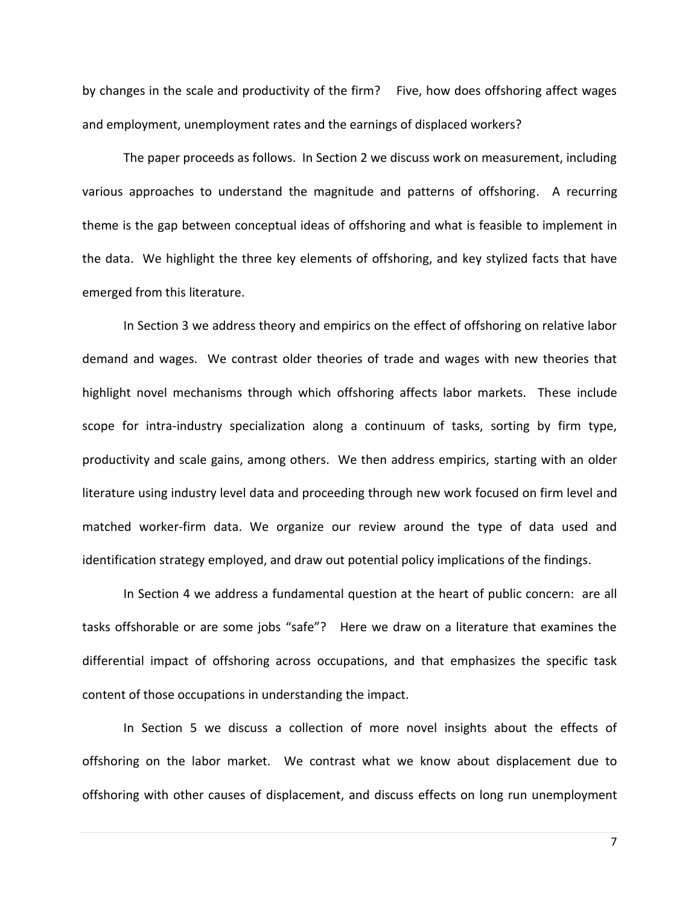by changes in the scale and productivity of the firm? Five, how does offshoring affect wages and employment, unemployment rates and the earnings of displaced workers?

The paper proceeds as follows. In Section 2 we discuss work on measurement, including various approaches to understand the magnitude and patterns of offshoring. A recurring theme is the gap between conceptual ideas of offshoring and what is feasible to implement in the data. We highlight the three key elements of offshoring, and key stylized facts that have emerged from this literature.

In Section 3 we address theory and empirics on the effect of offshoring on relative labor demand and wages. We contrast older theories of trade and wages with new theories that highlight novel mechanisms through which offshoring affects labor markets. These include scope for intra-industry specialization along a continuum of tasks, sorting by firm type, productivity and scale gains, among others. We then address empirics, starting with an older literature using industry level data and proceeding through new work focused on firm level and matched worker-firm data. We organize our review around the type of data used and identification strategy employed, and draw out potential policy implications of the findings.

In Section 4 we address a fundamental question at the heart of public concern: are all tasks offshorable or are some jobs "safe"? Here we draw on a literature that examines the differential impact of offshoring across occupations, and that emphasizes the specific task content of those occupations in understanding the impact.

In Section 5 we discuss a collection of more novel insights about the effects of offshoring on the labor market. We contrast what we know about displacement due to offshoring with other causes of displacement, and discuss effects on long run unemployment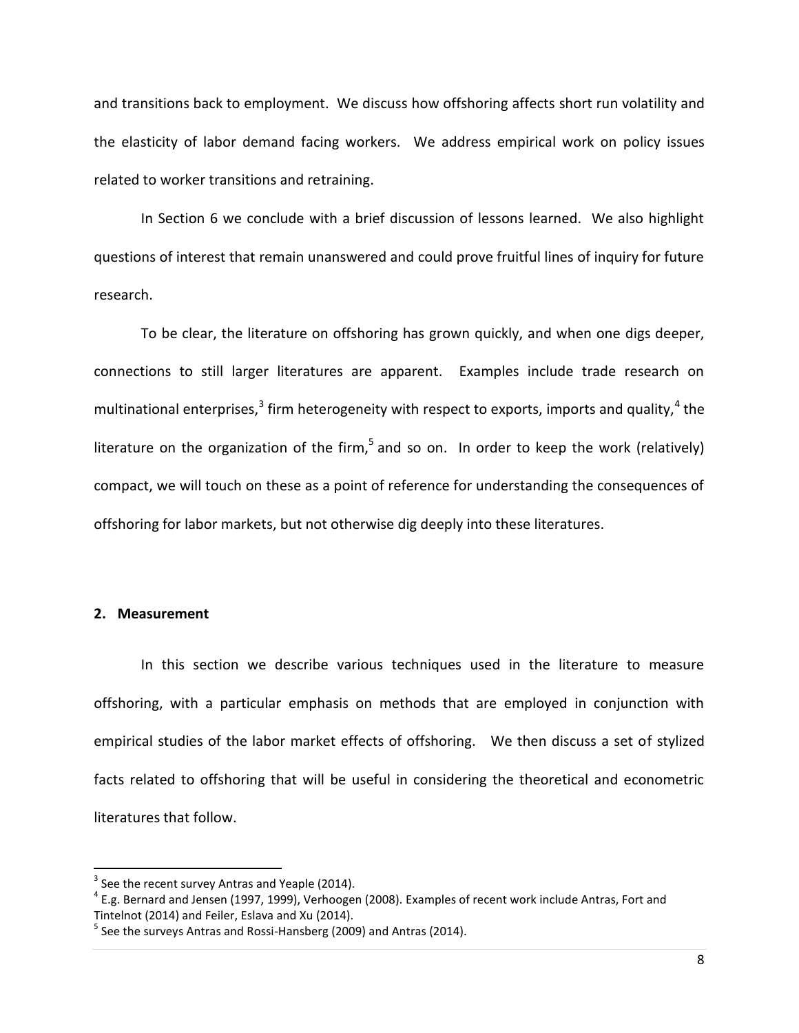and transitions back to employment. We discuss how offshoring affects short run volatility and the elasticity of labor demand facing workers. We address empirical work on policy issues related to worker transitions and retraining.

In Section 6 we conclude with a brief discussion of lessons learned. We also highlight questions of interest that remain unanswered and could prove fruitful lines of inquiry for future research.

To be clear, the literature on offshoring has grown quickly, and when one digs deeper, connections to still larger literatures are apparent. Examples include trade research on multinational enterprises,[3] firm heterogeneity with respect to exports, imports and quality,[4] the literature on the organization of the firm,[5] and so on. In order to keep the work (relatively) compact, we will touch on these as a point of reference for understanding the consequences of offshoring for labor markets, but not otherwise dig deeply into these literatures.

## 2. Measurement

In this section we describe various techniques used in the literature to measure offshoring, with a particular emphasis on methods that are employed in conjunction with empirical studies of the labor market effects of offshoring. We then discuss a set of stylized facts related to offshoring that will be useful in considering the theoretical and econometric literatures that follow.

---

[3] See the recent survey Antras and Yeaple (2014).

[4] E.g. Bernard and Jensen (1997, 1999), Verhoogen (2008). Examples of recent work include Antras, Fort and Tintelnot (2014) and Feiler, Eslava and Xu (2014).

[5] See the surveys Antras and Rossi-Hansberg (2009) and Antras (2014).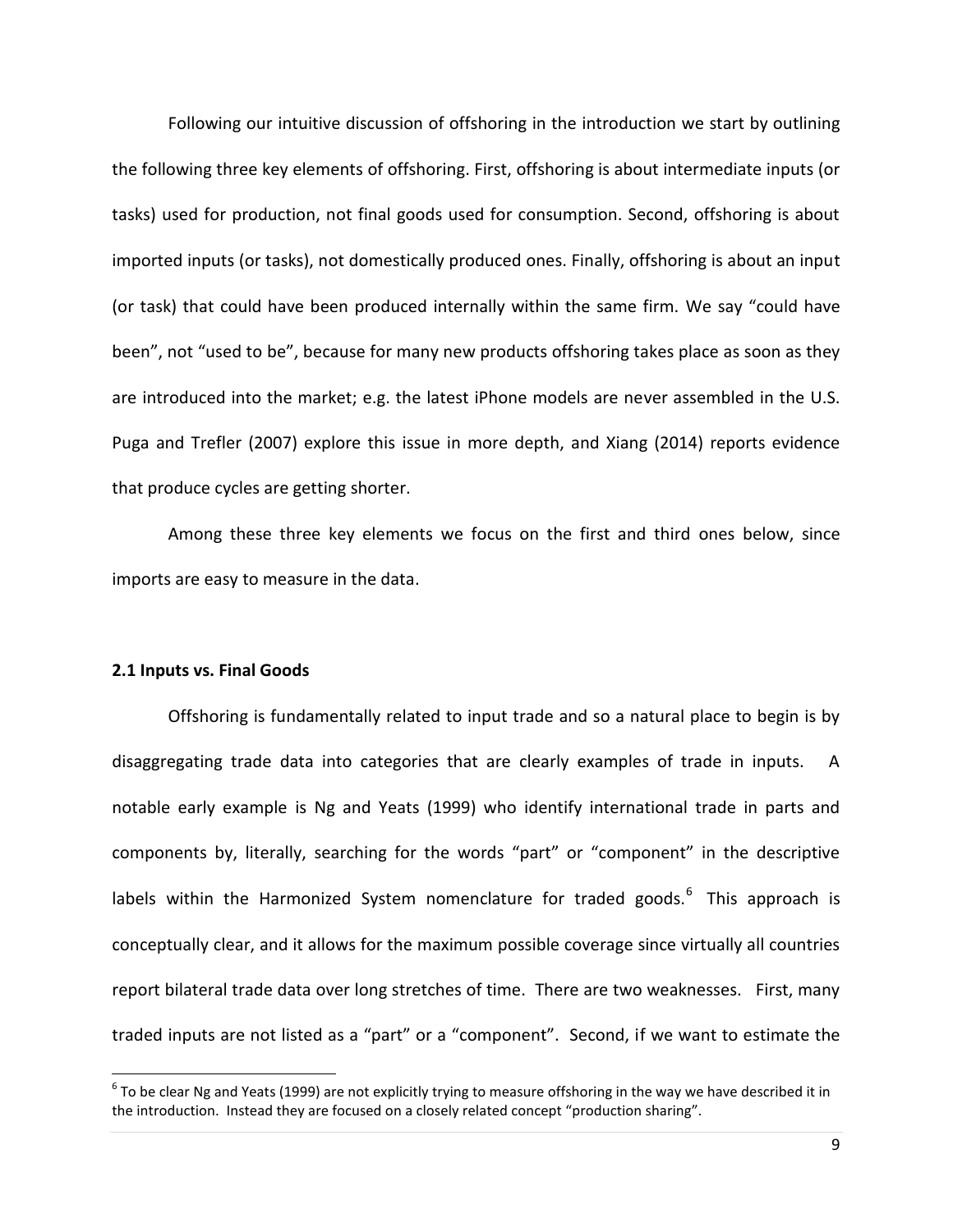Following our intuitive discussion of offshoring in the introduction we start by outlining the following three key elements of offshoring. First, offshoring is about intermediate inputs (or tasks) used for production, not final goods used for consumption. Second, offshoring is about imported inputs (or tasks), not domestically produced ones. Finally, offshoring is about an input (or task) that could have been produced internally within the same firm. We say "could have been", not "used to be", because for many new products offshoring takes place as soon as they are introduced into the market; e.g. the latest iPhone models are never assembled in the U.S. Puga and Trefler (2007) explore this issue in more depth, and Xiang (2014) reports evidence that produce cycles are getting shorter.

Among these three key elements we focus on the first and third ones below, since imports are easy to measure in the data.

### 2.1 Inputs vs. Final Goods

Offshoring is fundamentally related to input trade and so a natural place to begin is by disaggregating trade data into categories that are clearly examples of trade in inputs. A notable early example is Ng and Yeats (1999) who identify international trade in parts and components by, literally, searching for the words "part" or "component" in the descriptive labels within the Harmonized System nomenclature for traded goods.[6] This approach is conceptually clear, and it allows for the maximum possible coverage since virtually all countries report bilateral trade data over long stretches of time. There are two weaknesses. First, many traded inputs are not listed as a "part" or a "component". Second, if we want to estimate the

[6] To be clear Ng and Yeats (1999) are not explicitly trying to measure offshoring in the way we have described it in the introduction. Instead they are focused on a closely related concept "production sharing".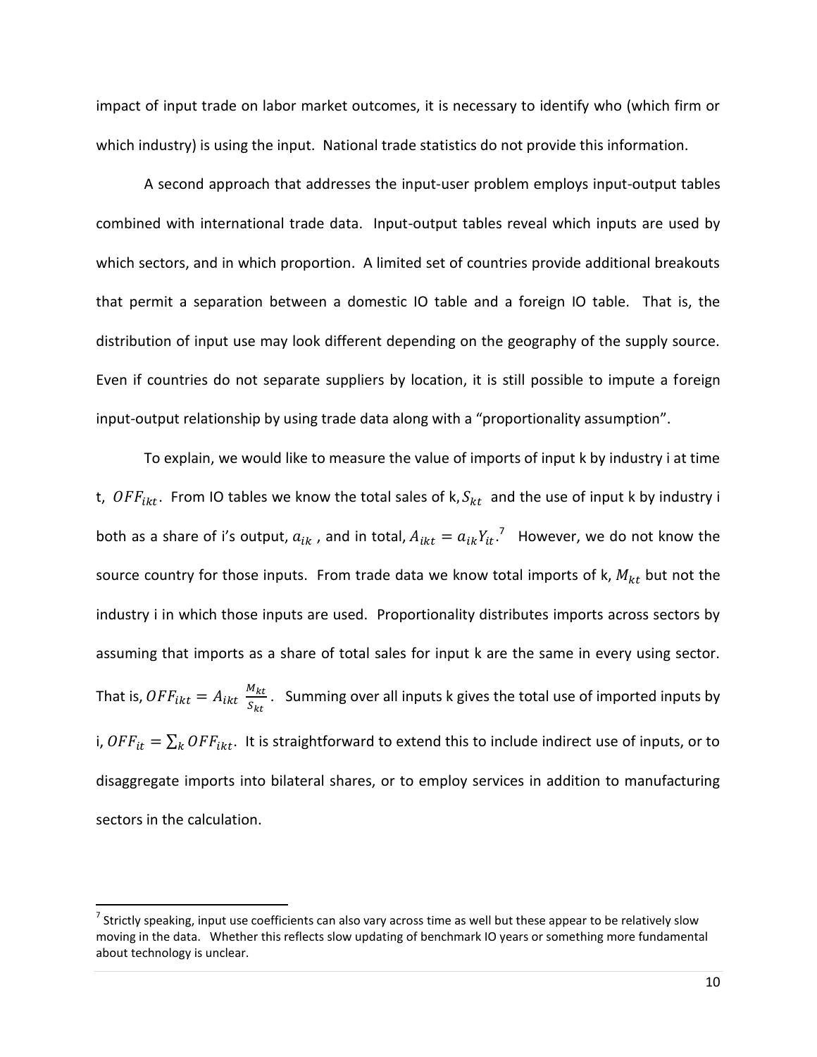impact of input trade on labor market outcomes, it is necessary to identify who (which firm or which industry) is using the input. National trade statistics do not provide this information.

A second approach that addresses the input-user problem employs input-output tables combined with international trade data. Input-output tables reveal which inputs are used by which sectors, and in which proportion. A limited set of countries provide additional breakouts that permit a separation between a domestic IO table and a foreign IO table. That is, the distribution of input use may look different depending on the geography of the supply source. Even if countries do not separate suppliers by location, it is still possible to impute a foreign input-output relationship by using trade data along with a "proportionality assumption".

To explain, we would like to measure the value of imports of input k by industry i at time t, $OFF_{ikt}$. From IO tables we know the total sales of k, $S_{kt}$ and the use of input k by industry i both as a share of i's output, $a_{ik}$ , and in total, $A_{ikt} = a_{ik}Y_{it}$.[7] However, we do not know the source country for those inputs. From trade data we know total imports of k, $M_{kt}$ but not the industry i in which those inputs are used. Proportionality distributes imports across sectors by assuming that imports as a share of total sales for input k are the same in every using sector. That is, $OFF_{ikt} = A_{ikt} \frac{M_{kt}}{S_{kt}}$. Summing over all inputs k gives the total use of imported inputs by i, $OFF_{it} = \sum_k OFF_{ikt}$. It is straightforward to extend this to include indirect use of inputs, or to disaggregate imports into bilateral shares, or to employ services in addition to manufacturing sectors in the calculation.

[7] Strictly speaking, input use coefficients can also vary across time as well but these appear to be relatively slow moving in the data. Whether this reflects slow updating of benchmark IO years or something more fundamental about technology is unclear.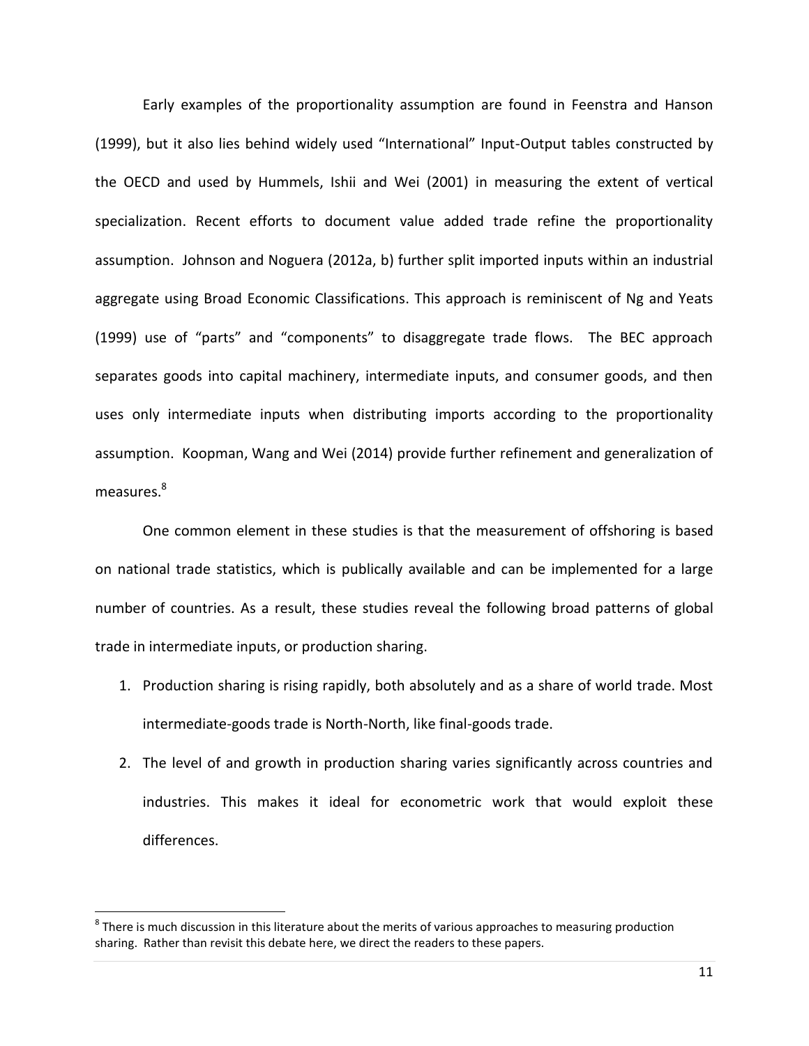Early examples of the proportionality assumption are found in Feenstra and Hanson (1999), but it also lies behind widely used “International” Input-Output tables constructed by the OECD and used by Hummels, Ishii and Wei (2001) in measuring the extent of vertical specialization. Recent efforts to document value added trade refine the proportionality assumption. Johnson and Noguera (2012a, b) further split imported inputs within an industrial aggregate using Broad Economic Classifications. This approach is reminiscent of Ng and Yeats (1999) use of “parts” and “components” to disaggregate trade flows. The BEC approach separates goods into capital machinery, intermediate inputs, and consumer goods, and then uses only intermediate inputs when distributing imports according to the proportionality assumption. Koopman, Wang and Wei (2014) provide further refinement and generalization of measures.[8]

One common element in these studies is that the measurement of offshoring is based on national trade statistics, which is publically available and can be implemented for a large number of countries. As a result, these studies reveal the following broad patterns of global trade in intermediate inputs, or production sharing.

1. Production sharing is rising rapidly, both absolutely and as a share of world trade. Most intermediate-goods trade is North-North, like final-goods trade.
2. The level of and growth in production sharing varies significantly across countries and industries. This makes it ideal for econometric work that would exploit these differences.

[8] There is much discussion in this literature about the merits of various approaches to measuring production sharing. Rather than revisit this debate here, we direct the readers to these papers.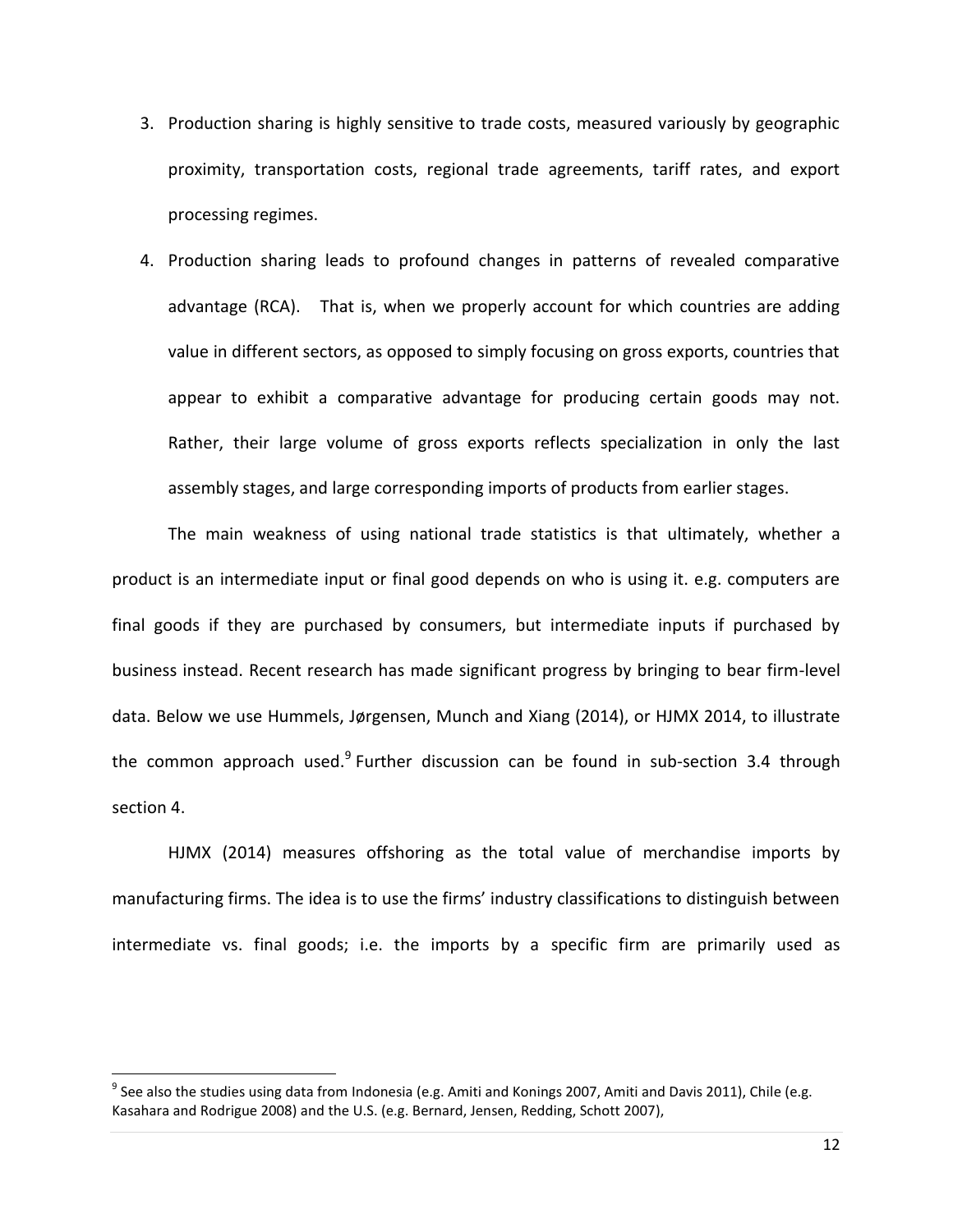3. Production sharing is highly sensitive to trade costs, measured variously by geographic proximity, transportation costs, regional trade agreements, tariff rates, and export processing regimes.

4. Production sharing leads to profound changes in patterns of revealed comparative advantage (RCA). That is, when we properly account for which countries are adding value in different sectors, as opposed to simply focusing on gross exports, countries that appear to exhibit a comparative advantage for producing certain goods may not. Rather, their large volume of gross exports reflects specialization in only the last assembly stages, and large corresponding imports of products from earlier stages.

The main weakness of using national trade statistics is that ultimately, whether a product is an intermediate input or final good depends on who is using it. e.g. computers are final goods if they are purchased by consumers, but intermediate inputs if purchased by business instead. Recent research has made significant progress by bringing to bear firm-level data. Below we use Hummels, Jørgensen, Munch and Xiang (2014), or HJMX 2014, to illustrate the common approach used.[9] Further discussion can be found in sub-section 3.4 through section 4.

HJMX (2014) measures offshoring as the total value of merchandise imports by manufacturing firms. The idea is to use the firms' industry classifications to distinguish between intermediate vs. final goods; i.e. the imports by a specific firm are primarily used as

[9] See also the studies using data from Indonesia (e.g. Amiti and Konings 2007, Amiti and Davis 2011), Chile (e.g. Kasahara and Rodrigue 2008) and the U.S. (e.g. Bernard, Jensen, Redding, Schott 2007),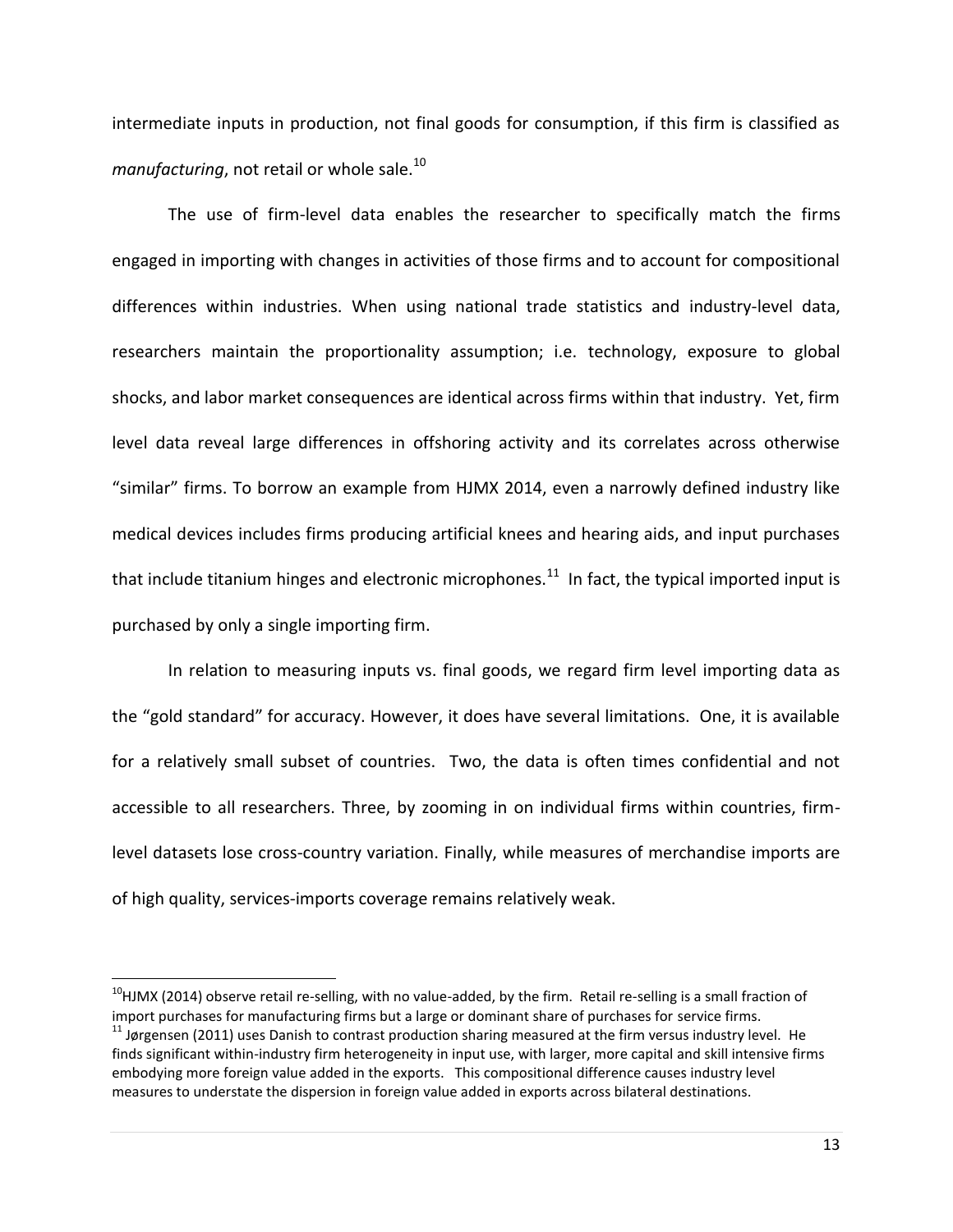intermediate inputs in production, not final goods for consumption, if this firm is classified as *manufacturing*, not retail or whole sale.[10]

The use of firm-level data enables the researcher to specifically match the firms engaged in importing with changes in activities of those firms and to account for compositional differences within industries. When using national trade statistics and industry-level data, researchers maintain the proportionality assumption; i.e. technology, exposure to global shocks, and labor market consequences are identical across firms within that industry. Yet, firm level data reveal large differences in offshoring activity and its correlates across otherwise "similar" firms. To borrow an example from HJMX 2014, even a narrowly defined industry like medical devices includes firms producing artificial knees and hearing aids, and input purchases that include titanium hinges and electronic microphones.[11] In fact, the typical imported input is purchased by only a single importing firm.

In relation to measuring inputs vs. final goods, we regard firm level importing data as the "gold standard" for accuracy. However, it does have several limitations. One, it is available for a relatively small subset of countries. Two, the data is often times confidential and not accessible to all researchers. Three, by zooming in on individual firms within countries, firm-level datasets lose cross-country variation. Finally, while measures of merchandise imports are of high quality, services-imports coverage remains relatively weak.

---

[10] HJMX (2014) observe retail re-selling, with no value-added, by the firm. Retail re-selling is a small fraction of import purchases for manufacturing firms but a large or dominant share of purchases for service firms.

[11] Jørgensen (2011) uses Danish to contrast production sharing measured at the firm versus industry level. He finds significant within-industry firm heterogeneity in input use, with larger, more capital and skill intensive firms embodying more foreign value added in the exports. This compositional difference causes industry level measures to understate the dispersion in foreign value added in exports across bilateral destinations.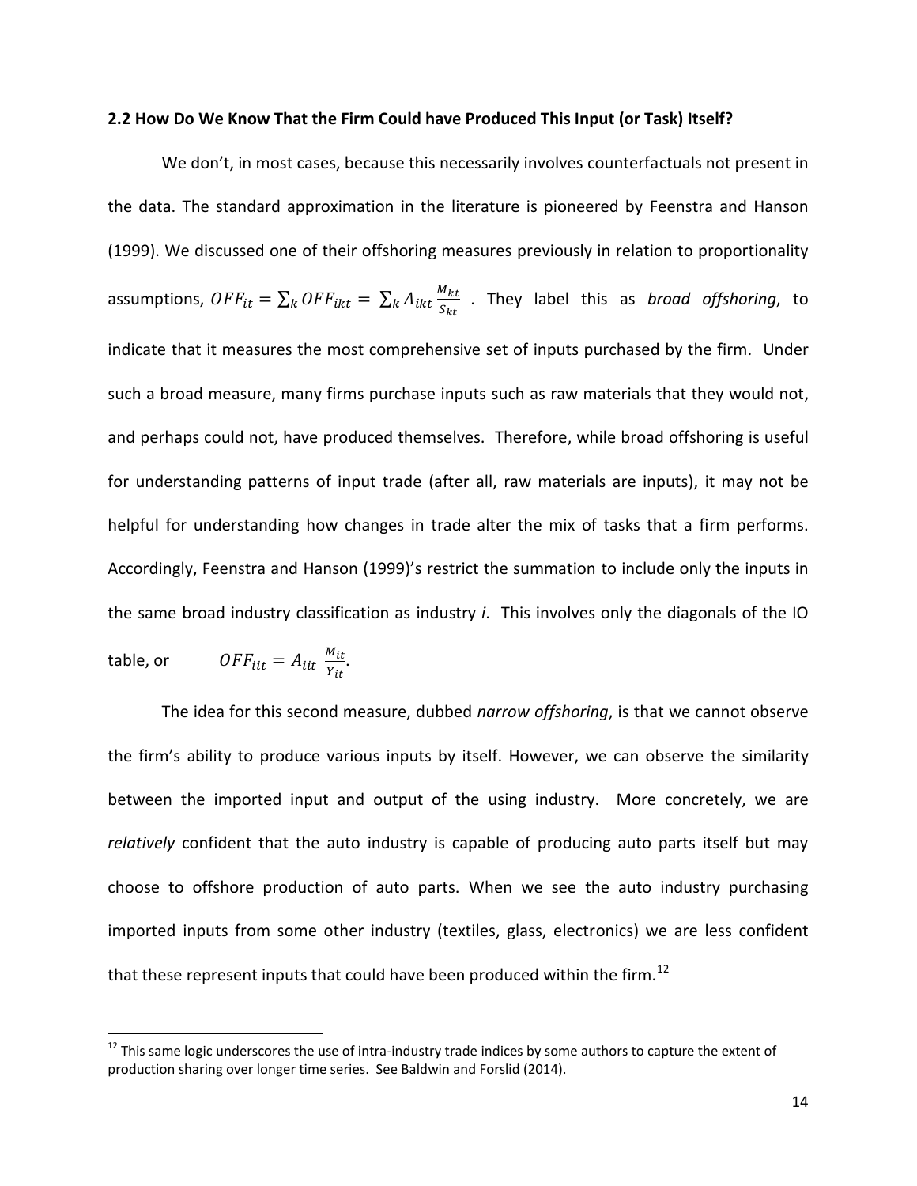### 2.2 How Do We Know That the Firm Could have Produced This Input (or Task) Itself?

We don't, in most cases, because this necessarily involves counterfactuals not present in the data. The standard approximation in the literature is pioneered by Feenstra and Hanson (1999). We discussed one of their offshoring measures previously in relation to proportionality assumptions, $OFF_{it} = \sum_k OFF_{ikt} = \sum_k A_{ikt} \frac{M_{kt}}{S_{kt}}$ . They label this as *broad offshoring*, to indicate that it measures the most comprehensive set of inputs purchased by the firm. Under such a broad measure, many firms purchase inputs such as raw materials that they would not, and perhaps could not, have produced themselves. Therefore, while broad offshoring is useful for understanding patterns of input trade (after all, raw materials are inputs), it may not be helpful for understanding how changes in trade alter the mix of tasks that a firm performs. Accordingly, Feenstra and Hanson (1999)'s restrict the summation to include only the inputs in the same broad industry classification as industry *i*. This involves only the diagonals of the IO table, or $OFF_{iit} = A_{iit} \frac{M_{it}}{Y_{it}}$.

The idea for this second measure, dubbed *narrow offshoring*, is that we cannot observe the firm's ability to produce various inputs by itself. However, we can observe the similarity between the imported input and output of the using industry. More concretely, we are *relatively* confident that the auto industry is capable of producing auto parts itself but may choose to offshore production of auto parts. When we see the auto industry purchasing imported inputs from some other industry (textiles, glass, electronics) we are less confident that these represent inputs that could have been produced within the firm.[12]

[12] This same logic underscores the use of intra-industry trade indices by some authors to capture the extent of production sharing over longer time series. See Baldwin and Forslid (2014).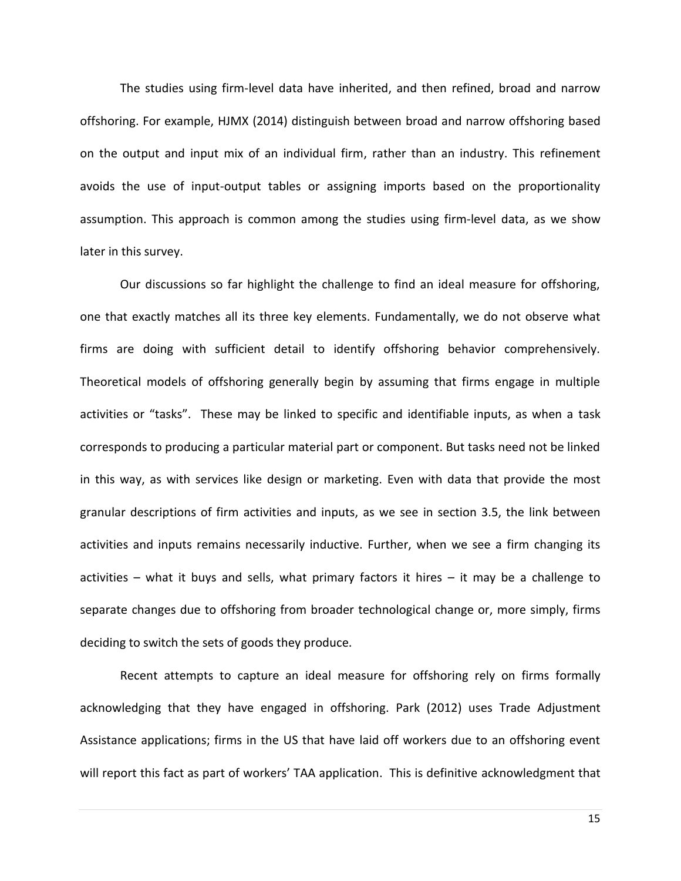The studies using firm-level data have inherited, and then refined, broad and narrow offshoring. For example, HJMX (2014) distinguish between broad and narrow offshoring based on the output and input mix of an individual firm, rather than an industry. This refinement avoids the use of input-output tables or assigning imports based on the proportionality assumption. This approach is common among the studies using firm-level data, as we show later in this survey.

Our discussions so far highlight the challenge to find an ideal measure for offshoring, one that exactly matches all its three key elements. Fundamentally, we do not observe what firms are doing with sufficient detail to identify offshoring behavior comprehensively. Theoretical models of offshoring generally begin by assuming that firms engage in multiple activities or "tasks". These may be linked to specific and identifiable inputs, as when a task corresponds to producing a particular material part or component. But tasks need not be linked in this way, as with services like design or marketing. Even with data that provide the most granular descriptions of firm activities and inputs, as we see in section 3.5, the link between activities and inputs remains necessarily inductive. Further, when we see a firm changing its activities – what it buys and sells, what primary factors it hires – it may be a challenge to separate changes due to offshoring from broader technological change or, more simply, firms deciding to switch the sets of goods they produce.

Recent attempts to capture an ideal measure for offshoring rely on firms formally acknowledging that they have engaged in offshoring. Park (2012) uses Trade Adjustment Assistance applications; firms in the US that have laid off workers due to an offshoring event will report this fact as part of workers' TAA application. This is definitive acknowledgment that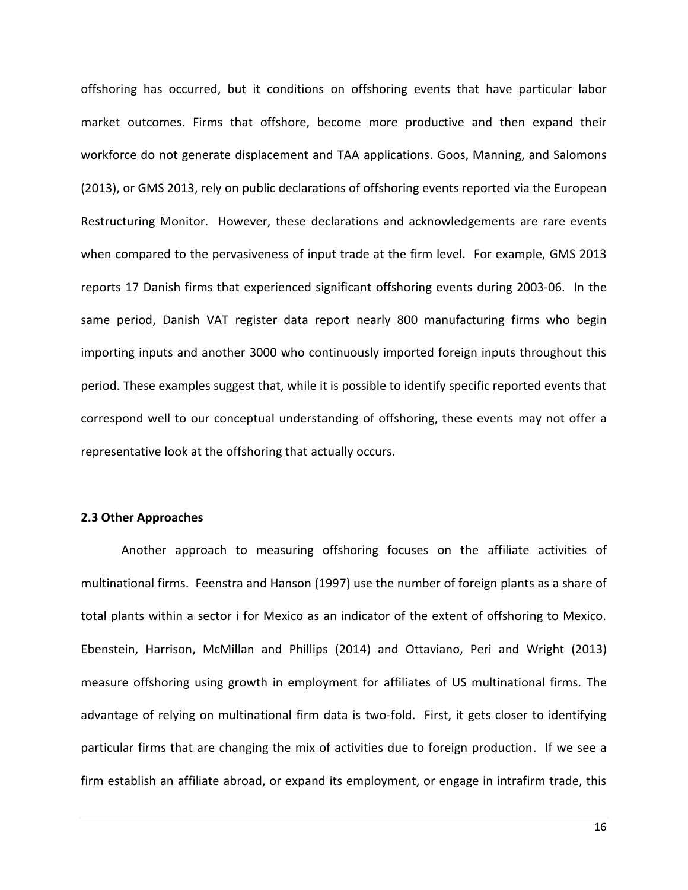offshoring has occurred, but it conditions on offshoring events that have particular labor market outcomes. Firms that offshore, become more productive and then expand their workforce do not generate displacement and TAA applications. Goos, Manning, and Salomons (2013), or GMS 2013, rely on public declarations of offshoring events reported via the European Restructuring Monitor. However, these declarations and acknowledgements are rare events when compared to the pervasiveness of input trade at the firm level. For example, GMS 2013 reports 17 Danish firms that experienced significant offshoring events during 2003-06. In the same period, Danish VAT register data report nearly 800 manufacturing firms who begin importing inputs and another 3000 who continuously imported foreign inputs throughout this period. These examples suggest that, while it is possible to identify specific reported events that correspond well to our conceptual understanding of offshoring, these events may not offer a representative look at the offshoring that actually occurs.

### 2.3 Other Approaches

Another approach to measuring offshoring focuses on the affiliate activities of multinational firms. Feenstra and Hanson (1997) use the number of foreign plants as a share of total plants within a sector i for Mexico as an indicator of the extent of offshoring to Mexico. Ebenstein, Harrison, McMillan and Phillips (2014) and Ottaviano, Peri and Wright (2013) measure offshoring using growth in employment for affiliates of US multinational firms. The advantage of relying on multinational firm data is two-fold. First, it gets closer to identifying particular firms that are changing the mix of activities due to foreign production. If we see a firm establish an affiliate abroad, or expand its employment, or engage in intrafirm trade, this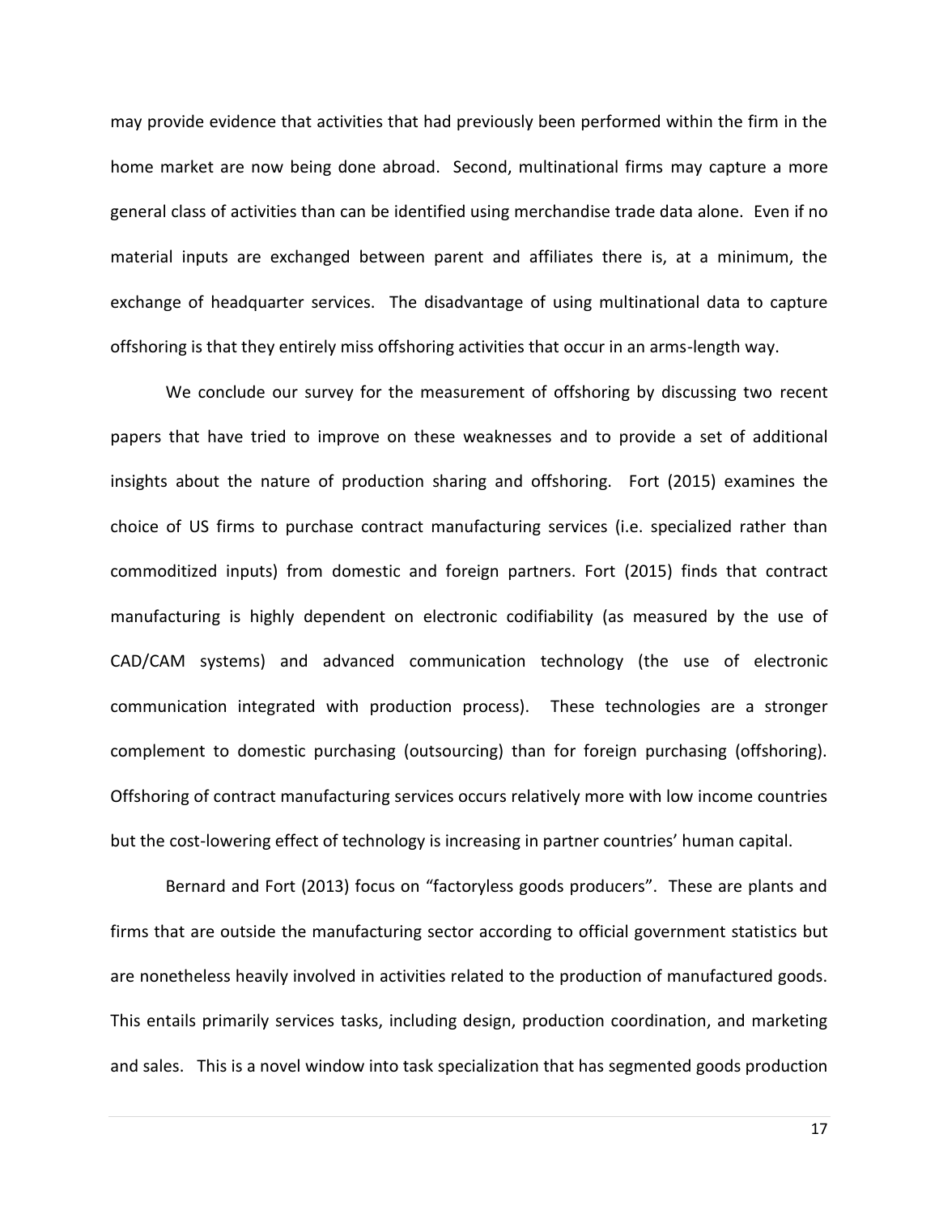may provide evidence that activities that had previously been performed within the firm in the home market are now being done abroad. Second, multinational firms may capture a more general class of activities than can be identified using merchandise trade data alone. Even if no material inputs are exchanged between parent and affiliates there is, at a minimum, the exchange of headquarter services. The disadvantage of using multinational data to capture offshoring is that they entirely miss offshoring activities that occur in an arms-length way.

We conclude our survey for the measurement of offshoring by discussing two recent papers that have tried to improve on these weaknesses and to provide a set of additional insights about the nature of production sharing and offshoring. Fort (2015) examines the choice of US firms to purchase contract manufacturing services (i.e. specialized rather than commoditized inputs) from domestic and foreign partners. Fort (2015) finds that contract manufacturing is highly dependent on electronic codifiability (as measured by the use of CAD/CAM systems) and advanced communication technology (the use of electronic communication integrated with production process). These technologies are a stronger complement to domestic purchasing (outsourcing) than for foreign purchasing (offshoring). Offshoring of contract manufacturing services occurs relatively more with low income countries but the cost-lowering effect of technology is increasing in partner countries' human capital.

Bernard and Fort (2013) focus on "factoryless goods producers". These are plants and firms that are outside the manufacturing sector according to official government statistics but are nonetheless heavily involved in activities related to the production of manufactured goods. This entails primarily services tasks, including design, production coordination, and marketing and sales. This is a novel window into task specialization that has segmented goods production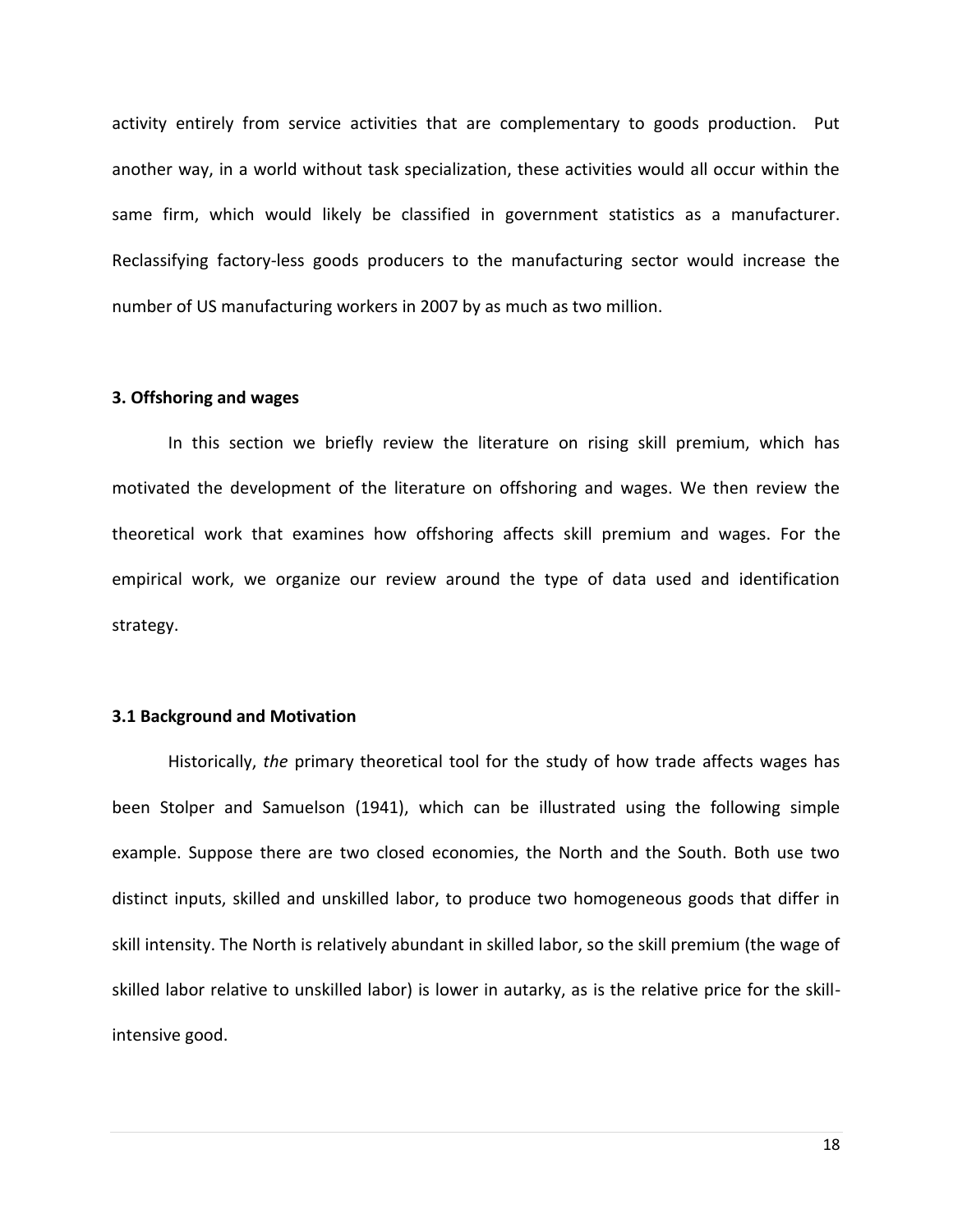activity entirely from service activities that are complementary to goods production. Put another way, in a world without task specialization, these activities would all occur within the same firm, which would likely be classified in government statistics as a manufacturer. Reclassifying factory-less goods producers to the manufacturing sector would increase the number of US manufacturing workers in 2007 by as much as two million.

### 3. Offshoring and wages

In this section we briefly review the literature on rising skill premium, which has motivated the development of the literature on offshoring and wages. We then review the theoretical work that examines how offshoring affects skill premium and wages. For the empirical work, we organize our review around the type of data used and identification strategy.

### 3.1 Background and Motivation

Historically, *the* primary theoretical tool for the study of how trade affects wages has been Stolper and Samuelson (1941), which can be illustrated using the following simple example. Suppose there are two closed economies, the North and the South. Both use two distinct inputs, skilled and unskilled labor, to produce two homogeneous goods that differ in skill intensity. The North is relatively abundant in skilled labor, so the skill premium (the wage of skilled labor relative to unskilled labor) is lower in autarky, as is the relative price for the skill-intensive good.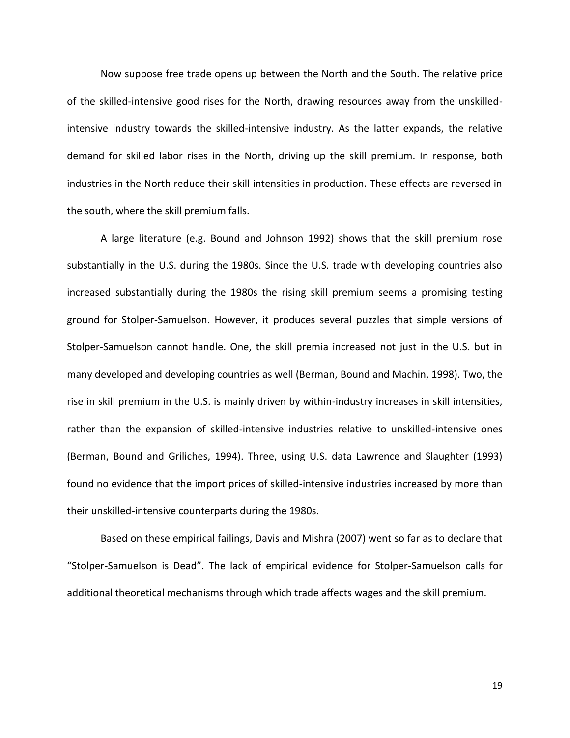Now suppose free trade opens up between the North and the South. The relative price of the skilled-intensive good rises for the North, drawing resources away from the unskilled-intensive industry towards the skilled-intensive industry. As the latter expands, the relative demand for skilled labor rises in the North, driving up the skill premium. In response, both industries in the North reduce their skill intensities in production. These effects are reversed in the south, where the skill premium falls.

A large literature (e.g. Bound and Johnson 1992) shows that the skill premium rose substantially in the U.S. during the 1980s. Since the U.S. trade with developing countries also increased substantially during the 1980s the rising skill premium seems a promising testing ground for Stolper-Samuelson. However, it produces several puzzles that simple versions of Stolper-Samuelson cannot handle. One, the skill premia increased not just in the U.S. but in many developed and developing countries as well (Berman, Bound and Machin, 1998). Two, the rise in skill premium in the U.S. is mainly driven by within-industry increases in skill intensities, rather than the expansion of skilled-intensive industries relative to unskilled-intensive ones (Berman, Bound and Griliches, 1994). Three, using U.S. data Lawrence and Slaughter (1993) found no evidence that the import prices of skilled-intensive industries increased by more than their unskilled-intensive counterparts during the 1980s.

Based on these empirical failings, Davis and Mishra (2007) went so far as to declare that "Stolper-Samuelson is Dead". The lack of empirical evidence for Stolper-Samuelson calls for additional theoretical mechanisms through which trade affects wages and the skill premium.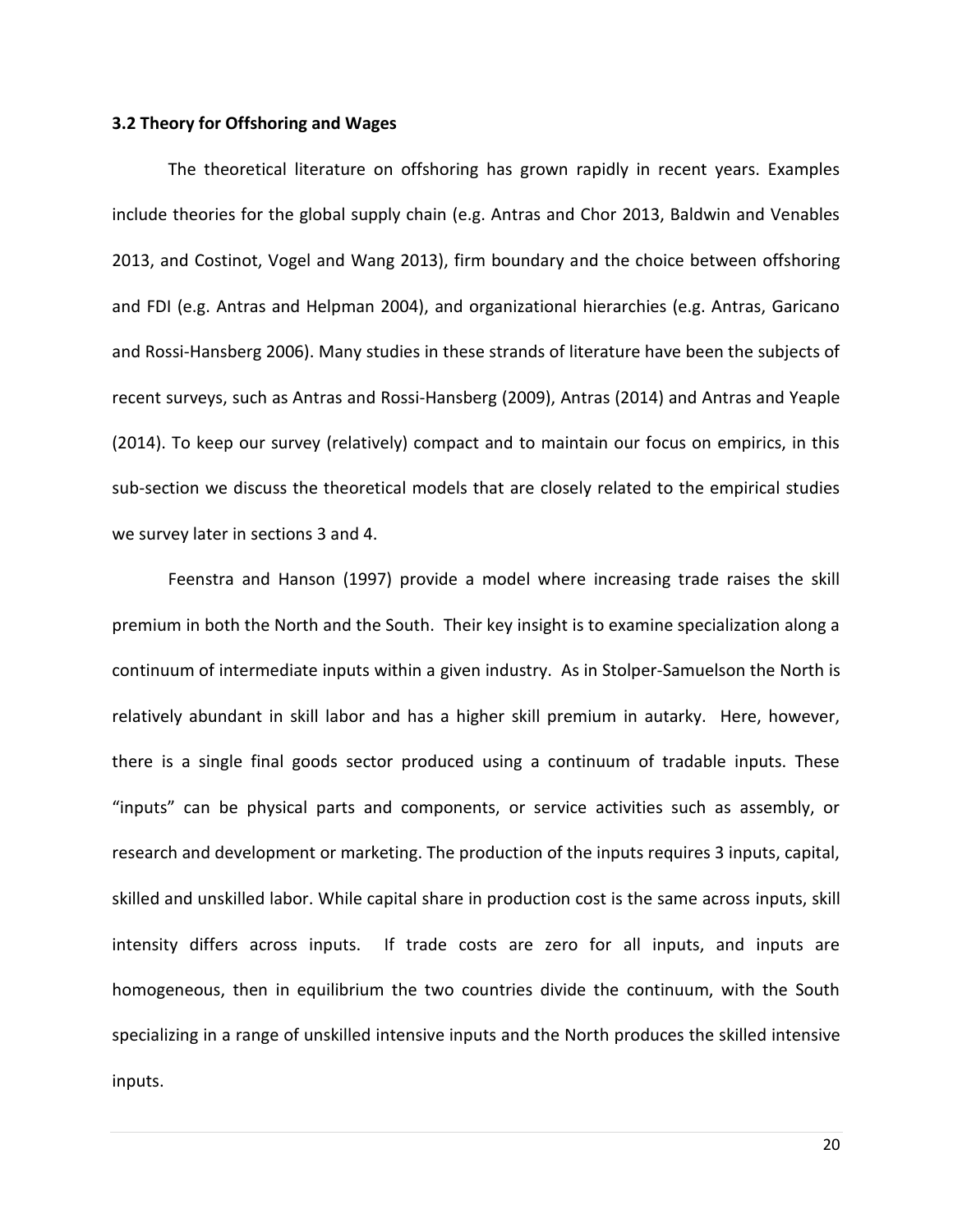### 3.2 Theory for Offshoring and Wages

The theoretical literature on offshoring has grown rapidly in recent years. Examples include theories for the global supply chain (e.g. Antras and Chor 2013, Baldwin and Venables 2013, and Costinot, Vogel and Wang 2013), firm boundary and the choice between offshoring and FDI (e.g. Antras and Helpman 2004), and organizational hierarchies (e.g. Antras, Garicano and Rossi-Hansberg 2006). Many studies in these strands of literature have been the subjects of recent surveys, such as Antras and Rossi-Hansberg (2009), Antras (2014) and Antras and Yeaple (2014). To keep our survey (relatively) compact and to maintain our focus on empirics, in this sub-section we discuss the theoretical models that are closely related to the empirical studies we survey later in sections 3 and 4.

Feenstra and Hanson (1997) provide a model where increasing trade raises the skill premium in both the North and the South. Their key insight is to examine specialization along a continuum of intermediate inputs within a given industry. As in Stolper-Samuelson the North is relatively abundant in skill labor and has a higher skill premium in autarky. Here, however, there is a single final goods sector produced using a continuum of tradable inputs. These "inputs" can be physical parts and components, or service activities such as assembly, or research and development or marketing. The production of the inputs requires 3 inputs, capital, skilled and unskilled labor. While capital share in production cost is the same across inputs, skill intensity differs across inputs. If trade costs are zero for all inputs, and inputs are homogeneous, then in equilibrium the two countries divide the continuum, with the South specializing in a range of unskilled intensive inputs and the North produces the skilled intensive inputs.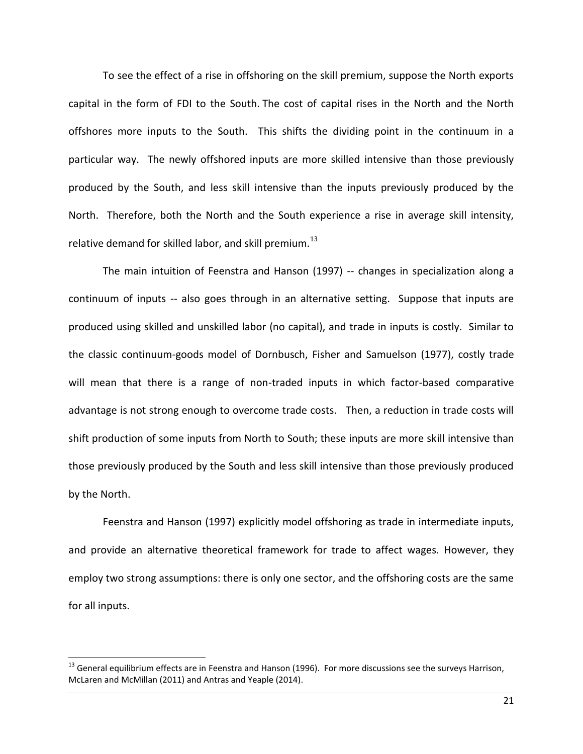To see the effect of a rise in offshoring on the skill premium, suppose the North exports capital in the form of FDI to the South. The cost of capital rises in the North and the North offshores more inputs to the South. This shifts the dividing point in the continuum in a particular way. The newly offshored inputs are more skilled intensive than those previously produced by the South, and less skill intensive than the inputs previously produced by the North. Therefore, both the North and the South experience a rise in average skill intensity, relative demand for skilled labor, and skill premium.[13]

The main intuition of Feenstra and Hanson (1997) -- changes in specialization along a continuum of inputs -- also goes through in an alternative setting. Suppose that inputs are produced using skilled and unskilled labor (no capital), and trade in inputs is costly. Similar to the classic continuum-goods model of Dornbusch, Fisher and Samuelson (1977), costly trade will mean that there is a range of non-traded inputs in which factor-based comparative advantage is not strong enough to overcome trade costs. Then, a reduction in trade costs will shift production of some inputs from North to South; these inputs are more skill intensive than those previously produced by the South and less skill intensive than those previously produced by the North.

Feenstra and Hanson (1997) explicitly model offshoring as trade in intermediate inputs, and provide an alternative theoretical framework for trade to affect wages. However, they employ two strong assumptions: there is only one sector, and the offshoring costs are the same for all inputs.

---

[13] General equilibrium effects are in Feenstra and Hanson (1996). For more discussions see the surveys Harrison, McLaren and McMillan (2011) and Antras and Yeaple (2014).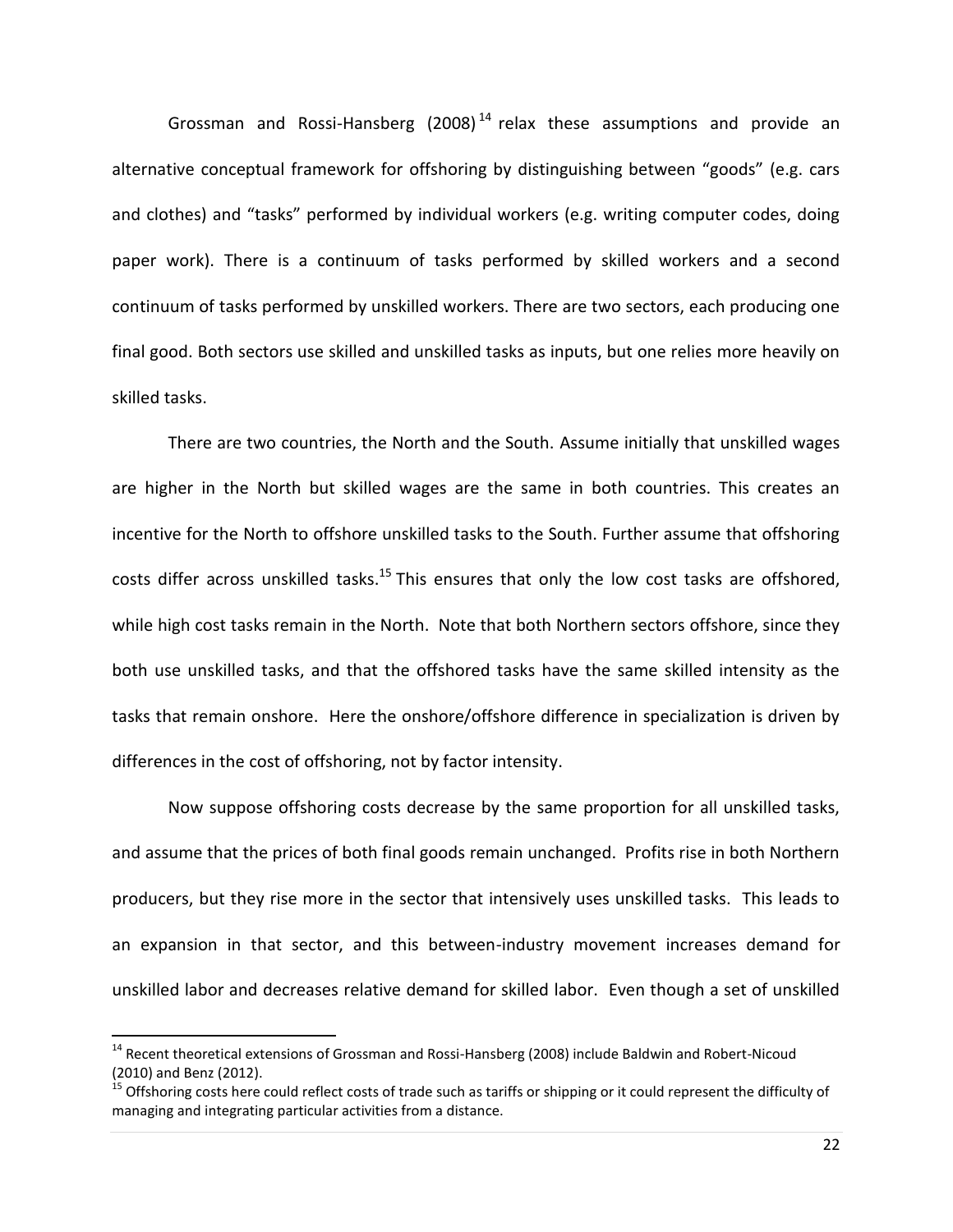Grossman and Rossi-Hansberg (2008)[14] relax these assumptions and provide an alternative conceptual framework for offshoring by distinguishing between "goods" (e.g. cars and clothes) and "tasks" performed by individual workers (e.g. writing computer codes, doing paper work). There is a continuum of tasks performed by skilled workers and a second continuum of tasks performed by unskilled workers. There are two sectors, each producing one final good. Both sectors use skilled and unskilled tasks as inputs, but one relies more heavily on skilled tasks.

There are two countries, the North and the South. Assume initially that unskilled wages are higher in the North but skilled wages are the same in both countries. This creates an incentive for the North to offshore unskilled tasks to the South. Further assume that offshoring costs differ across unskilled tasks.[15] This ensures that only the low cost tasks are offshored, while high cost tasks remain in the North. Note that both Northern sectors offshore, since they both use unskilled tasks, and that the offshored tasks have the same skilled intensity as the tasks that remain onshore. Here the onshore/offshore difference in specialization is driven by differences in the cost of offshoring, not by factor intensity.

Now suppose offshoring costs decrease by the same proportion for all unskilled tasks, and assume that the prices of both final goods remain unchanged. Profits rise in both Northern producers, but they rise more in the sector that intensively uses unskilled tasks. This leads to an expansion in that sector, and this between-industry movement increases demand for unskilled labor and decreases relative demand for skilled labor. Even though a set of unskilled

---

[14] Recent theoretical extensions of Grossman and Rossi-Hansberg (2008) include Baldwin and Robert-Nicoud (2010) and Benz (2012).

[15] Offshoring costs here could reflect costs of trade such as tariffs or shipping or it could represent the difficulty of managing and integrating particular activities from a distance.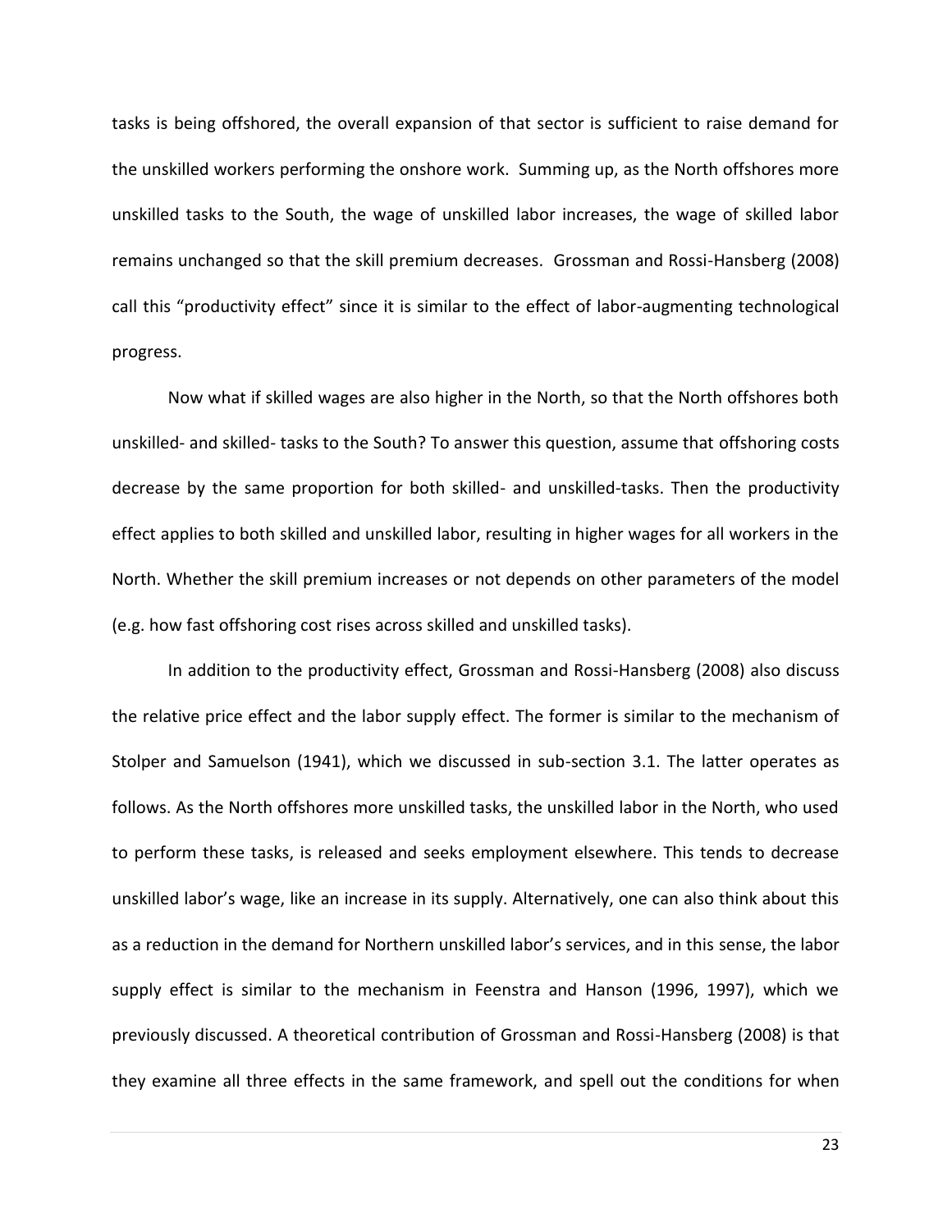tasks is being offshored, the overall expansion of that sector is sufficient to raise demand for the unskilled workers performing the onshore work. Summing up, as the North offshores more unskilled tasks to the South, the wage of unskilled labor increases, the wage of skilled labor remains unchanged so that the skill premium decreases. Grossman and Rossi-Hansberg (2008) call this "productivity effect" since it is similar to the effect of labor-augmenting technological progress.

Now what if skilled wages are also higher in the North, so that the North offshores both unskilled- and skilled- tasks to the South? To answer this question, assume that offshoring costs decrease by the same proportion for both skilled- and unskilled-tasks. Then the productivity effect applies to both skilled and unskilled labor, resulting in higher wages for all workers in the North. Whether the skill premium increases or not depends on other parameters of the model (e.g. how fast offshoring cost rises across skilled and unskilled tasks).

In addition to the productivity effect, Grossman and Rossi-Hansberg (2008) also discuss the relative price effect and the labor supply effect. The former is similar to the mechanism of Stolper and Samuelson (1941), which we discussed in sub-section 3.1. The latter operates as follows. As the North offshores more unskilled tasks, the unskilled labor in the North, who used to perform these tasks, is released and seeks employment elsewhere. This tends to decrease unskilled labor's wage, like an increase in its supply. Alternatively, one can also think about this as a reduction in the demand for Northern unskilled labor's services, and in this sense, the labor supply effect is similar to the mechanism in Feenstra and Hanson (1996, 1997), which we previously discussed. A theoretical contribution of Grossman and Rossi-Hansberg (2008) is that they examine all three effects in the same framework, and spell out the conditions for when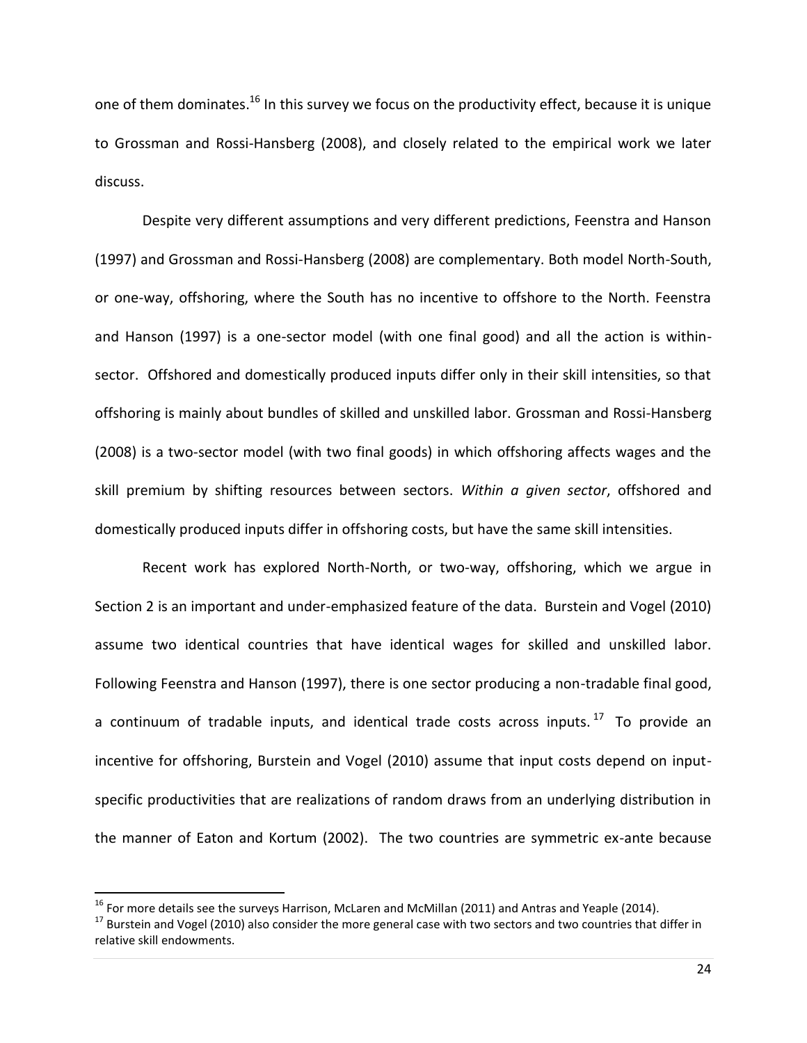one of them dominates.[16] In this survey we focus on the productivity effect, because it is unique to Grossman and Rossi-Hansberg (2008), and closely related to the empirical work we later discuss.

Despite very different assumptions and very different predictions, Feenstra and Hanson (1997) and Grossman and Rossi-Hansberg (2008) are complementary. Both model North-South, or one-way, offshoring, where the South has no incentive to offshore to the North. Feenstra and Hanson (1997) is a one-sector model (with one final good) and all the action is within-sector. Offshored and domestically produced inputs differ only in their skill intensities, so that offshoring is mainly about bundles of skilled and unskilled labor. Grossman and Rossi-Hansberg (2008) is a two-sector model (with two final goods) in which offshoring affects wages and the skill premium by shifting resources between sectors. *Within a given sector*, offshored and domestically produced inputs differ in offshoring costs, but have the same skill intensities.

Recent work has explored North-North, or two-way, offshoring, which we argue in Section 2 is an important and under-emphasized feature of the data. Burstein and Vogel (2010) assume two identical countries that have identical wages for skilled and unskilled labor. Following Feenstra and Hanson (1997), there is one sector producing a non-tradable final good, a continuum of tradable inputs, and identical trade costs across inputs.[17] To provide an incentive for offshoring, Burstein and Vogel (2010) assume that input costs depend on input-specific productivities that are realizations of random draws from an underlying distribution in the manner of Eaton and Kortum (2002). The two countries are symmetric ex-ante because

---

[16] For more details see the surveys Harrison, McLaren and McMillan (2011) and Antras and Yeaple (2014).

[17] Burstein and Vogel (2010) also consider the more general case with two sectors and two countries that differ in relative skill endowments.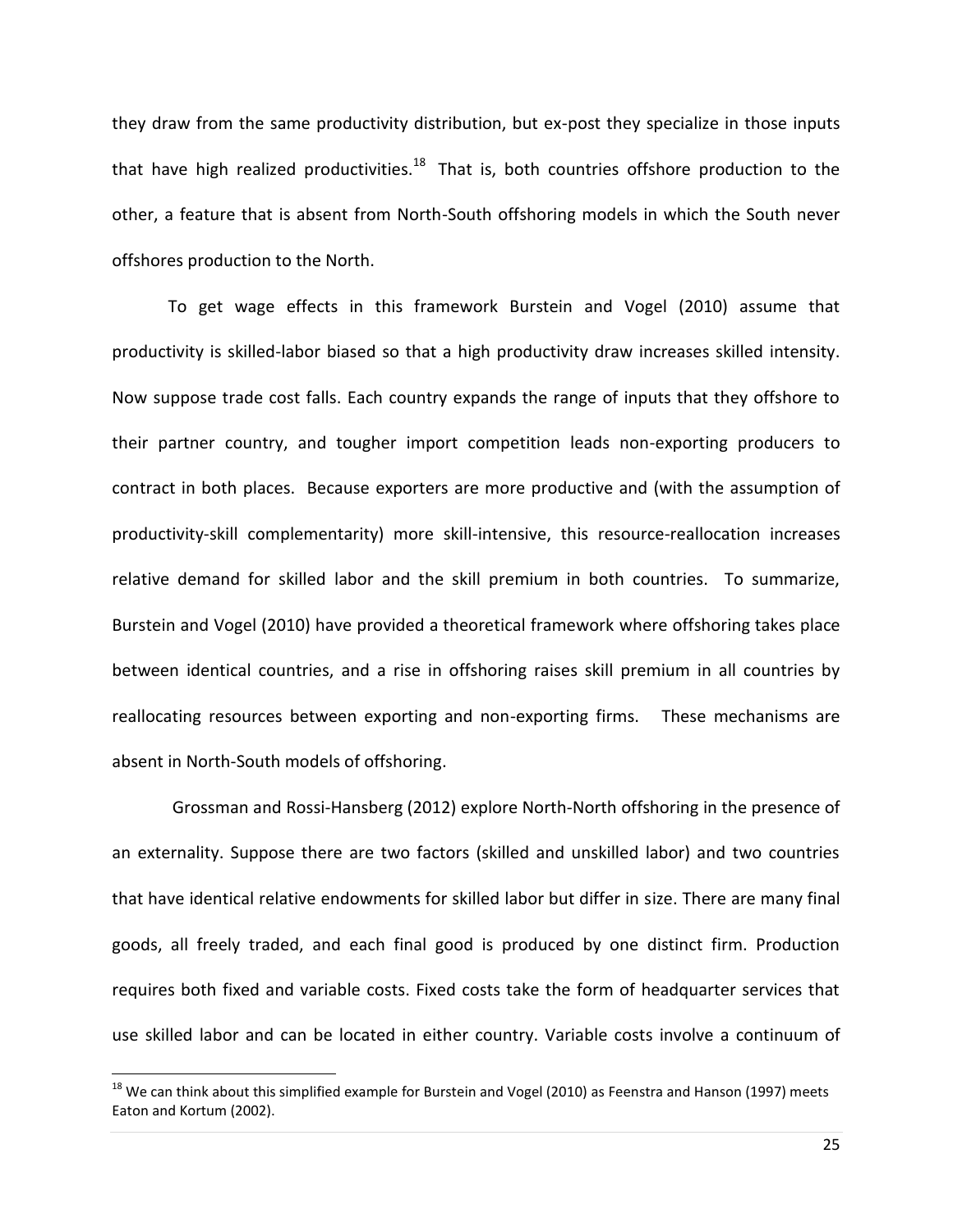they draw from the same productivity distribution, but ex-post they specialize in those inputs that have high realized productivities.[18] That is, both countries offshore production to the other, a feature that is absent from North-South offshoring models in which the South never offshores production to the North.

To get wage effects in this framework Burstein and Vogel (2010) assume that productivity is skilled-labor biased so that a high productivity draw increases skilled intensity. Now suppose trade cost falls. Each country expands the range of inputs that they offshore to their partner country, and tougher import competition leads non-exporting producers to contract in both places. Because exporters are more productive and (with the assumption of productivity-skill complementarity) more skill-intensive, this resource-reallocation increases relative demand for skilled labor and the skill premium in both countries. To summarize, Burstein and Vogel (2010) have provided a theoretical framework where offshoring takes place between identical countries, and a rise in offshoring raises skill premium in all countries by reallocating resources between exporting and non-exporting firms. These mechanisms are absent in North-South models of offshoring.

Grossman and Rossi-Hansberg (2012) explore North-North offshoring in the presence of an externality. Suppose there are two factors (skilled and unskilled labor) and two countries that have identical relative endowments for skilled labor but differ in size. There are many final goods, all freely traded, and each final good is produced by one distinct firm. Production requires both fixed and variable costs. Fixed costs take the form of headquarter services that use skilled labor and can be located in either country. Variable costs involve a continuum of

[18] We can think about this simplified example for Burstein and Vogel (2010) as Feenstra and Hanson (1997) meets Eaton and Kortum (2002).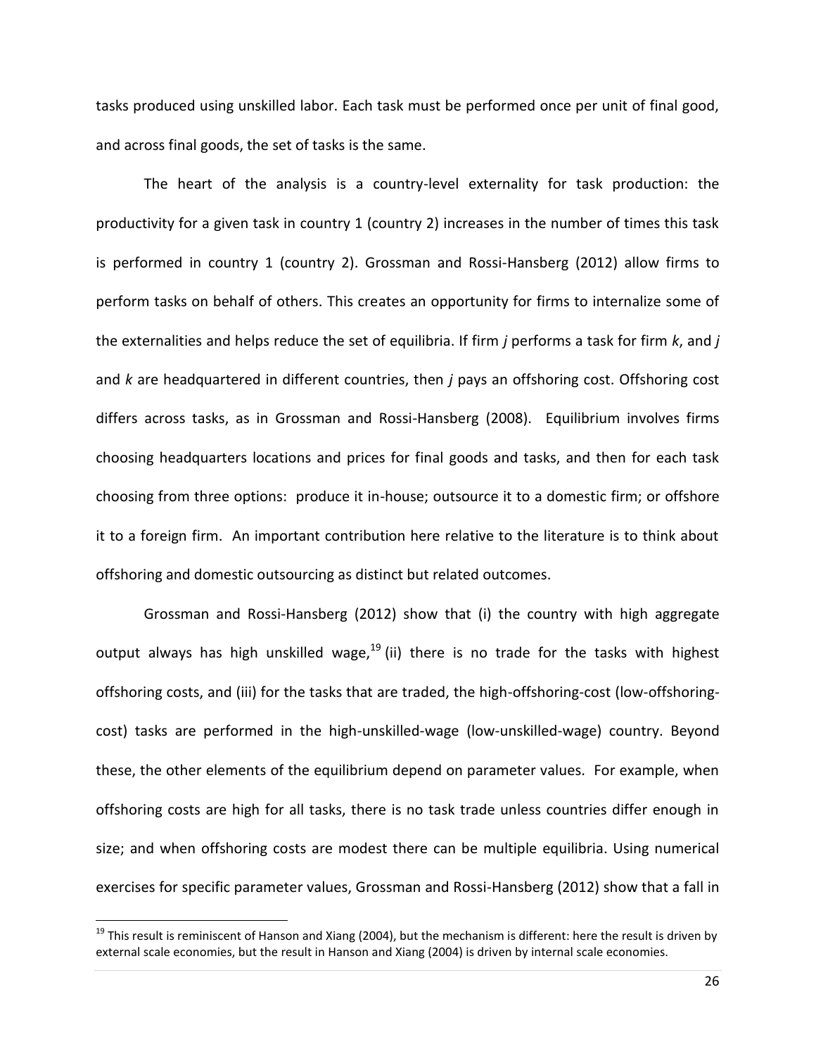tasks produced using unskilled labor. Each task must be performed once per unit of final good, and across final goods, the set of tasks is the same.

The heart of the analysis is a country-level externality for task production: the productivity for a given task in country 1 (country 2) increases in the number of times this task is performed in country 1 (country 2). Grossman and Rossi-Hansberg (2012) allow firms to perform tasks on behalf of others. This creates an opportunity for firms to internalize some of the externalities and helps reduce the set of equilibria. If firm *j* performs a task for firm *k*, and *j* and *k* are headquartered in different countries, then *j* pays an offshoring cost. Offshoring cost differs across tasks, as in Grossman and Rossi-Hansberg (2008). Equilibrium involves firms choosing headquarters locations and prices for final goods and tasks, and then for each task choosing from three options: produce it in-house; outsource it to a domestic firm; or offshore it to a foreign firm. An important contribution here relative to the literature is to think about offshoring and domestic outsourcing as distinct but related outcomes.

Grossman and Rossi-Hansberg (2012) show that (i) the country with high aggregate output always has high unskilled wage,[19] (ii) there is no trade for the tasks with highest offshoring costs, and (iii) for the tasks that are traded, the high-offshoring-cost (low-offshoring-cost) tasks are performed in the high-unskilled-wage (low-unskilled-wage) country. Beyond these, the other elements of the equilibrium depend on parameter values. For example, when offshoring costs are high for all tasks, there is no task trade unless countries differ enough in size; and when offshoring costs are modest there can be multiple equilibria. Using numerical exercises for specific parameter values, Grossman and Rossi-Hansberg (2012) show that a fall in

[19] This result is reminiscent of Hanson and Xiang (2004), but the mechanism is different: here the result is driven by external scale economies, but the result in Hanson and Xiang (2004) is driven by internal scale economies.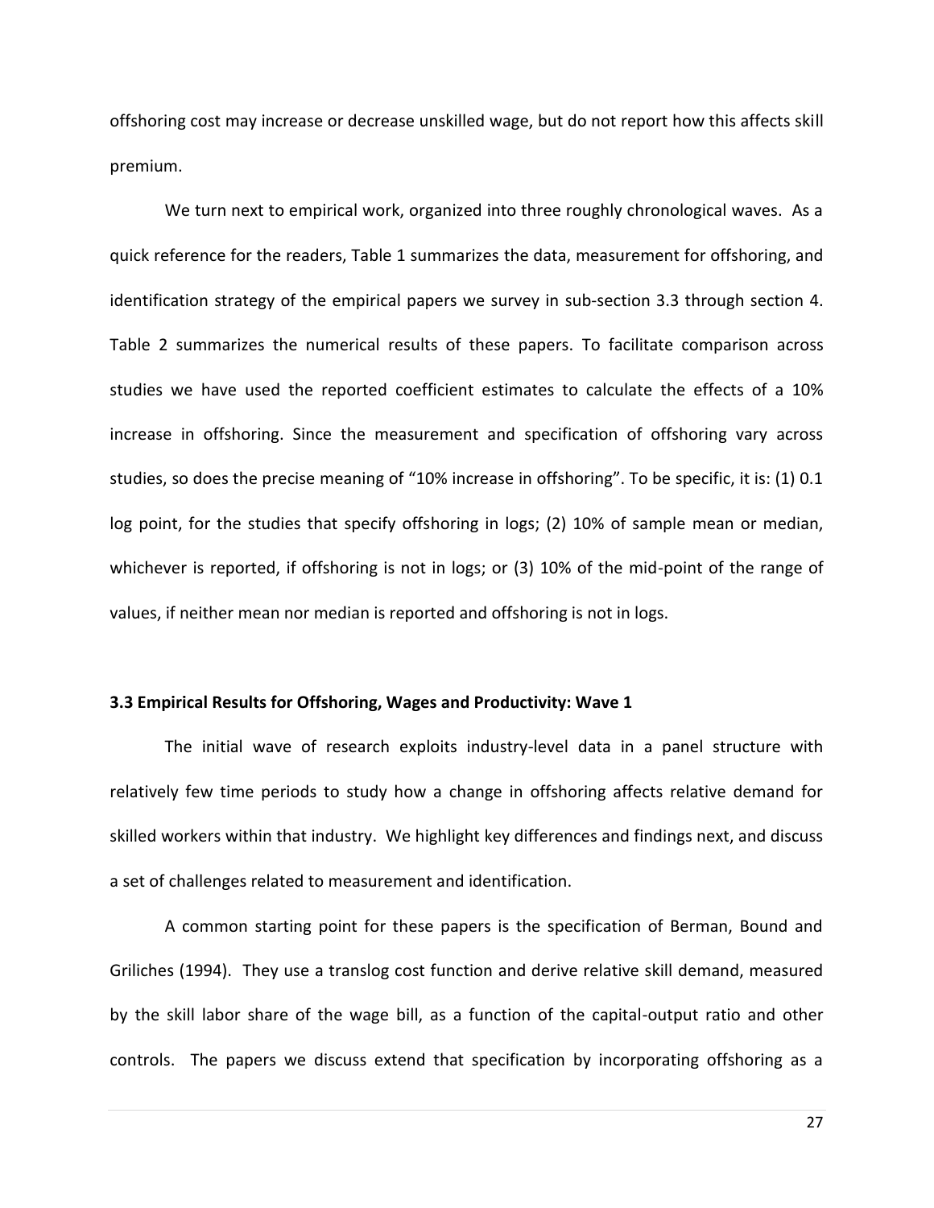offshoring cost may increase or decrease unskilled wage, but do not report how this affects skill premium.

We turn next to empirical work, organized into three roughly chronological waves. As a quick reference for the readers, Table 1 summarizes the data, measurement for offshoring, and identification strategy of the empirical papers we survey in sub-section 3.3 through section 4. Table 2 summarizes the numerical results of these papers. To facilitate comparison across studies we have used the reported coefficient estimates to calculate the effects of a 10% increase in offshoring. Since the measurement and specification of offshoring vary across studies, so does the precise meaning of "10% increase in offshoring". To be specific, it is: (1) 0.1 log point, for the studies that specify offshoring in logs; (2) 10% of sample mean or median, whichever is reported, if offshoring is not in logs; or (3) 10% of the mid-point of the range of values, if neither mean nor median is reported and offshoring is not in logs.

### 3.3 Empirical Results for Offshoring, Wages and Productivity: Wave 1

The initial wave of research exploits industry-level data in a panel structure with relatively few time periods to study how a change in offshoring affects relative demand for skilled workers within that industry. We highlight key differences and findings next, and discuss a set of challenges related to measurement and identification.

A common starting point for these papers is the specification of Berman, Bound and Griliches (1994). They use a translog cost function and derive relative skill demand, measured by the skill labor share of the wage bill, as a function of the capital-output ratio and other controls. The papers we discuss extend that specification by incorporating offshoring as a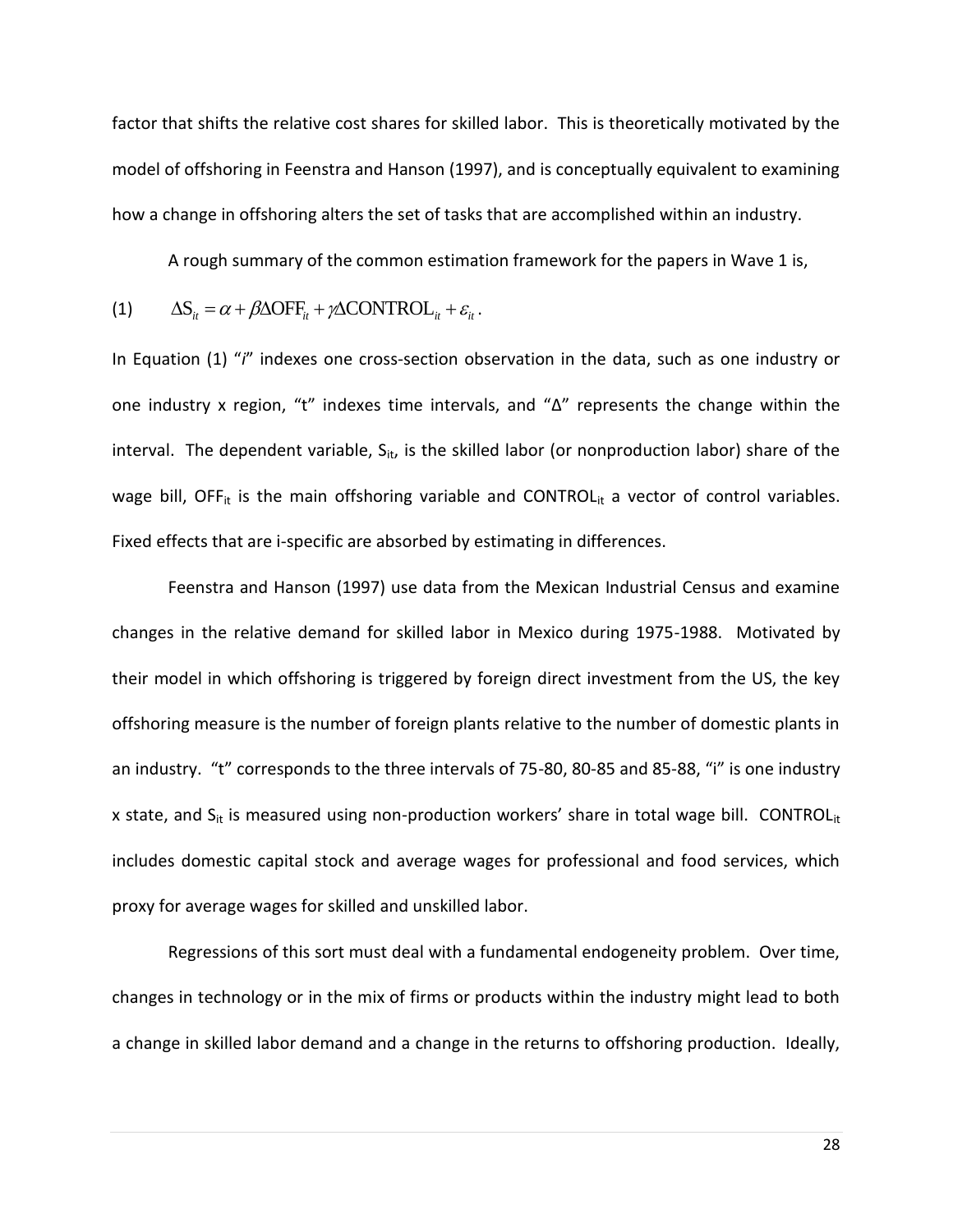factor that shifts the relative cost shares for skilled labor. This is theoretically motivated by the model of offshoring in Feenstra and Hanson (1997), and is conceptually equivalent to examining how a change in offshoring alters the set of tasks that are accomplished within an industry.

A rough summary of the common estimation framework for the papers in Wave 1 is,

$$(1) \qquad \Delta S_{it} = \alpha + \beta \Delta OFF_{it} + \gamma \Delta CONTROL_{it} + \varepsilon_{it}.$$

In Equation (1) "*i*" indexes one cross-section observation in the data, such as one industry or one industry x region, "t" indexes time intervals, and "Δ" represents the change within the interval. The dependent variable, $S_{it}$, is the skilled labor (or nonproduction labor) share of the wage bill, $OFF_{it}$ is the main offshoring variable and $CONTROL_{it}$ a vector of control variables. Fixed effects that are i-specific are absorbed by estimating in differences.

Feenstra and Hanson (1997) use data from the Mexican Industrial Census and examine changes in the relative demand for skilled labor in Mexico during 1975-1988. Motivated by their model in which offshoring is triggered by foreign direct investment from the US, the key offshoring measure is the number of foreign plants relative to the number of domestic plants in an industry. "t" corresponds to the three intervals of 75-80, 80-85 and 85-88, "i" is one industry x state, and $S_{it}$ is measured using non-production workers' share in total wage bill. $CONTROL_{it}$ includes domestic capital stock and average wages for professional and food services, which proxy for average wages for skilled and unskilled labor.

Regressions of this sort must deal with a fundamental endogeneity problem. Over time, changes in technology or in the mix of firms or products within the industry might lead to both a change in skilled labor demand and a change in the returns to offshoring production. Ideally,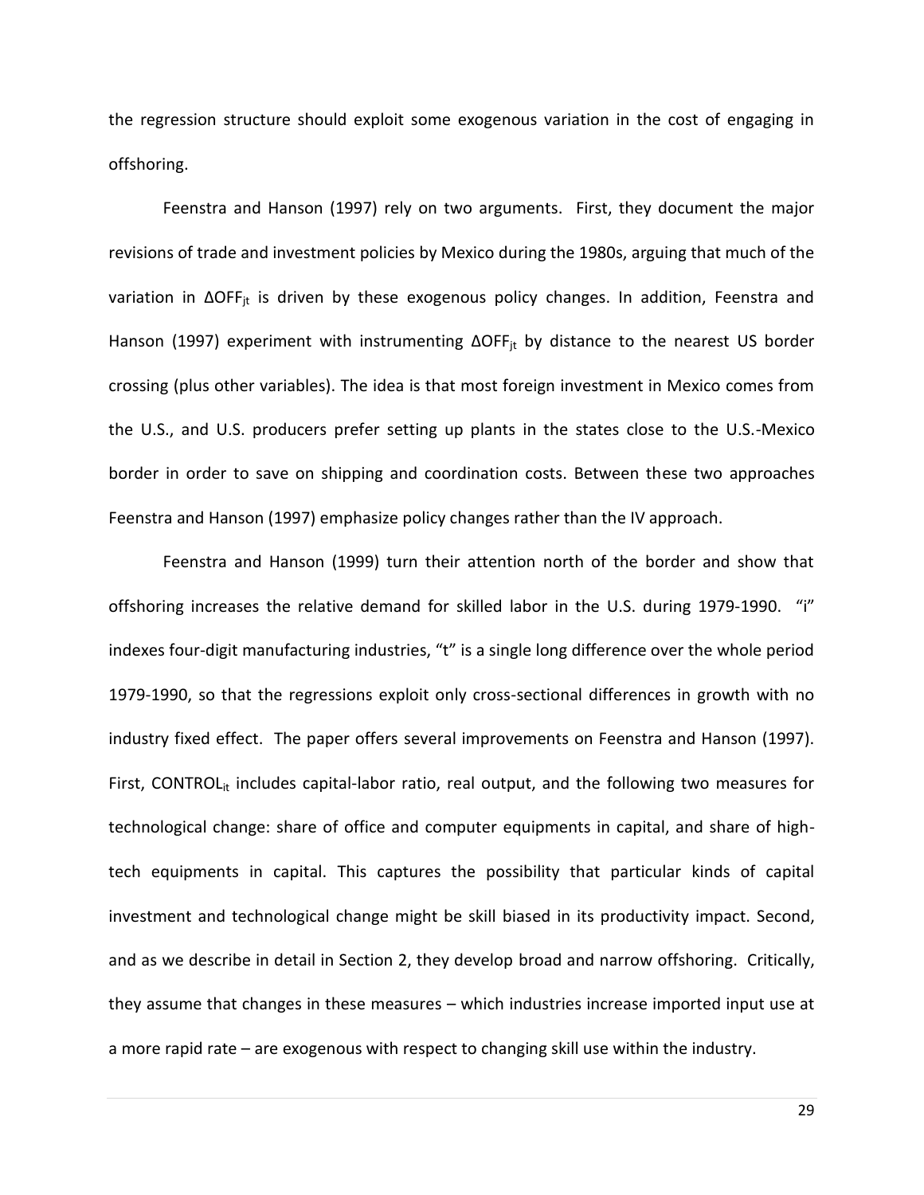the regression structure should exploit some exogenous variation in the cost of engaging in offshoring.

Feenstra and Hanson (1997) rely on two arguments. First, they document the major revisions of trade and investment policies by Mexico during the 1980s, arguing that much of the variation in $\Delta OFF_{jt}$ is driven by these exogenous policy changes. In addition, Feenstra and Hanson (1997) experiment with instrumenting $\Delta OFF_{jt}$ by distance to the nearest US border crossing (plus other variables). The idea is that most foreign investment in Mexico comes from the U.S., and U.S. producers prefer setting up plants in the states close to the U.S.-Mexico border in order to save on shipping and coordination costs. Between these two approaches Feenstra and Hanson (1997) emphasize policy changes rather than the IV approach.

Feenstra and Hanson (1999) turn their attention north of the border and show that offshoring increases the relative demand for skilled labor in the U.S. during 1979-1990. "i" indexes four-digit manufacturing industries, "t" is a single long difference over the whole period 1979-1990, so that the regressions exploit only cross-sectional differences in growth with no industry fixed effect. The paper offers several improvements on Feenstra and Hanson (1997). First, $CONTROL_{it}$ includes capital-labor ratio, real output, and the following two measures for technological change: share of office and computer equipments in capital, and share of high-tech equipments in capital. This captures the possibility that particular kinds of capital investment and technological change might be skill biased in its productivity impact. Second, and as we describe in detail in Section 2, they develop broad and narrow offshoring. Critically, they assume that changes in these measures – which industries increase imported input use at a more rapid rate – are exogenous with respect to changing skill use within the industry.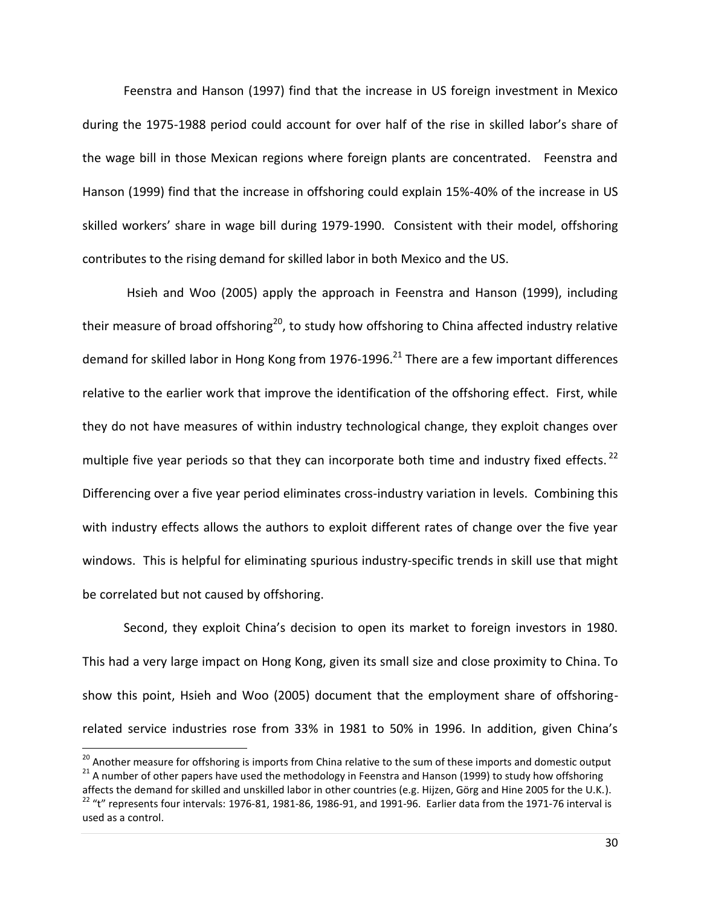Feenstra and Hanson (1997) find that the increase in US foreign investment in Mexico during the 1975-1988 period could account for over half of the rise in skilled labor's share of the wage bill in those Mexican regions where foreign plants are concentrated. Feenstra and Hanson (1999) find that the increase in offshoring could explain 15%-40% of the increase in US skilled workers' share in wage bill during 1979-1990. Consistent with their model, offshoring contributes to the rising demand for skilled labor in both Mexico and the US.

Hsieh and Woo (2005) apply the approach in Feenstra and Hanson (1999), including their measure of broad offshoring[20], to study how offshoring to China affected industry relative demand for skilled labor in Hong Kong from 1976-1996.[21] There are a few important differences relative to the earlier work that improve the identification of the offshoring effect. First, while they do not have measures of within industry technological change, they exploit changes over multiple five year periods so that they can incorporate both time and industry fixed effects.[22] Differencing over a five year period eliminates cross-industry variation in levels. Combining this with industry effects allows the authors to exploit different rates of change over the five year windows. This is helpful for eliminating spurious industry-specific trends in skill use that might be correlated but not caused by offshoring.

Second, they exploit China's decision to open its market to foreign investors in 1980. This had a very large impact on Hong Kong, given its small size and close proximity to China. To show this point, Hsieh and Woo (2005) document that the employment share of offshoring-related service industries rose from 33% in 1981 to 50% in 1996. In addition, given China's

[20] Another measure for offshoring is imports from China relative to the sum of these imports and domestic output

[21] A number of other papers have used the methodology in Feenstra and Hanson (1999) to study how offshoring affects the demand for skilled and unskilled labor in other countries (e.g. Hijzen, Görg and Hine 2005 for the U.K.).

[22] "t" represents four intervals: 1976-81, 1981-86, 1986-91, and 1991-96. Earlier data from the 1971-76 interval is used as a control.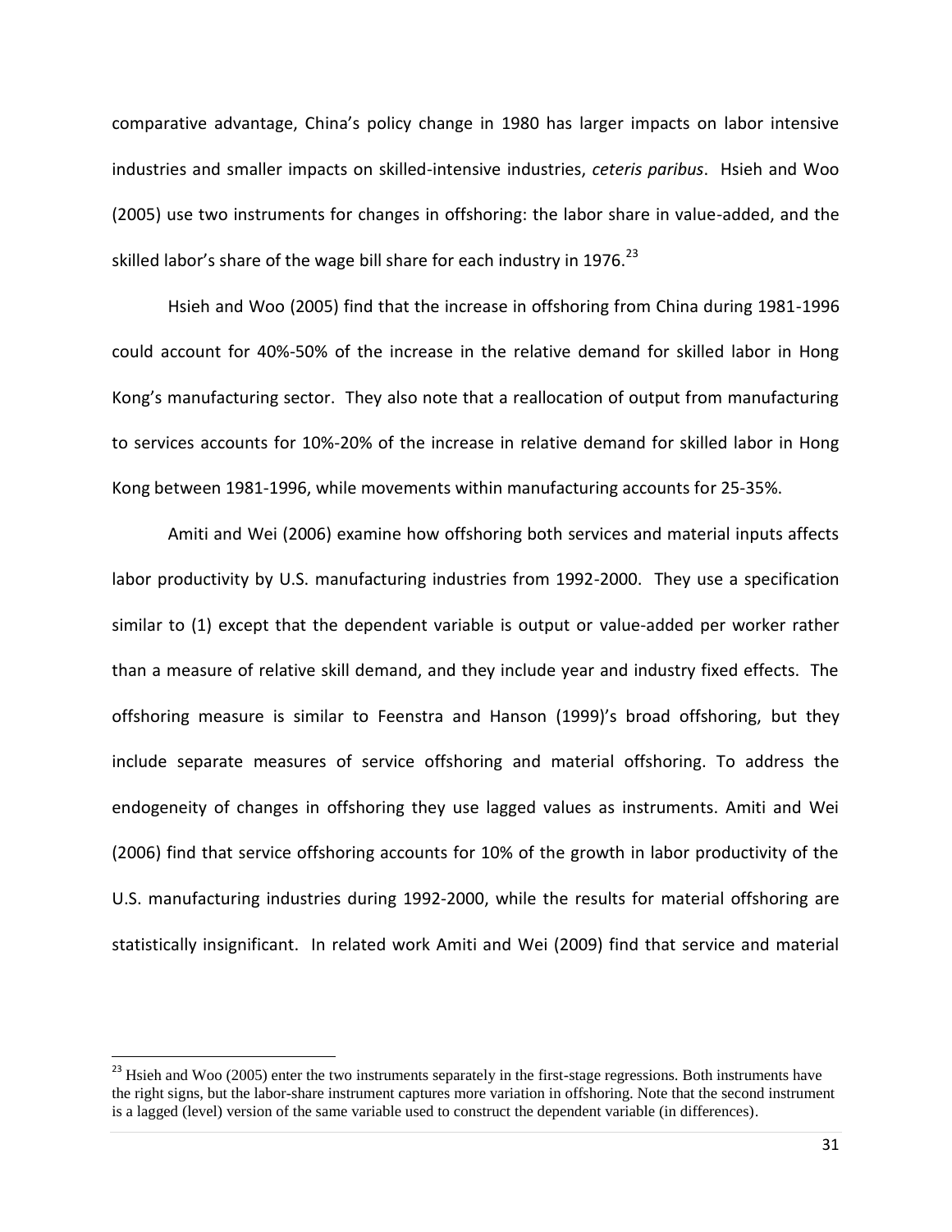comparative advantage, China's policy change in 1980 has larger impacts on labor intensive industries and smaller impacts on skilled-intensive industries, *ceteris paribus*. Hsieh and Woo (2005) use two instruments for changes in offshoring: the labor share in value-added, and the skilled labor's share of the wage bill share for each industry in 1976.[23]

Hsieh and Woo (2005) find that the increase in offshoring from China during 1981-1996 could account for 40%-50% of the increase in the relative demand for skilled labor in Hong Kong's manufacturing sector. They also note that a reallocation of output from manufacturing to services accounts for 10%-20% of the increase in relative demand for skilled labor in Hong Kong between 1981-1996, while movements within manufacturing accounts for 25-35%.

Amiti and Wei (2006) examine how offshoring both services and material inputs affects labor productivity by U.S. manufacturing industries from 1992-2000. They use a specification similar to (1) except that the dependent variable is output or value-added per worker rather than a measure of relative skill demand, and they include year and industry fixed effects. The offshoring measure is similar to Feenstra and Hanson (1999)'s broad offshoring, but they include separate measures of service offshoring and material offshoring. To address the endogeneity of changes in offshoring they use lagged values as instruments. Amiti and Wei (2006) find that service offshoring accounts for 10% of the growth in labor productivity of the U.S. manufacturing industries during 1992-2000, while the results for material offshoring are statistically insignificant. In related work Amiti and Wei (2009) find that service and material

[23] Hsieh and Woo (2005) enter the two instruments separately in the first-stage regressions. Both instruments have the right signs, but the labor-share instrument captures more variation in offshoring. Note that the second instrument is a lagged (level) version of the same variable used to construct the dependent variable (in differences).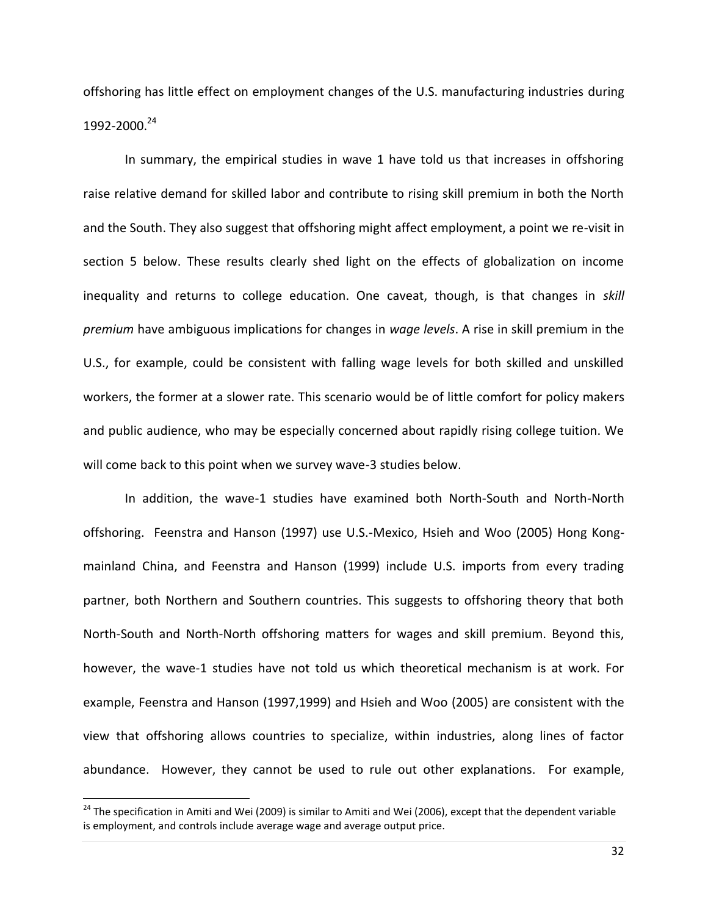offshoring has little effect on employment changes of the U.S. manufacturing industries during 1992-2000.[24]

In summary, the empirical studies in wave 1 have told us that increases in offshoring raise relative demand for skilled labor and contribute to rising skill premium in both the North and the South. They also suggest that offshoring might affect employment, a point we re-visit in section 5 below. These results clearly shed light on the effects of globalization on income inequality and returns to college education. One caveat, though, is that changes in *skill premium* have ambiguous implications for changes in *wage levels*. A rise in skill premium in the U.S., for example, could be consistent with falling wage levels for both skilled and unskilled workers, the former at a slower rate. This scenario would be of little comfort for policy makers and public audience, who may be especially concerned about rapidly rising college tuition. We will come back to this point when we survey wave-3 studies below.

In addition, the wave-1 studies have examined both North-South and North-North offshoring. Feenstra and Hanson (1997) use U.S.-Mexico, Hsieh and Woo (2005) Hong Kong-mainland China, and Feenstra and Hanson (1999) include U.S. imports from every trading partner, both Northern and Southern countries. This suggests to offshoring theory that both North-South and North-North offshoring matters for wages and skill premium. Beyond this, however, the wave-1 studies have not told us which theoretical mechanism is at work. For example, Feenstra and Hanson (1997,1999) and Hsieh and Woo (2005) are consistent with the view that offshoring allows countries to specialize, within industries, along lines of factor abundance. However, they cannot be used to rule out other explanations. For example,

[24] The specification in Amiti and Wei (2009) is similar to Amiti and Wei (2006), except that the dependent variable is employment, and controls include average wage and average output price.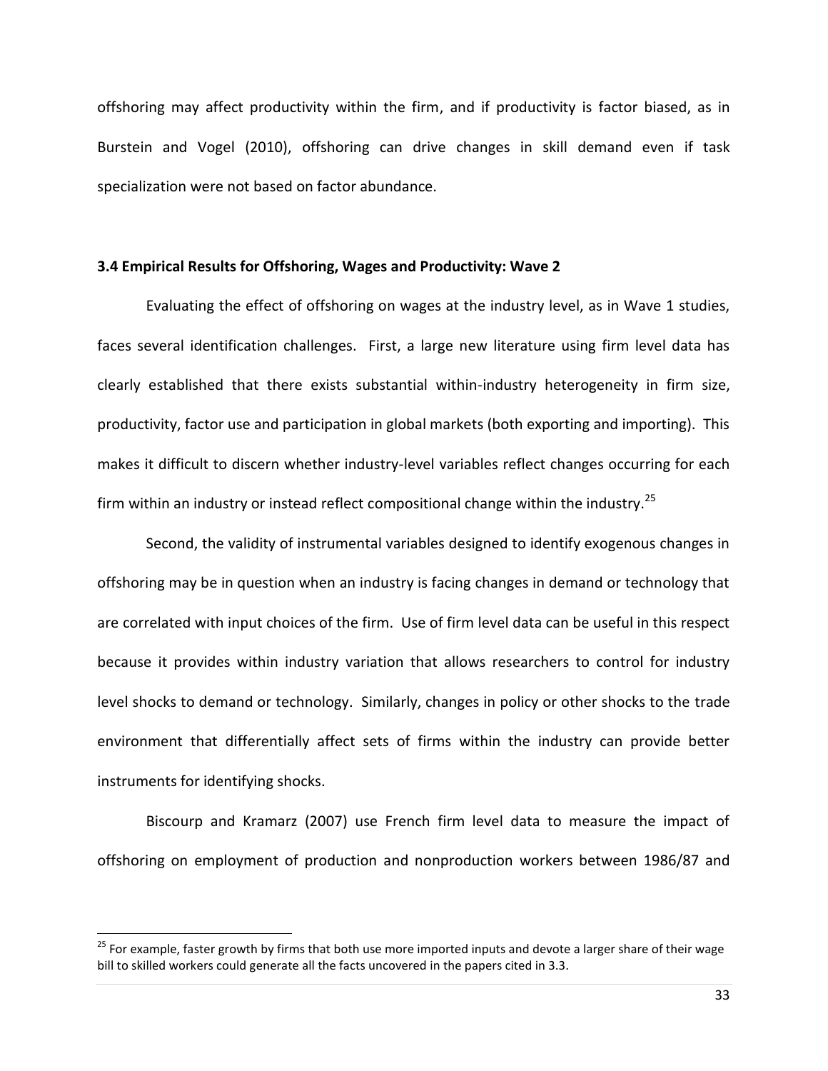offshoring may affect productivity within the firm, and if productivity is factor biased, as in Burstein and Vogel (2010), offshoring can drive changes in skill demand even if task specialization were not based on factor abundance.

### 3.4 Empirical Results for Offshoring, Wages and Productivity: Wave 2

Evaluating the effect of offshoring on wages at the industry level, as in Wave 1 studies, faces several identification challenges. First, a large new literature using firm level data has clearly established that there exists substantial within-industry heterogeneity in firm size, productivity, factor use and participation in global markets (both exporting and importing). This makes it difficult to discern whether industry-level variables reflect changes occurring for each firm within an industry or instead reflect compositional change within the industry.[25]

Second, the validity of instrumental variables designed to identify exogenous changes in offshoring may be in question when an industry is facing changes in demand or technology that are correlated with input choices of the firm. Use of firm level data can be useful in this respect because it provides within industry variation that allows researchers to control for industry level shocks to demand or technology. Similarly, changes in policy or other shocks to the trade environment that differentially affect sets of firms within the industry can provide better instruments for identifying shocks.

Biscourp and Kramarz (2007) use French firm level data to measure the impact of offshoring on employment of production and nonproduction workers between 1986/87 and

[25] For example, faster growth by firms that both use more imported inputs and devote a larger share of their wage bill to skilled workers could generate all the facts uncovered in the papers cited in 3.3.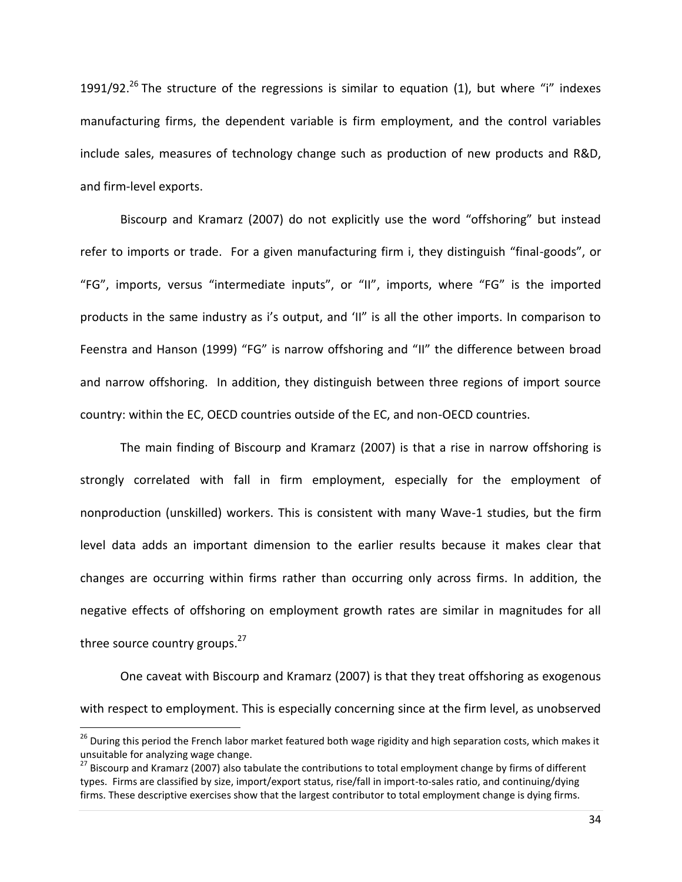1991/92.[26] The structure of the regressions is similar to equation (1), but where "i" indexes manufacturing firms, the dependent variable is firm employment, and the control variables include sales, measures of technology change such as production of new products and R&D, and firm-level exports.

Biscourp and Kramarz (2007) do not explicitly use the word "offshoring" but instead refer to imports or trade. For a given manufacturing firm i, they distinguish "final-goods", or "FG", imports, versus "intermediate inputs", or "II", imports, where "FG" is the imported products in the same industry as i's output, and 'II" is all the other imports. In comparison to Feenstra and Hanson (1999) "FG" is narrow offshoring and "II" the difference between broad and narrow offshoring. In addition, they distinguish between three regions of import source country: within the EC, OECD countries outside of the EC, and non-OECD countries.

The main finding of Biscourp and Kramarz (2007) is that a rise in narrow offshoring is strongly correlated with fall in firm employment, especially for the employment of nonproduction (unskilled) workers. This is consistent with many Wave-1 studies, but the firm level data adds an important dimension to the earlier results because it makes clear that changes are occurring within firms rather than occurring only across firms. In addition, the negative effects of offshoring on employment growth rates are similar in magnitudes for all three source country groups.[27]

One caveat with Biscourp and Kramarz (2007) is that they treat offshoring as exogenous with respect to employment. This is especially concerning since at the firm level, as unobserved

---

[26] During this period the French labor market featured both wage rigidity and high separation costs, which makes it unsuitable for analyzing wage change.

[27] Biscourp and Kramarz (2007) also tabulate the contributions to total employment change by firms of different types. Firms are classified by size, import/export status, rise/fall in import-to-sales ratio, and continuing/dying firms. These descriptive exercises show that the largest contributor to total employment change is dying firms.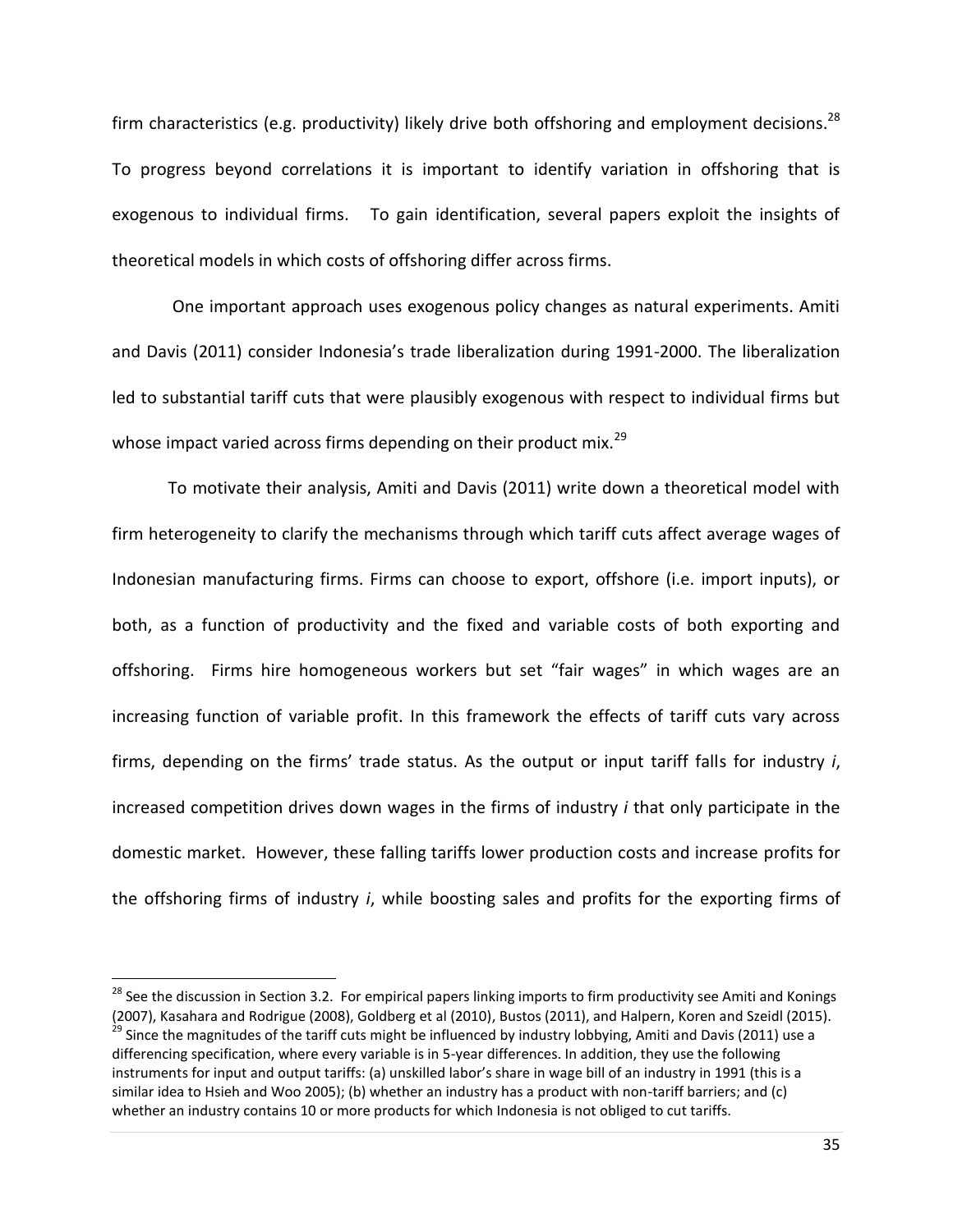firm characteristics (e.g. productivity) likely drive both offshoring and employment decisions.[28] To progress beyond correlations it is important to identify variation in offshoring that is exogenous to individual firms. To gain identification, several papers exploit the insights of theoretical models in which costs of offshoring differ across firms.

One important approach uses exogenous policy changes as natural experiments. Amiti and Davis (2011) consider Indonesia's trade liberalization during 1991-2000. The liberalization led to substantial tariff cuts that were plausibly exogenous with respect to individual firms but whose impact varied across firms depending on their product mix.[29]

To motivate their analysis, Amiti and Davis (2011) write down a theoretical model with firm heterogeneity to clarify the mechanisms through which tariff cuts affect average wages of Indonesian manufacturing firms. Firms can choose to export, offshore (i.e. import inputs), or both, as a function of productivity and the fixed and variable costs of both exporting and offshoring. Firms hire homogeneous workers but set "fair wages" in which wages are an increasing function of variable profit. In this framework the effects of tariff cuts vary across firms, depending on the firms' trade status. As the output or input tariff falls for industry *i*, increased competition drives down wages in the firms of industry *i* that only participate in the domestic market. However, these falling tariffs lower production costs and increase profits for the offshoring firms of industry *i*, while boosting sales and profits for the exporting firms of

---

[28] See the discussion in Section 3.2. For empirical papers linking imports to firm productivity see Amiti and Konings (2007), Kasahara and Rodrigue (2008), Goldberg et al (2010), Bustos (2011), and Halpern, Koren and Szeidl (2015).

[29] Since the magnitudes of the tariff cuts might be influenced by industry lobbying, Amiti and Davis (2011) use a differencing specification, where every variable is in 5-year differences. In addition, they use the following instruments for input and output tariffs: (a) unskilled labor's share in wage bill of an industry in 1991 (this is a similar idea to Hsieh and Woo 2005); (b) whether an industry has a product with non-tariff barriers; and (c) whether an industry contains 10 or more products for which Indonesia is not obliged to cut tariffs.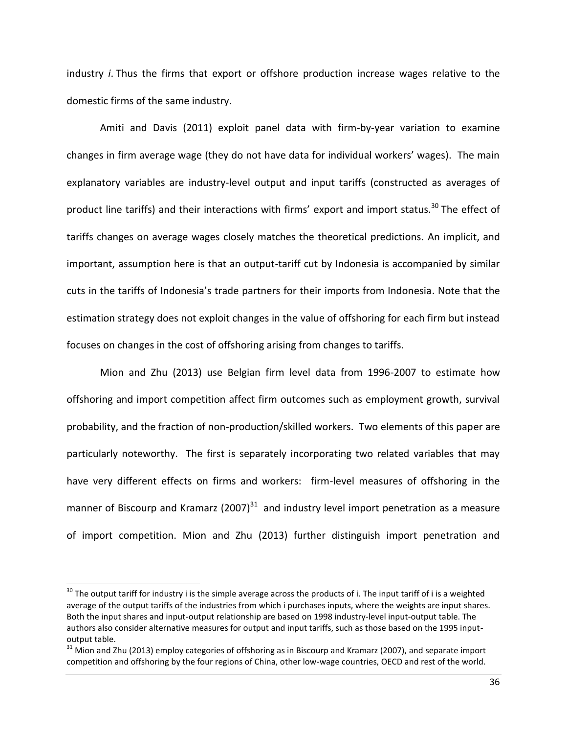industry *i*. Thus the firms that export or offshore production increase wages relative to the domestic firms of the same industry.

Amiti and Davis (2011) exploit panel data with firm-by-year variation to examine changes in firm average wage (they do not have data for individual workers' wages). The main explanatory variables are industry-level output and input tariffs (constructed as averages of product line tariffs) and their interactions with firms' export and import status.[30] The effect of tariffs changes on average wages closely matches the theoretical predictions. An implicit, and important, assumption here is that an output-tariff cut by Indonesia is accompanied by similar cuts in the tariffs of Indonesia's trade partners for their imports from Indonesia. Note that the estimation strategy does not exploit changes in the value of offshoring for each firm but instead focuses on changes in the cost of offshoring arising from changes to tariffs.

Mion and Zhu (2013) use Belgian firm level data from 1996-2007 to estimate how offshoring and import competition affect firm outcomes such as employment growth, survival probability, and the fraction of non-production/skilled workers. Two elements of this paper are particularly noteworthy. The first is separately incorporating two related variables that may have very different effects on firms and workers: firm-level measures of offshoring in the manner of Biscourp and Kramarz (2007)[31] and industry level import penetration as a measure of import competition. Mion and Zhu (2013) further distinguish import penetration and

---

[30] The output tariff for industry i is the simple average across the products of i. The input tariff of i is a weighted average of the output tariffs of the industries from which i purchases inputs, where the weights are input shares. Both the input shares and input-output relationship are based on 1998 industry-level input-output table. The authors also consider alternative measures for output and input tariffs, such as those based on the 1995 input-output table.

[31] Mion and Zhu (2013) employ categories of offshoring as in Biscourp and Kramarz (2007), and separate import competition and offshoring by the four regions of China, other low-wage countries, OECD and rest of the world.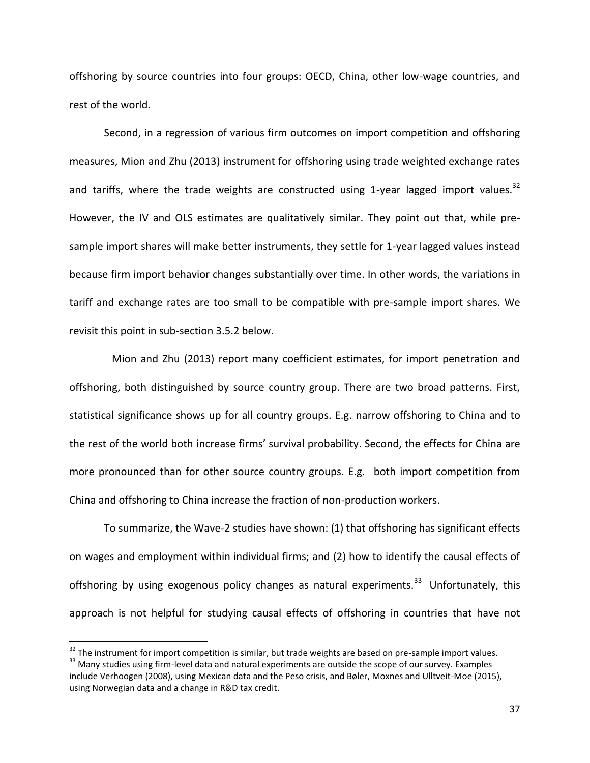offshoring by source countries into four groups: OECD, China, other low-wage countries, and rest of the world.

Second, in a regression of various firm outcomes on import competition and offshoring measures, Mion and Zhu (2013) instrument for offshoring using trade weighted exchange rates and tariffs, where the trade weights are constructed using 1-year lagged import values.[32] However, the IV and OLS estimates are qualitatively similar. They point out that, while pre-sample import shares will make better instruments, they settle for 1-year lagged values instead because firm import behavior changes substantially over time. In other words, the variations in tariff and exchange rates are too small to be compatible with pre-sample import shares. We revisit this point in sub-section 3.5.2 below.

Mion and Zhu (2013) report many coefficient estimates, for import penetration and offshoring, both distinguished by source country group. There are two broad patterns. First, statistical significance shows up for all country groups. E.g. narrow offshoring to China and to the rest of the world both increase firms' survival probability. Second, the effects for China are more pronounced than for other source country groups. E.g. both import competition from China and offshoring to China increase the fraction of non-production workers.

To summarize, the Wave-2 studies have shown: (1) that offshoring has significant effects on wages and employment within individual firms; and (2) how to identify the causal effects of offshoring by using exogenous policy changes as natural experiments.[33] Unfortunately, this approach is not helpful for studying causal effects of offshoring in countries that have not

[32] The instrument for import competition is similar, but trade weights are based on pre-sample import values.

[33] Many studies using firm-level data and natural experiments are outside the scope of our survey. Examples include Verhoogen (2008), using Mexican data and the Peso crisis, and Bøler, Moxnes and Ulltveit-Moe (2015), using Norwegian data and a change in R&D tax credit.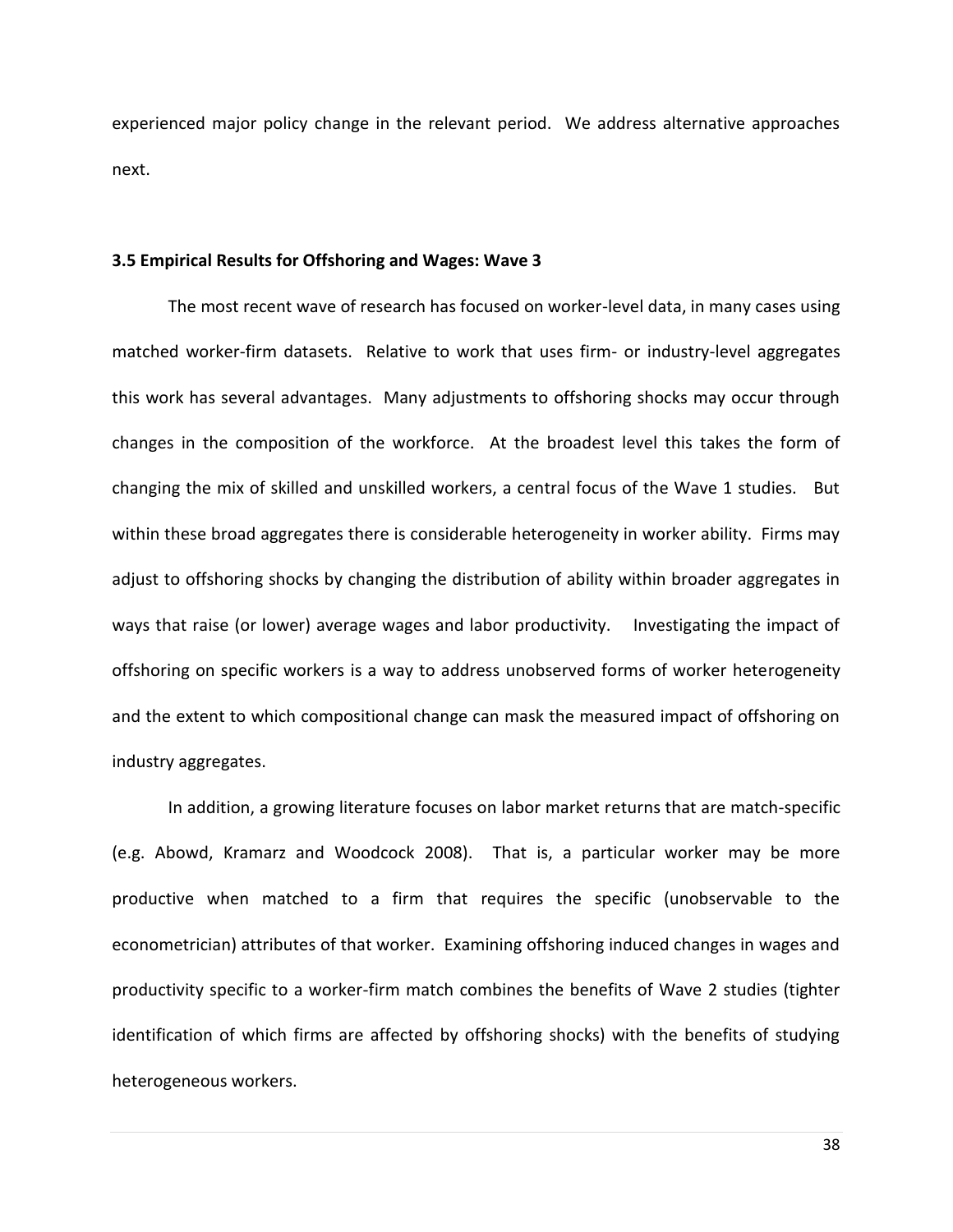experienced major policy change in the relevant period. We address alternative approaches next.

### 3.5 Empirical Results for Offshoring and Wages: Wave 3

The most recent wave of research has focused on worker-level data, in many cases using matched worker-firm datasets. Relative to work that uses firm- or industry-level aggregates this work has several advantages. Many adjustments to offshoring shocks may occur through changes in the composition of the workforce. At the broadest level this takes the form of changing the mix of skilled and unskilled workers, a central focus of the Wave 1 studies. But within these broad aggregates there is considerable heterogeneity in worker ability. Firms may adjust to offshoring shocks by changing the distribution of ability within broader aggregates in ways that raise (or lower) average wages and labor productivity. Investigating the impact of offshoring on specific workers is a way to address unobserved forms of worker heterogeneity and the extent to which compositional change can mask the measured impact of offshoring on industry aggregates.

In addition, a growing literature focuses on labor market returns that are match-specific (e.g. Abowd, Kramarz and Woodcock 2008). That is, a particular worker may be more productive when matched to a firm that requires the specific (unobservable to the econometrician) attributes of that worker. Examining offshoring induced changes in wages and productivity specific to a worker-firm match combines the benefits of Wave 2 studies (tighter identification of which firms are affected by offshoring shocks) with the benefits of studying heterogeneous workers.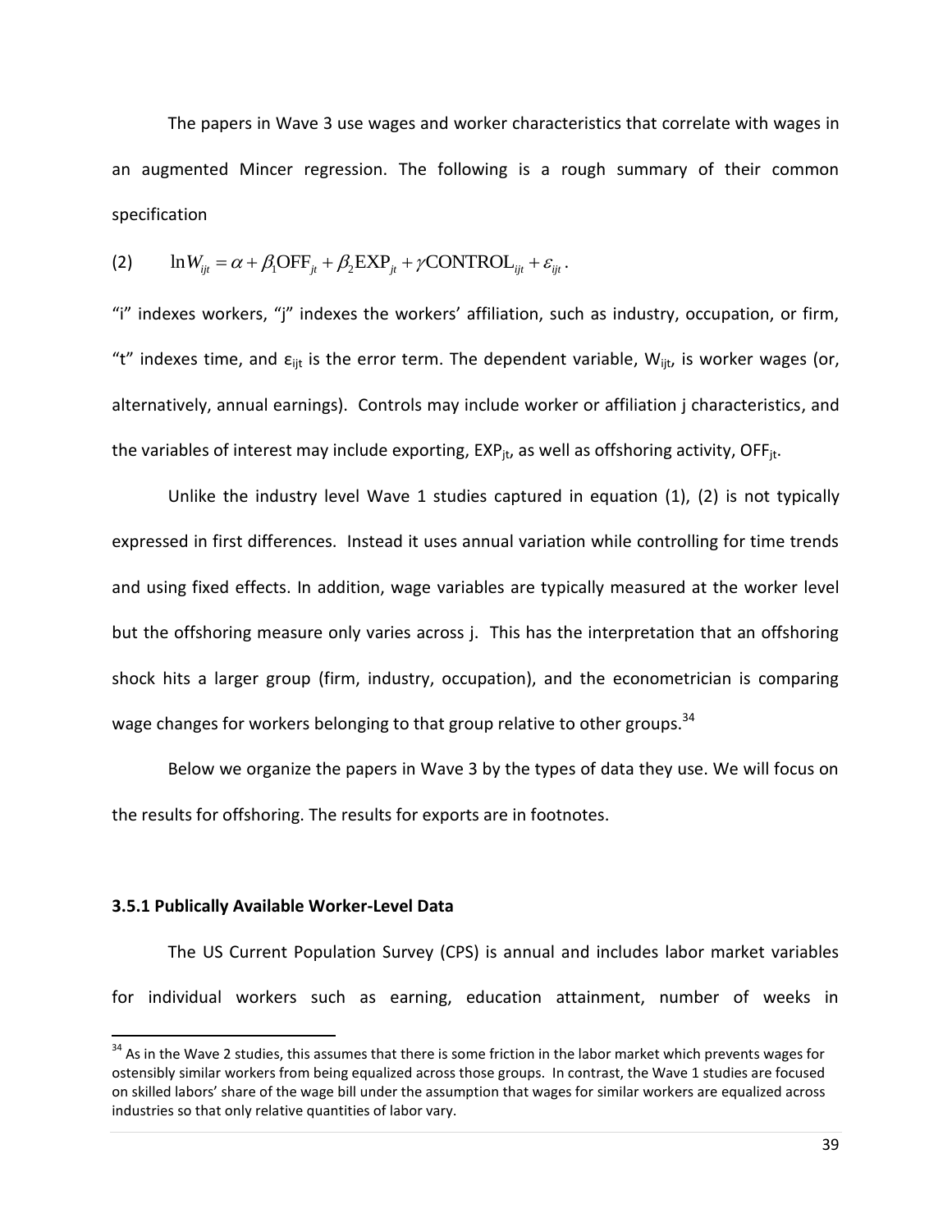The papers in Wave 3 use wages and worker characteristics that correlate with wages in an augmented Mincer regression. The following is a rough summary of their common specification

$$\text{(2)} \qquad \ln W_{ijt} = \alpha + \beta_1 \text{OFF}_{jt} + \beta_2 \text{EXP}_{jt} + \gamma \text{CONTROL}_{ijt} + \varepsilon_{ijt}.$$

"i" indexes workers, "j" indexes the workers' affiliation, such as industry, occupation, or firm, "t" indexes time, and $\varepsilon_{ijt}$ is the error term. The dependent variable, $W_{ijt}$, is worker wages (or, alternatively, annual earnings). Controls may include worker or affiliation j characteristics, and the variables of interest may include exporting, $\text{EXP}_{jt}$, as well as offshoring activity, $\text{OFF}_{jt}$.

Unlike the industry level Wave 1 studies captured in equation (1), (2) is not typically expressed in first differences. Instead it uses annual variation while controlling for time trends and using fixed effects. In addition, wage variables are typically measured at the worker level but the offshoring measure only varies across j. This has the interpretation that an offshoring shock hits a larger group (firm, industry, occupation), and the econometrician is comparing wage changes for workers belonging to that group relative to other groups.[34]

Below we organize the papers in Wave 3 by the types of data they use. We will focus on the results for offshoring. The results for exports are in footnotes.

### 3.5.1 Publically Available Worker-Level Data

The US Current Population Survey (CPS) is annual and includes labor market variables for individual workers such as earning, education attainment, number of weeks in

[34] As in the Wave 2 studies, this assumes that there is some friction in the labor market which prevents wages for ostensibly similar workers from being equalized across those groups. In contrast, the Wave 1 studies are focused on skilled labors' share of the wage bill under the assumption that wages for similar workers are equalized across industries so that only relative quantities of labor vary.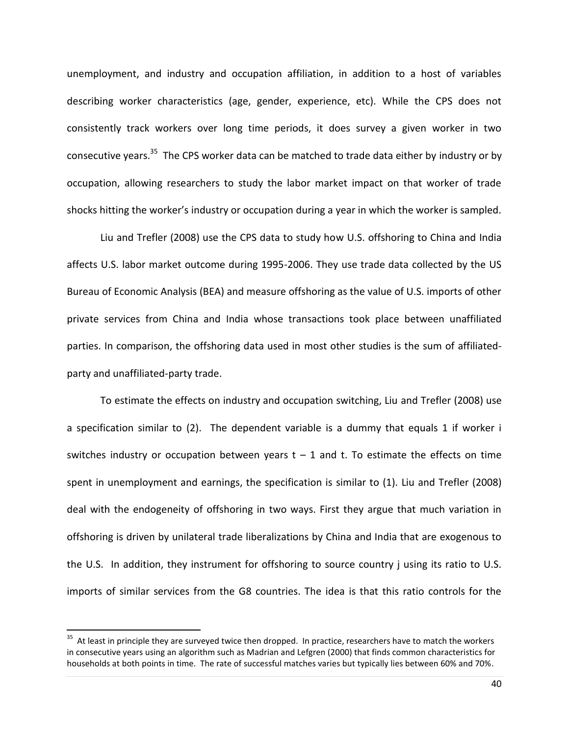unemployment, and industry and occupation affiliation, in addition to a host of variables describing worker characteristics (age, gender, experience, etc). While the CPS does not consistently track workers over long time periods, it does survey a given worker in two consecutive years.[35] The CPS worker data can be matched to trade data either by industry or by occupation, allowing researchers to study the labor market impact on that worker of trade shocks hitting the worker's industry or occupation during a year in which the worker is sampled.

Liu and Trefler (2008) use the CPS data to study how U.S. offshoring to China and India affects U.S. labor market outcome during 1995-2006. They use trade data collected by the US Bureau of Economic Analysis (BEA) and measure offshoring as the value of U.S. imports of other private services from China and India whose transactions took place between unaffiliated parties. In comparison, the offshoring data used in most other studies is the sum of affiliated-party and unaffiliated-party trade.

To estimate the effects on industry and occupation switching, Liu and Trefler (2008) use a specification similar to (2). The dependent variable is a dummy that equals 1 if worker i switches industry or occupation between years $t - 1$ and t. To estimate the effects on time spent in unemployment and earnings, the specification is similar to (1). Liu and Trefler (2008) deal with the endogeneity of offshoring in two ways. First they argue that much variation in offshoring is driven by unilateral trade liberalizations by China and India that are exogenous to the U.S. In addition, they instrument for offshoring to source country j using its ratio to U.S. imports of similar services from the G8 countries. The idea is that this ratio controls for the

[35] At least in principle they are surveyed twice then dropped. In practice, researchers have to match the workers in consecutive years using an algorithm such as Madrian and Lefgren (2000) that finds common characteristics for households at both points in time. The rate of successful matches varies but typically lies between 60% and 70%.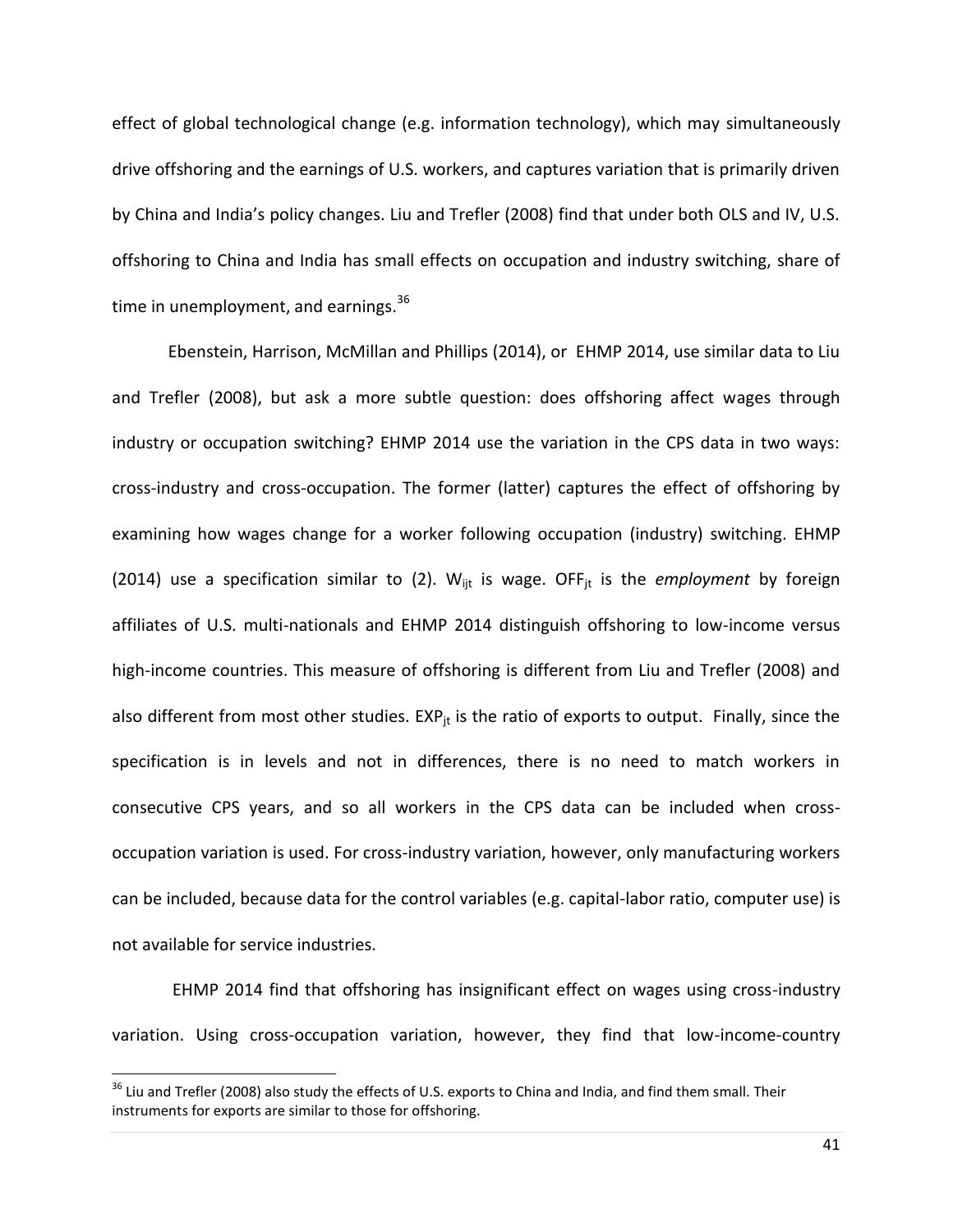effect of global technological change (e.g. information technology), which may simultaneously drive offshoring and the earnings of U.S. workers, and captures variation that is primarily driven by China and India's policy changes. Liu and Trefler (2008) find that under both OLS and IV, U.S. offshoring to China and India has small effects on occupation and industry switching, share of time in unemployment, and earnings.[36]

Ebenstein, Harrison, McMillan and Phillips (2014), or EHMP 2014, use similar data to Liu and Trefler (2008), but ask a more subtle question: does offshoring affect wages through industry or occupation switching? EHMP 2014 use the variation in the CPS data in two ways: cross-industry and cross-occupation. The former (latter) captures the effect of offshoring by examining how wages change for a worker following occupation (industry) switching. EHMP (2014) use a specification similar to (2). $W_{ijt}$ is wage. $OFF_{jt}$ is the *employment* by foreign affiliates of U.S. multi-nationals and EHMP 2014 distinguish offshoring to low-income versus high-income countries. This measure of offshoring is different from Liu and Trefler (2008) and also different from most other studies. $EXP_{jt}$ is the ratio of exports to output. Finally, since the specification is in levels and not in differences, there is no need to match workers in consecutive CPS years, and so all workers in the CPS data can be included when cross-occupation variation is used. For cross-industry variation, however, only manufacturing workers can be included, because data for the control variables (e.g. capital-labor ratio, computer use) is not available for service industries.

EHMP 2014 find that offshoring has insignificant effect on wages using cross-industry variation. Using cross-occupation variation, however, they find that low-income-country

[36] Liu and Trefler (2008) also study the effects of U.S. exports to China and India, and find them small. Their instruments for exports are similar to those for offshoring.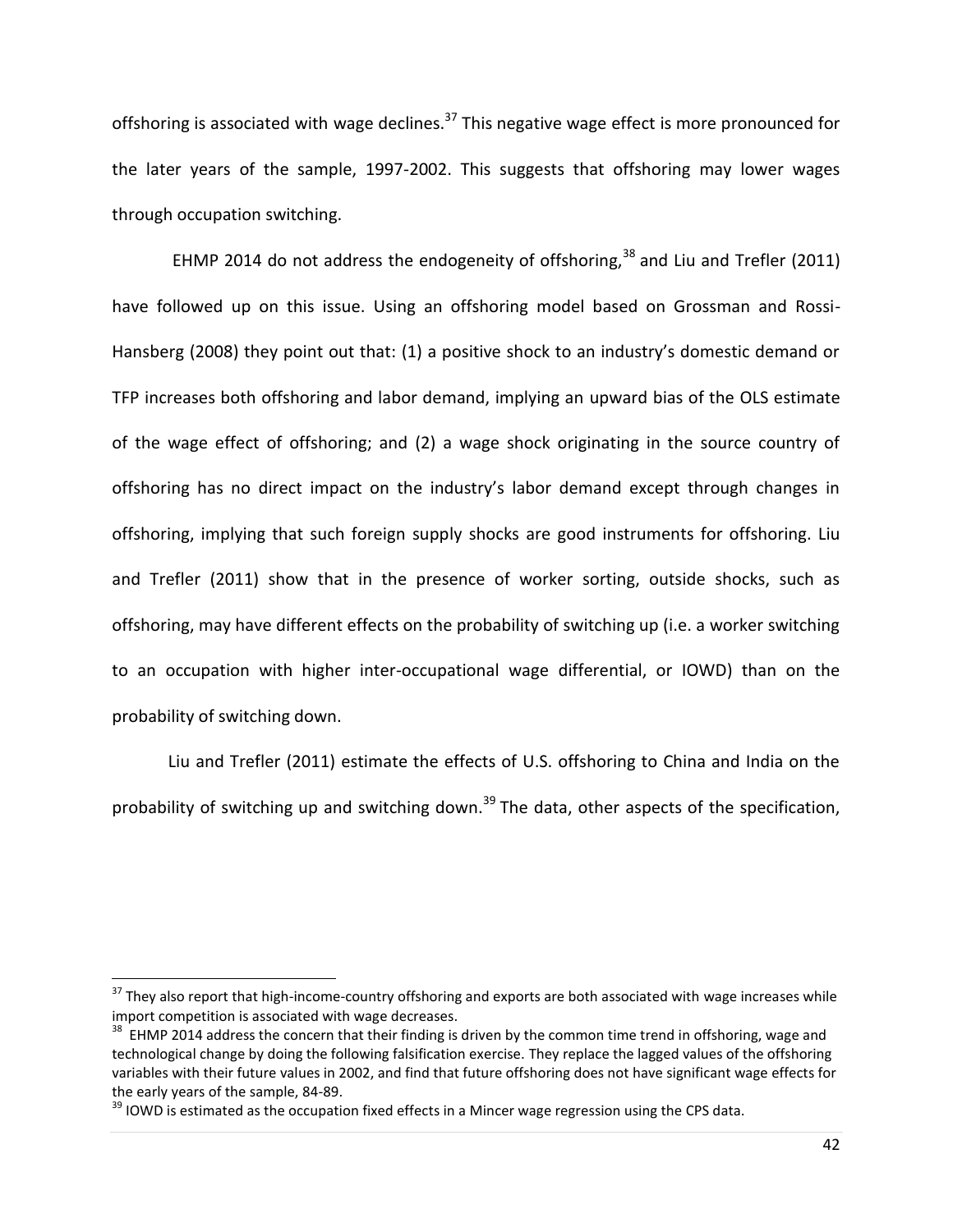offshoring is associated with wage declines.[37] This negative wage effect is more pronounced for the later years of the sample, 1997-2002. This suggests that offshoring may lower wages through occupation switching.

EHMP 2014 do not address the endogeneity of offshoring,[38] and Liu and Trefler (2011) have followed up on this issue. Using an offshoring model based on Grossman and Rossi-Hansberg (2008) they point out that: (1) a positive shock to an industry's domestic demand or TFP increases both offshoring and labor demand, implying an upward bias of the OLS estimate of the wage effect of offshoring; and (2) a wage shock originating in the source country of offshoring has no direct impact on the industry's labor demand except through changes in offshoring, implying that such foreign supply shocks are good instruments for offshoring. Liu and Trefler (2011) show that in the presence of worker sorting, outside shocks, such as offshoring, may have different effects on the probability of switching up (i.e. a worker switching to an occupation with higher inter-occupational wage differential, or IOWD) than on the probability of switching down.

Liu and Trefler (2011) estimate the effects of U.S. offshoring to China and India on the probability of switching up and switching down.[39] The data, other aspects of the specification,

---

[37] They also report that high-income-country offshoring and exports are both associated with wage increases while import competition is associated with wage decreases.

[38] EHMP 2014 address the concern that their finding is driven by the common time trend in offshoring, wage and technological change by doing the following falsification exercise. They replace the lagged values of the offshoring variables with their future values in 2002, and find that future offshoring does not have significant wage effects for the early years of the sample, 84-89.

[39] IOWD is estimated as the occupation fixed effects in a Mincer wage regression using the CPS data.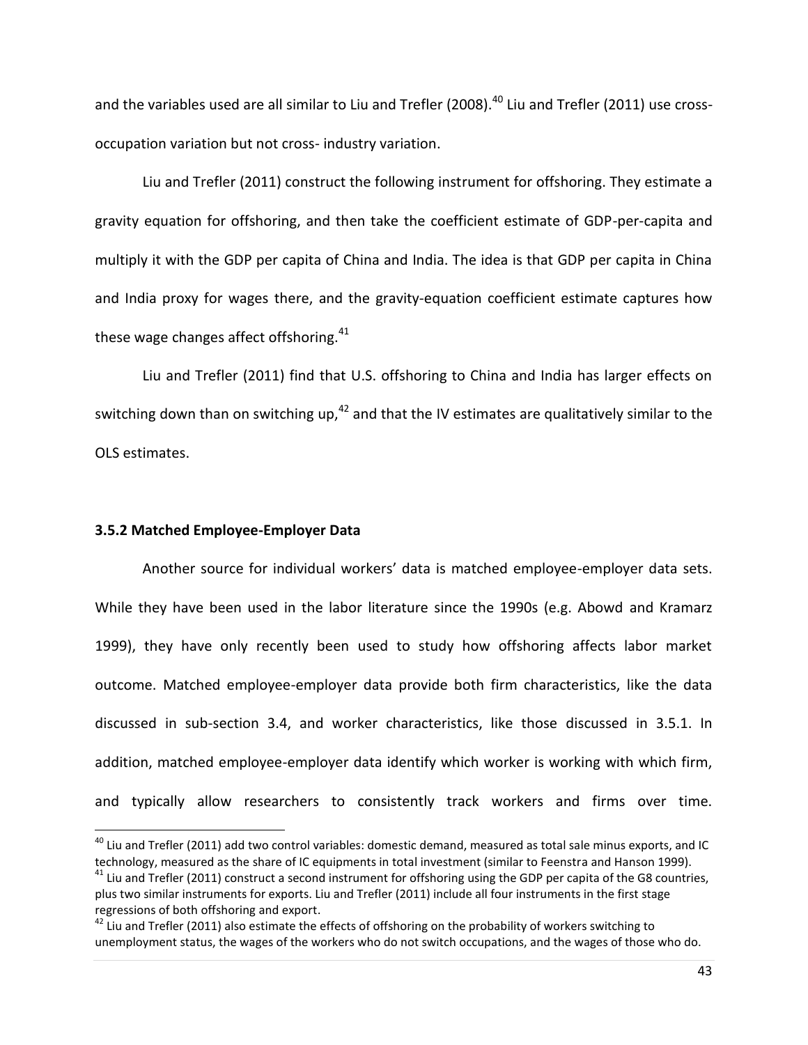and the variables used are all similar to Liu and Trefler (2008).[40] Liu and Trefler (2011) use cross-occupation variation but not cross- industry variation.

Liu and Trefler (2011) construct the following instrument for offshoring. They estimate a gravity equation for offshoring, and then take the coefficient estimate of GDP-per-capita and multiply it with the GDP per capita of China and India. The idea is that GDP per capita in China and India proxy for wages there, and the gravity-equation coefficient estimate captures how these wage changes affect offshoring.[41]

Liu and Trefler (2011) find that U.S. offshoring to China and India has larger effects on switching down than on switching up,[42] and that the IV estimates are qualitatively similar to the OLS estimates.

### 3.5.2 Matched Employee-Employer Data

Another source for individual workers' data is matched employee-employer data sets. While they have been used in the labor literature since the 1990s (e.g. Abowd and Kramarz 1999), they have only recently been used to study how offshoring affects labor market outcome. Matched employee-employer data provide both firm characteristics, like the data discussed in sub-section 3.4, and worker characteristics, like those discussed in 3.5.1. In addition, matched employee-employer data identify which worker is working with which firm, and typically allow researchers to consistently track workers and firms over time.

---

[40] Liu and Trefler (2011) add two control variables: domestic demand, measured as total sale minus exports, and IC technology, measured as the share of IC equipments in total investment (similar to Feenstra and Hanson 1999).

[41] Liu and Trefler (2011) construct a second instrument for offshoring using the GDP per capita of the G8 countries, plus two similar instruments for exports. Liu and Trefler (2011) include all four instruments in the first stage regressions of both offshoring and export.

[42] Liu and Trefler (2011) also estimate the effects of offshoring on the probability of workers switching to unemployment status, the wages of the workers who do not switch occupations, and the wages of those who do.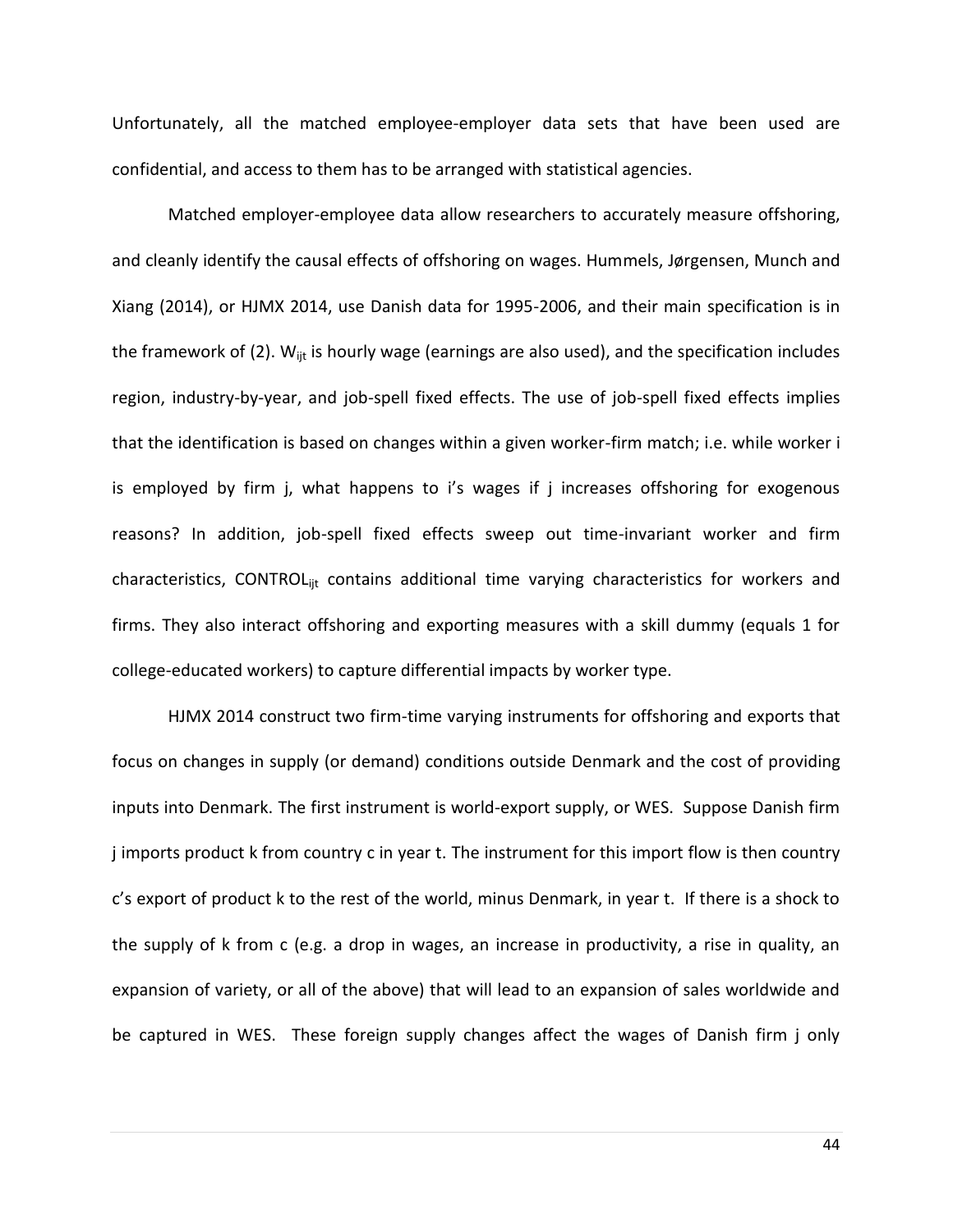Unfortunately, all the matched employee-employer data sets that have been used are confidential, and access to them has to be arranged with statistical agencies.

Matched employer-employee data allow researchers to accurately measure offshoring, and cleanly identify the causal effects of offshoring on wages. Hummels, Jørgensen, Munch and Xiang (2014), or HJMX 2014, use Danish data for 1995-2006, and their main specification is in the framework of (2). $W_{ijt}$ is hourly wage (earnings are also used), and the specification includes region, industry-by-year, and job-spell fixed effects. The use of job-spell fixed effects implies that the identification is based on changes within a given worker-firm match; i.e. while worker i is employed by firm j, what happens to i's wages if j increases offshoring for exogenous reasons? In addition, job-spell fixed effects sweep out time-invariant worker and firm characteristics, $CONTROL_{ijt}$ contains additional time varying characteristics for workers and firms. They also interact offshoring and exporting measures with a skill dummy (equals 1 for college-educated workers) to capture differential impacts by worker type.

HJMX 2014 construct two firm-time varying instruments for offshoring and exports that focus on changes in supply (or demand) conditions outside Denmark and the cost of providing inputs into Denmark. The first instrument is world-export supply, or WES. Suppose Danish firm j imports product k from country c in year t. The instrument for this import flow is then country c's export of product k to the rest of the world, minus Denmark, in year t. If there is a shock to the supply of k from c (e.g. a drop in wages, an increase in productivity, a rise in quality, an expansion of variety, or all of the above) that will lead to an expansion of sales worldwide and be captured in WES. These foreign supply changes affect the wages of Danish firm j only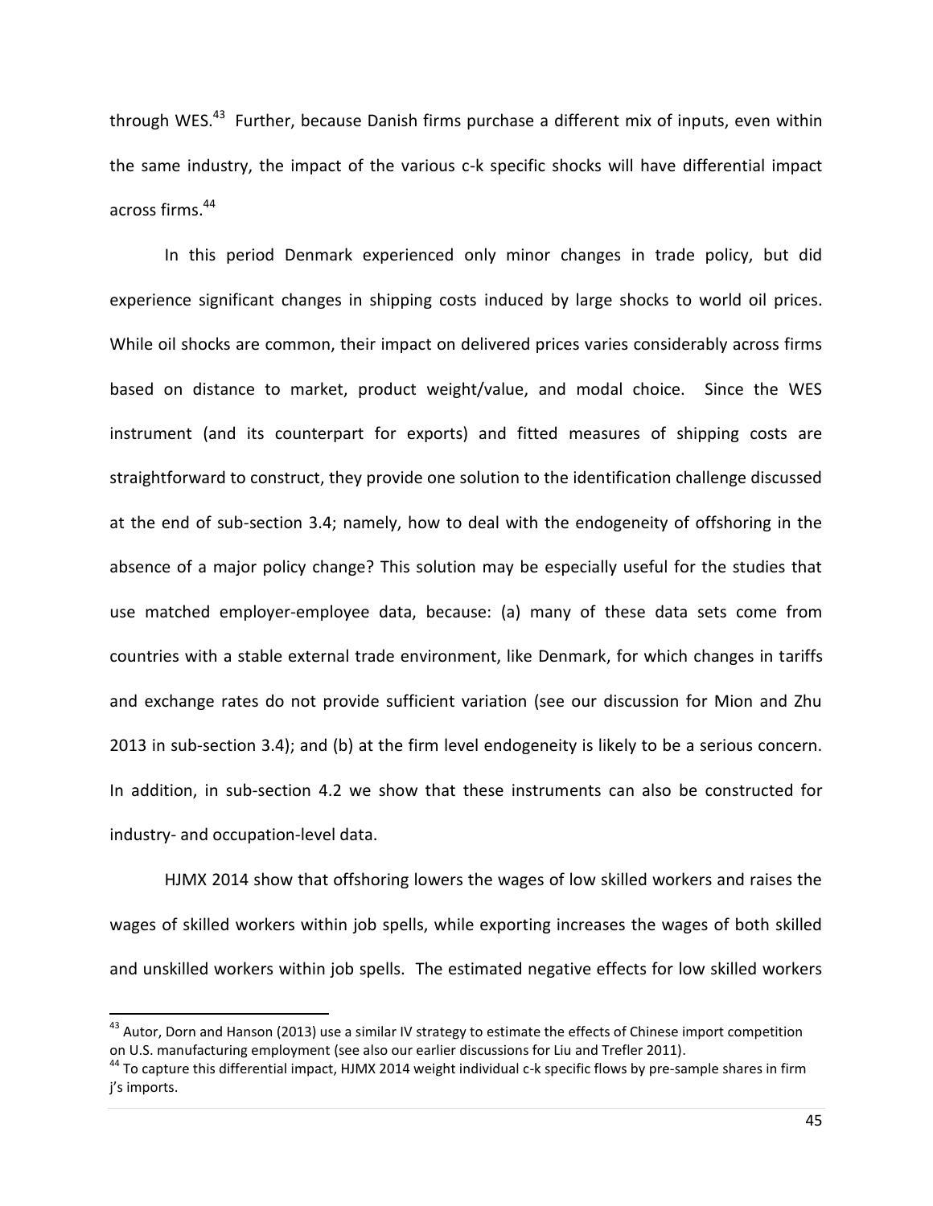through WES.[43] Further, because Danish firms purchase a different mix of inputs, even within the same industry, the impact of the various c-k specific shocks will have differential impact across firms.[44]

In this period Denmark experienced only minor changes in trade policy, but did experience significant changes in shipping costs induced by large shocks to world oil prices. While oil shocks are common, their impact on delivered prices varies considerably across firms based on distance to market, product weight/value, and modal choice. Since the WES instrument (and its counterpart for exports) and fitted measures of shipping costs are straightforward to construct, they provide one solution to the identification challenge discussed at the end of sub-section 3.4; namely, how to deal with the endogeneity of offshoring in the absence of a major policy change? This solution may be especially useful for the studies that use matched employer-employee data, because: (a) many of these data sets come from countries with a stable external trade environment, like Denmark, for which changes in tariffs and exchange rates do not provide sufficient variation (see our discussion for Mion and Zhu 2013 in sub-section 3.4); and (b) at the firm level endogeneity is likely to be a serious concern. In addition, in sub-section 4.2 we show that these instruments can also be constructed for industry- and occupation-level data.

HJMX 2014 show that offshoring lowers the wages of low skilled workers and raises the wages of skilled workers within job spells, while exporting increases the wages of both skilled and unskilled workers within job spells. The estimated negative effects for low skilled workers

---

[43] Autor, Dorn and Hanson (2013) use a similar IV strategy to estimate the effects of Chinese import competition on U.S. manufacturing employment (see also our earlier discussions for Liu and Trefler 2011).

[44] To capture this differential impact, HJMX 2014 weight individual c-k specific flows by pre-sample shares in firm j's imports.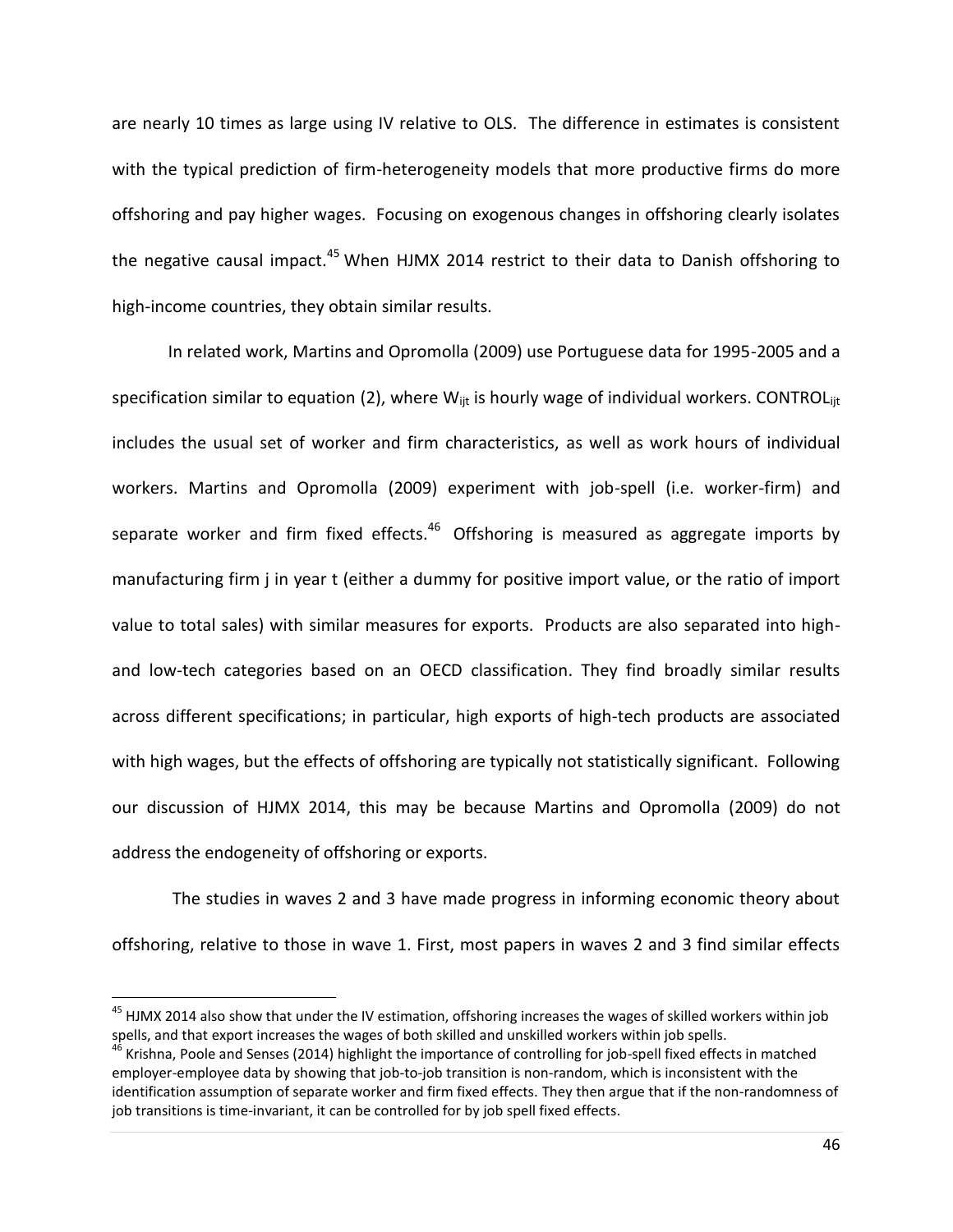are nearly 10 times as large using IV relative to OLS. The difference in estimates is consistent with the typical prediction of firm-heterogeneity models that more productive firms do more offshoring and pay higher wages. Focusing on exogenous changes in offshoring clearly isolates the negative causal impact.[45] When HJMX 2014 restrict to their data to Danish offshoring to high-income countries, they obtain similar results.

In related work, Martins and Opromolla (2009) use Portuguese data for 1995-2005 and a specification similar to equation (2), where $W_{ijt}$ is hourly wage of individual workers. $CONTROL_{ijt}$ includes the usual set of worker and firm characteristics, as well as work hours of individual workers. Martins and Opromolla (2009) experiment with job-spell (i.e. worker-firm) and separate worker and firm fixed effects.[46] Offshoring is measured as aggregate imports by manufacturing firm j in year t (either a dummy for positive import value, or the ratio of import value to total sales) with similar measures for exports. Products are also separated into high- and low-tech categories based on an OECD classification. They find broadly similar results across different specifications; in particular, high exports of high-tech products are associated with high wages, but the effects of offshoring are typically not statistically significant. Following our discussion of HJMX 2014, this may be because Martins and Opromolla (2009) do not address the endogeneity of offshoring or exports.

The studies in waves 2 and 3 have made progress in informing economic theory about offshoring, relative to those in wave 1. First, most papers in waves 2 and 3 find similar effects

[45] HJMX 2014 also show that under the IV estimation, offshoring increases the wages of skilled workers within job spells, and that export increases the wages of both skilled and unskilled workers within job spells.

[46] Krishna, Poole and Senses (2014) highlight the importance of controlling for job-spell fixed effects in matched employer-employee data by showing that job-to-job transition is non-random, which is inconsistent with the identification assumption of separate worker and firm fixed effects. They then argue that if the non-randomness of job transitions is time-invariant, it can be controlled for by job spell fixed effects.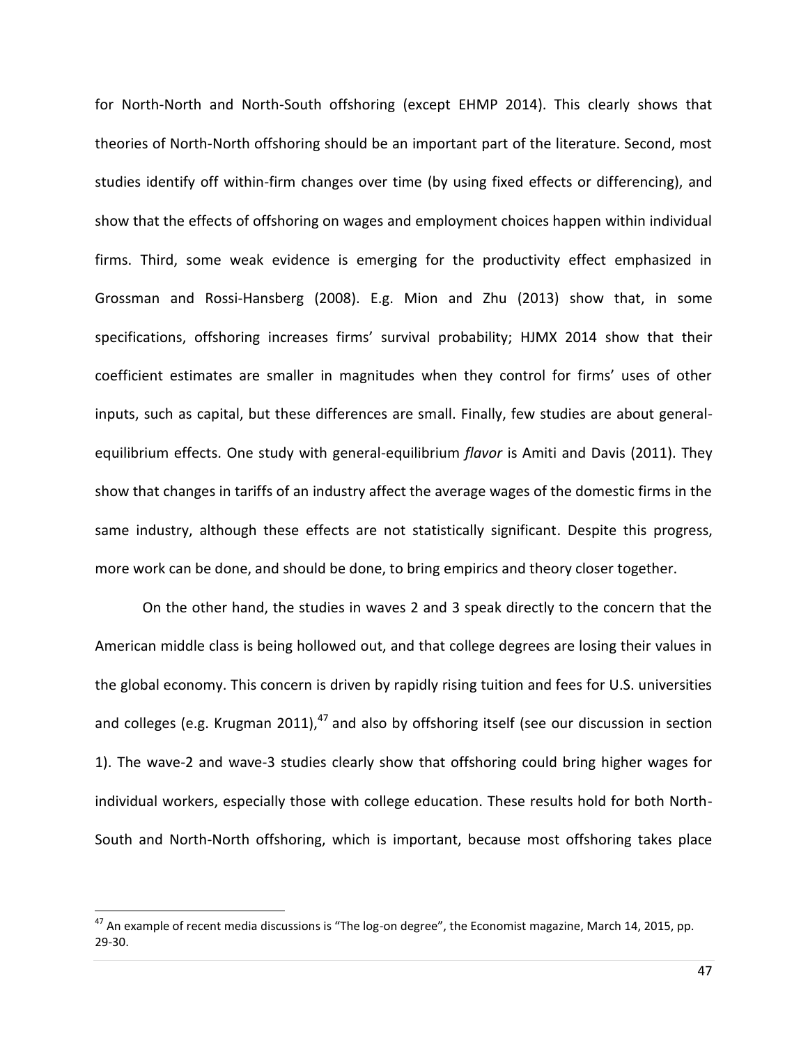for North-North and North-South offshoring (except EHMP 2014). This clearly shows that theories of North-North offshoring should be an important part of the literature. Second, most studies identify off within-firm changes over time (by using fixed effects or differencing), and show that the effects of offshoring on wages and employment choices happen within individual firms. Third, some weak evidence is emerging for the productivity effect emphasized in Grossman and Rossi-Hansberg (2008). E.g. Mion and Zhu (2013) show that, in some specifications, offshoring increases firms' survival probability; HJMX 2014 show that their coefficient estimates are smaller in magnitudes when they control for firms' uses of other inputs, such as capital, but these differences are small. Finally, few studies are about general-equilibrium effects. One study with general-equilibrium *flavor* is Amiti and Davis (2011). They show that changes in tariffs of an industry affect the average wages of the domestic firms in the same industry, although these effects are not statistically significant. Despite this progress, more work can be done, and should be done, to bring empirics and theory closer together.

On the other hand, the studies in waves 2 and 3 speak directly to the concern that the American middle class is being hollowed out, and that college degrees are losing their values in the global economy. This concern is driven by rapidly rising tuition and fees for U.S. universities and colleges (e.g. Krugman 2011),[47] and also by offshoring itself (see our discussion in section 1). The wave-2 and wave-3 studies clearly show that offshoring could bring higher wages for individual workers, especially those with college education. These results hold for both North-South and North-North offshoring, which is important, because most offshoring takes place

[47] An example of recent media discussions is "The log-on degree", the Economist magazine, March 14, 2015, pp. 29-30.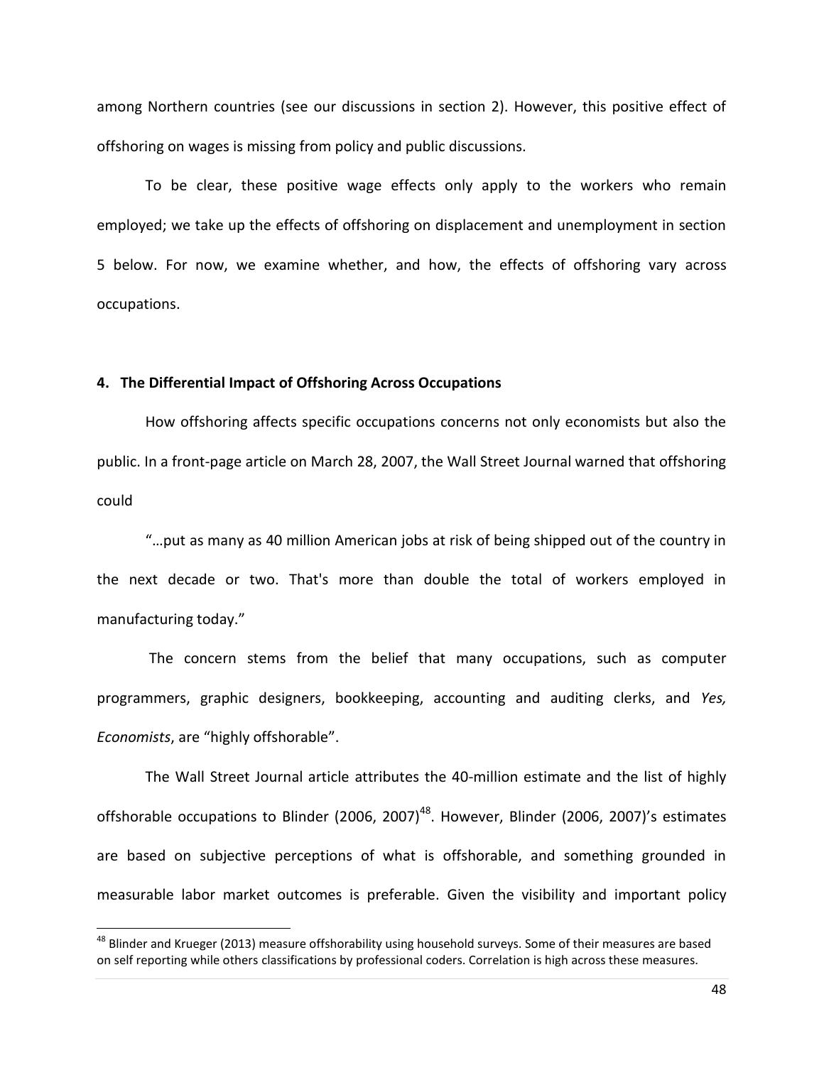among Northern countries (see our discussions in section 2). However, this positive effect of offshoring on wages is missing from policy and public discussions.

To be clear, these positive wage effects only apply to the workers who remain employed; we take up the effects of offshoring on displacement and unemployment in section 5 below. For now, we examine whether, and how, the effects of offshoring vary across occupations.

## 4. The Differential Impact of Offshoring Across Occupations

How offshoring affects specific occupations concerns not only economists but also the public. In a front-page article on March 28, 2007, the Wall Street Journal warned that offshoring could

"…put as many as 40 million American jobs at risk of being shipped out of the country in the next decade or two. That's more than double the total of workers employed in manufacturing today."

The concern stems from the belief that many occupations, such as computer programmers, graphic designers, bookkeeping, accounting and auditing clerks, and *Yes, Economists*, are "highly offshorable".

The Wall Street Journal article attributes the 40-million estimate and the list of highly offshorable occupations to Blinder (2006, 2007)[48]. However, Blinder (2006, 2007)'s estimates are based on subjective perceptions of what is offshorable, and something grounded in measurable labor market outcomes is preferable. Given the visibility and important policy

[48] Blinder and Krueger (2013) measure offshorability using household surveys. Some of their measures are based on self reporting while others classifications by professional coders. Correlation is high across these measures.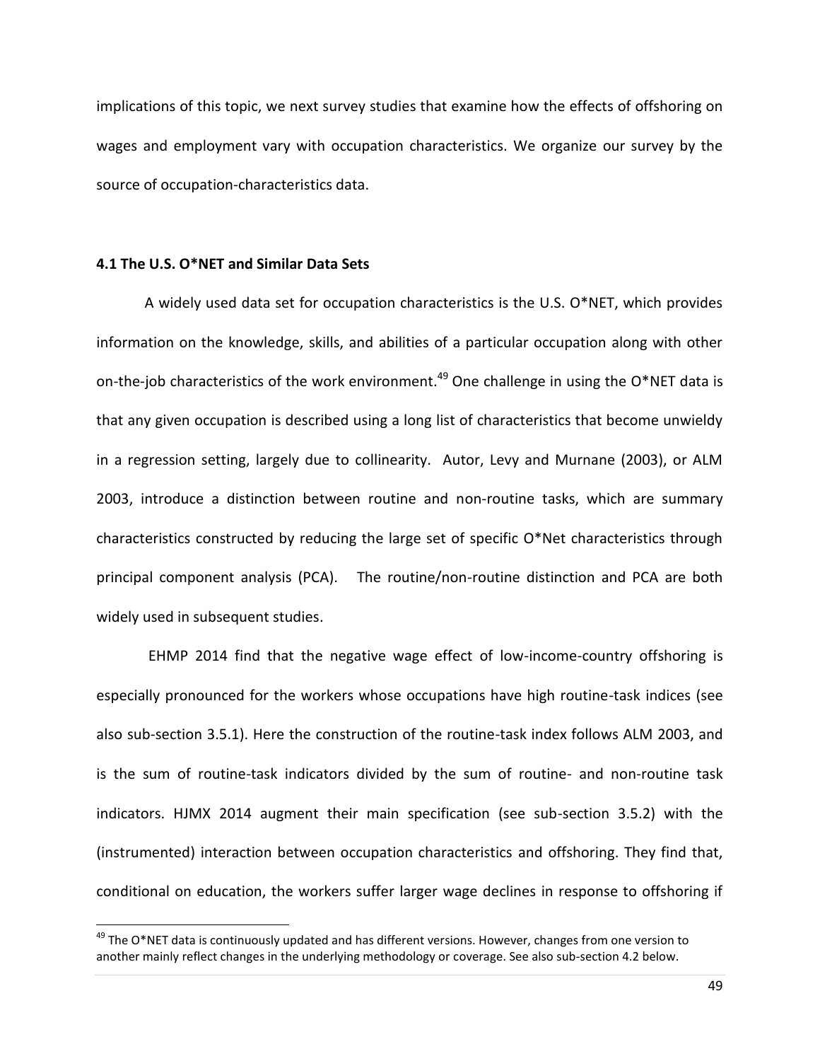implications of this topic, we next survey studies that examine how the effects of offshoring on wages and employment vary with occupation characteristics. We organize our survey by the source of occupation-characteristics data.

### 4.1 The U.S. O*NET and Similar Data Sets

A widely used data set for occupation characteristics is the U.S. O*NET, which provides information on the knowledge, skills, and abilities of a particular occupation along with other on-the-job characteristics of the work environment.[49] One challenge in using the O*NET data is that any given occupation is described using a long list of characteristics that become unwieldy in a regression setting, largely due to collinearity. Autor, Levy and Murnane (2003), or ALM 2003, introduce a distinction between routine and non-routine tasks, which are summary characteristics constructed by reducing the large set of specific O*Net characteristics through principal component analysis (PCA). The routine/non-routine distinction and PCA are both widely used in subsequent studies.

EHMP 2014 find that the negative wage effect of low-income-country offshoring is especially pronounced for the workers whose occupations have high routine-task indices (see also sub-section 3.5.1). Here the construction of the routine-task index follows ALM 2003, and is the sum of routine-task indicators divided by the sum of routine- and non-routine task indicators. HJMX 2014 augment their main specification (see sub-section 3.5.2) with the (instrumented) interaction between occupation characteristics and offshoring. They find that, conditional on education, the workers suffer larger wage declines in response to offshoring if

[49] The O*NET data is continuously updated and has different versions. However, changes from one version to another mainly reflect changes in the underlying methodology or coverage. See also sub-section 4.2 below.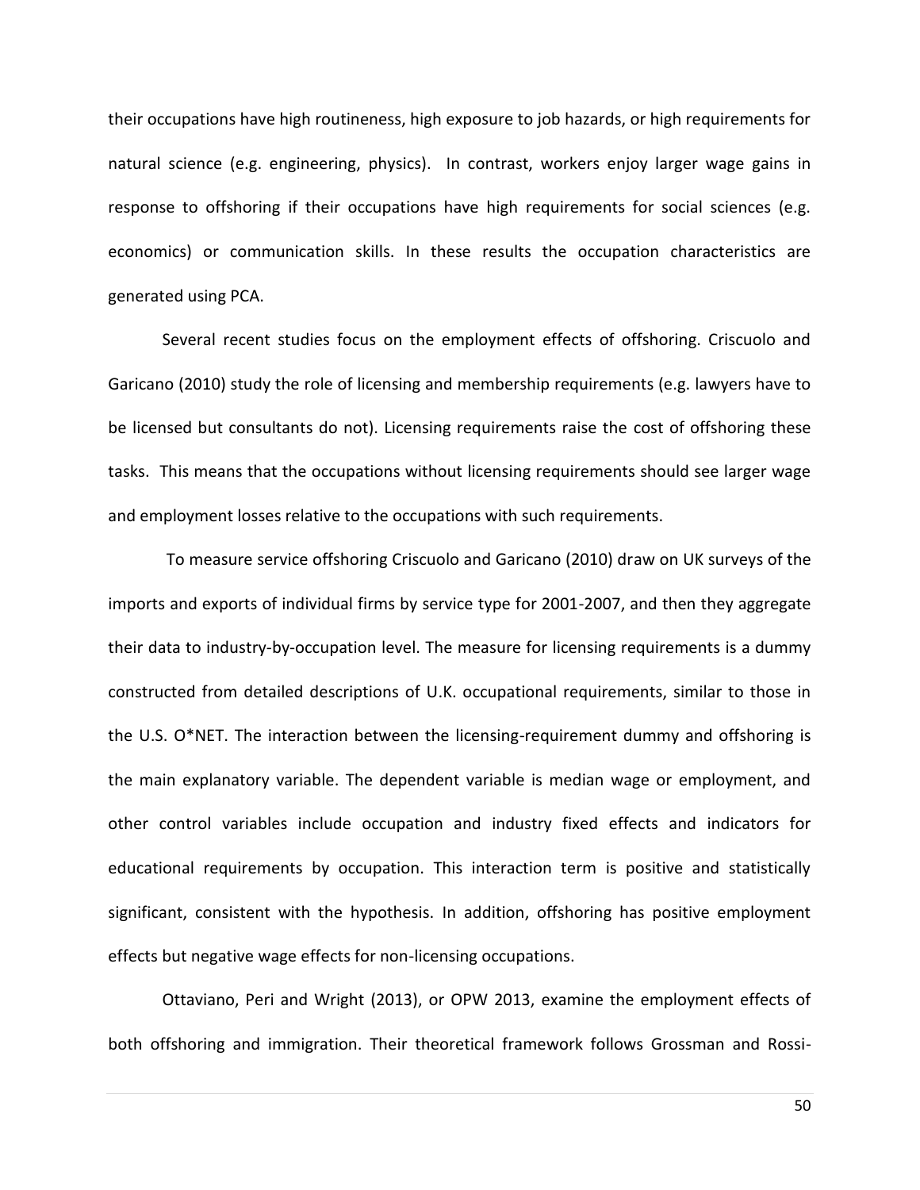their occupations have high routineness, high exposure to job hazards, or high requirements for natural science (e.g. engineering, physics). In contrast, workers enjoy larger wage gains in response to offshoring if their occupations have high requirements for social sciences (e.g. economics) or communication skills. In these results the occupation characteristics are generated using PCA.

Several recent studies focus on the employment effects of offshoring. Criscuolo and Garicano (2010) study the role of licensing and membership requirements (e.g. lawyers have to be licensed but consultants do not). Licensing requirements raise the cost of offshoring these tasks. This means that the occupations without licensing requirements should see larger wage and employment losses relative to the occupations with such requirements.

To measure service offshoring Criscuolo and Garicano (2010) draw on UK surveys of the imports and exports of individual firms by service type for 2001-2007, and then they aggregate their data to industry-by-occupation level. The measure for licensing requirements is a dummy constructed from detailed descriptions of U.K. occupational requirements, similar to those in the U.S. O*NET. The interaction between the licensing-requirement dummy and offshoring is the main explanatory variable. The dependent variable is median wage or employment, and other control variables include occupation and industry fixed effects and indicators for educational requirements by occupation. This interaction term is positive and statistically significant, consistent with the hypothesis. In addition, offshoring has positive employment effects but negative wage effects for non-licensing occupations.

Ottaviano, Peri and Wright (2013), or OPW 2013, examine the employment effects of both offshoring and immigration. Their theoretical framework follows Grossman and Rossi-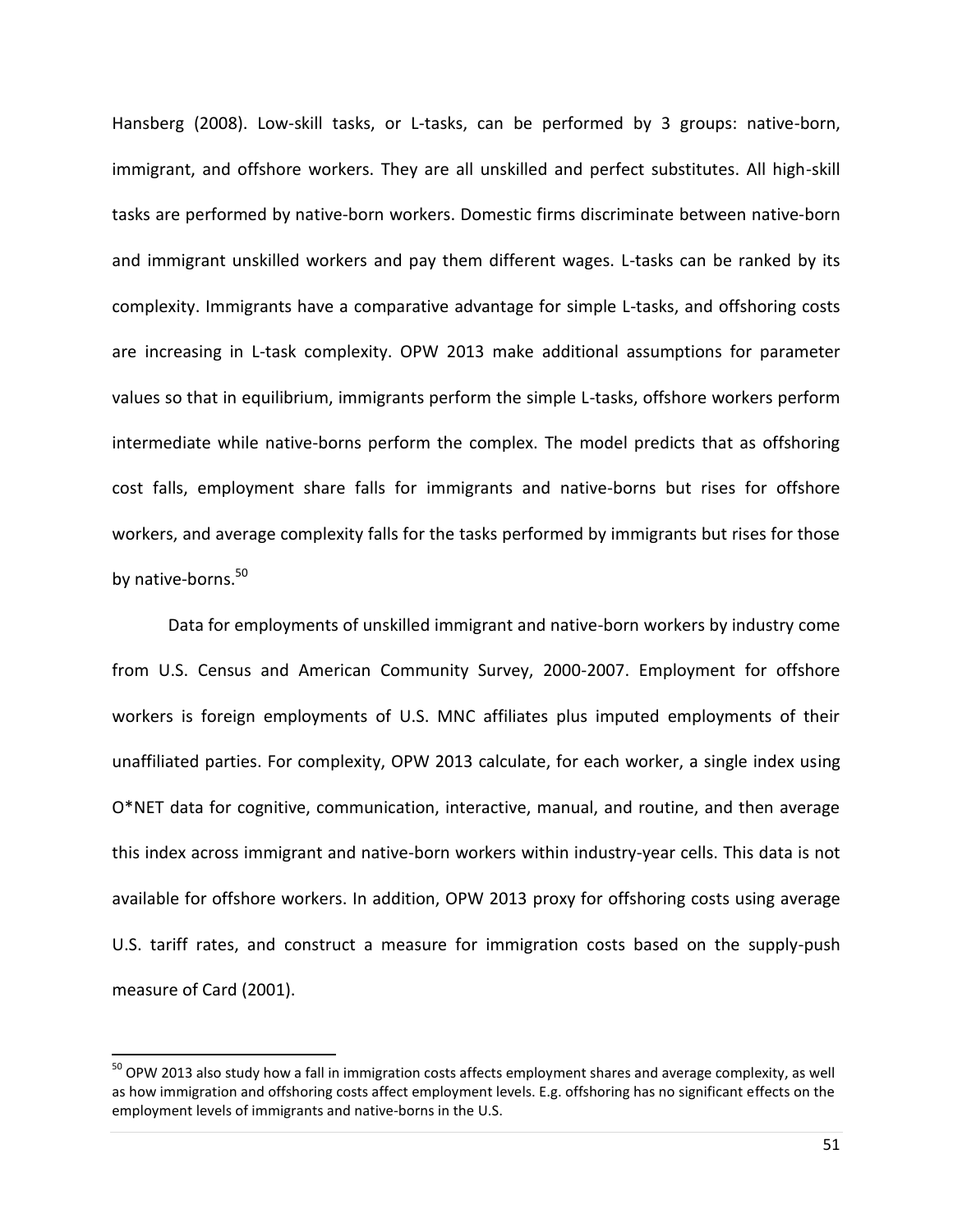Hansberg (2008). Low-skill tasks, or L-tasks, can be performed by 3 groups: native-born, immigrant, and offshore workers. They are all unskilled and perfect substitutes. All high-skill tasks are performed by native-born workers. Domestic firms discriminate between native-born and immigrant unskilled workers and pay them different wages. L-tasks can be ranked by its complexity. Immigrants have a comparative advantage for simple L-tasks, and offshoring costs are increasing in L-task complexity. OPW 2013 make additional assumptions for parameter values so that in equilibrium, immigrants perform the simple L-tasks, offshore workers perform intermediate while native-borns perform the complex. The model predicts that as offshoring cost falls, employment share falls for immigrants and native-borns but rises for offshore workers, and average complexity falls for the tasks performed by immigrants but rises for those by native-borns.[50]

Data for employments of unskilled immigrant and native-born workers by industry come from U.S. Census and American Community Survey, 2000-2007. Employment for offshore workers is foreign employments of U.S. MNC affiliates plus imputed employments of their unaffiliated parties. For complexity, OPW 2013 calculate, for each worker, a single index using O*NET data for cognitive, communication, interactive, manual, and routine, and then average this index across immigrant and native-born workers within industry-year cells. This data is not available for offshore workers. In addition, OPW 2013 proxy for offshoring costs using average U.S. tariff rates, and construct a measure for immigration costs based on the supply-push measure of Card (2001).

---

[50] OPW 2013 also study how a fall in immigration costs affects employment shares and average complexity, as well as how immigration and offshoring costs affect employment levels. E.g. offshoring has no significant effects on the employment levels of immigrants and native-borns in the U.S.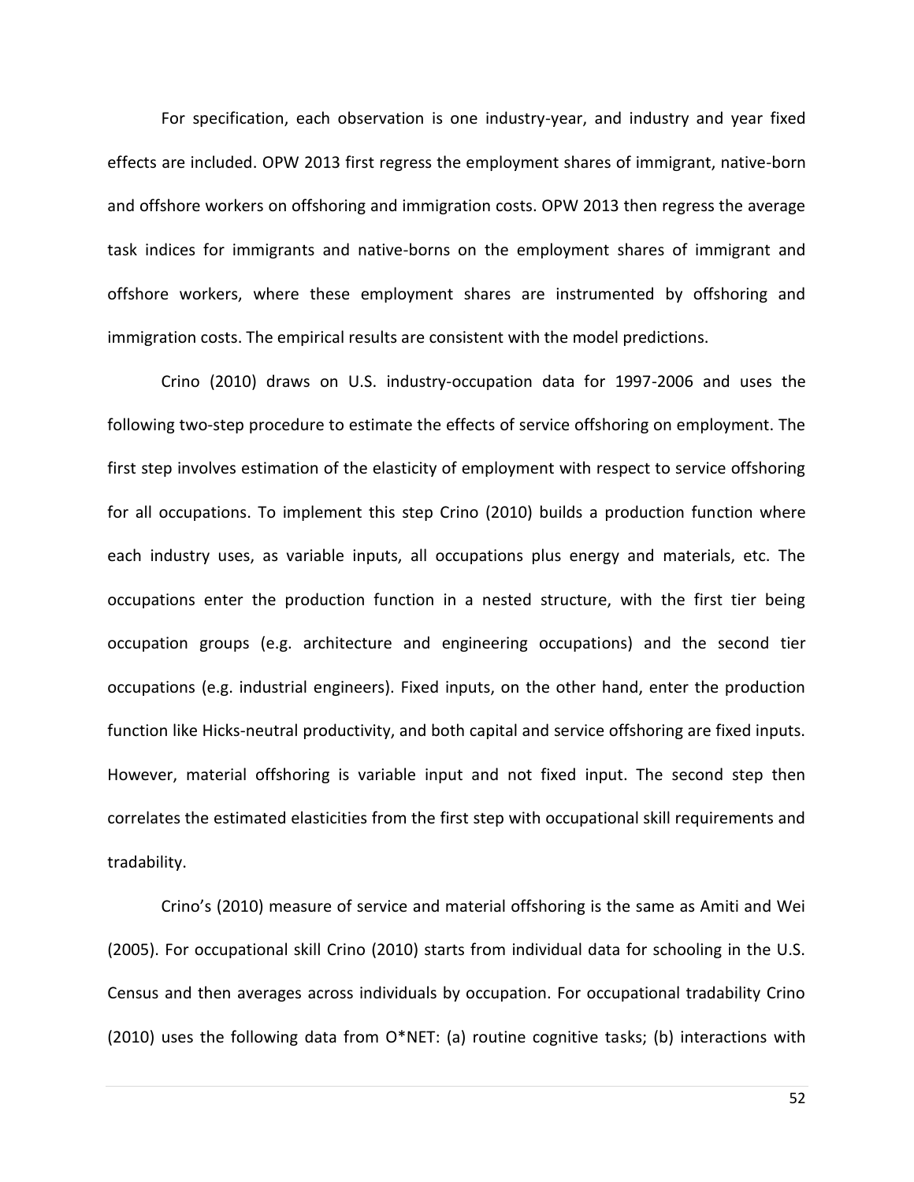For specification, each observation is one industry-year, and industry and year fixed effects are included. OPW 2013 first regress the employment shares of immigrant, native-born and offshore workers on offshoring and immigration costs. OPW 2013 then regress the average task indices for immigrants and native-borns on the employment shares of immigrant and offshore workers, where these employment shares are instrumented by offshoring and immigration costs. The empirical results are consistent with the model predictions.

Crino (2010) draws on U.S. industry-occupation data for 1997-2006 and uses the following two-step procedure to estimate the effects of service offshoring on employment. The first step involves estimation of the elasticity of employment with respect to service offshoring for all occupations. To implement this step Crino (2010) builds a production function where each industry uses, as variable inputs, all occupations plus energy and materials, etc. The occupations enter the production function in a nested structure, with the first tier being occupation groups (e.g. architecture and engineering occupations) and the second tier occupations (e.g. industrial engineers). Fixed inputs, on the other hand, enter the production function like Hicks-neutral productivity, and both capital and service offshoring are fixed inputs. However, material offshoring is variable input and not fixed input. The second step then correlates the estimated elasticities from the first step with occupational skill requirements and tradability.

Crino's (2010) measure of service and material offshoring is the same as Amiti and Wei (2005). For occupational skill Crino (2010) starts from individual data for schooling in the U.S. Census and then averages across individuals by occupation. For occupational tradability Crino (2010) uses the following data from O*NET: (a) routine cognitive tasks; (b) interactions with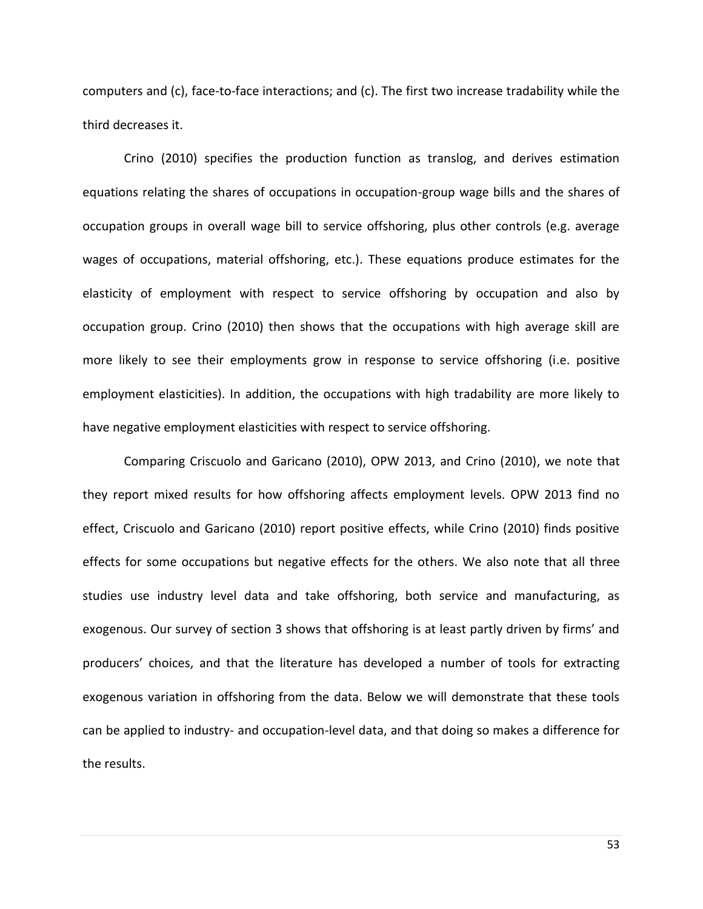computers and (c), face-to-face interactions; and (c). The first two increase tradability while the third decreases it.

Crino (2010) specifies the production function as translog, and derives estimation equations relating the shares of occupations in occupation-group wage bills and the shares of occupation groups in overall wage bill to service offshoring, plus other controls (e.g. average wages of occupations, material offshoring, etc.). These equations produce estimates for the elasticity of employment with respect to service offshoring by occupation and also by occupation group. Crino (2010) then shows that the occupations with high average skill are more likely to see their employments grow in response to service offshoring (i.e. positive employment elasticities). In addition, the occupations with high tradability are more likely to have negative employment elasticities with respect to service offshoring.

Comparing Criscuolo and Garicano (2010), OPW 2013, and Crino (2010), we note that they report mixed results for how offshoring affects employment levels. OPW 2013 find no effect, Criscuolo and Garicano (2010) report positive effects, while Crino (2010) finds positive effects for some occupations but negative effects for the others. We also note that all three studies use industry level data and take offshoring, both service and manufacturing, as exogenous. Our survey of section 3 shows that offshoring is at least partly driven by firms' and producers' choices, and that the literature has developed a number of tools for extracting exogenous variation in offshoring from the data. Below we will demonstrate that these tools can be applied to industry- and occupation-level data, and that doing so makes a difference for the results.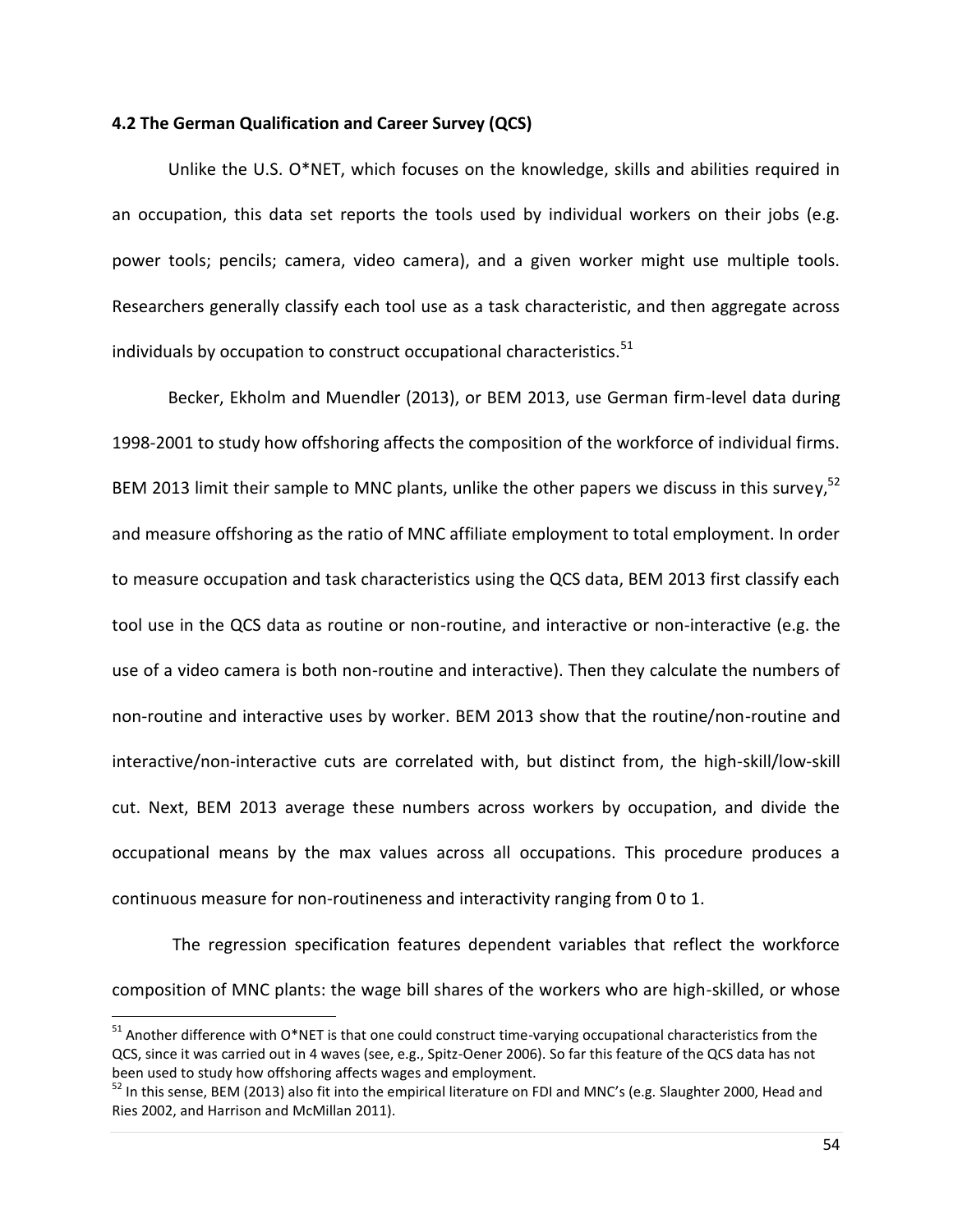### 4.2 The German Qualification and Career Survey (QCS)

Unlike the U.S. O*NET, which focuses on the knowledge, skills and abilities required in an occupation, this data set reports the tools used by individual workers on their jobs (e.g. power tools; pencils; camera, video camera), and a given worker might use multiple tools. Researchers generally classify each tool use as a task characteristic, and then aggregate across individuals by occupation to construct occupational characteristics.[51]

Becker, Ekholm and Muendler (2013), or BEM 2013, use German firm-level data during 1998-2001 to study how offshoring affects the composition of the workforce of individual firms. BEM 2013 limit their sample to MNC plants, unlike the other papers we discuss in this survey,[52] and measure offshoring as the ratio of MNC affiliate employment to total employment. In order to measure occupation and task characteristics using the QCS data, BEM 2013 first classify each tool use in the QCS data as routine or non-routine, and interactive or non-interactive (e.g. the use of a video camera is both non-routine and interactive). Then they calculate the numbers of non-routine and interactive uses by worker. BEM 2013 show that the routine/non-routine and interactive/non-interactive cuts are correlated with, but distinct from, the high-skill/low-skill cut. Next, BEM 2013 average these numbers across workers by occupation, and divide the occupational means by the max values across all occupations. This procedure produces a continuous measure for non-routineness and interactivity ranging from 0 to 1.

The regression specification features dependent variables that reflect the workforce composition of MNC plants: the wage bill shares of the workers who are high-skilled, or whose

---

[51] Another difference with O*NET is that one could construct time-varying occupational characteristics from the QCS, since it was carried out in 4 waves (see, e.g., Spitz-Oener 2006). So far this feature of the QCS data has not been used to study how offshoring affects wages and employment.

[52] In this sense, BEM (2013) also fit into the empirical literature on FDI and MNC's (e.g. Slaughter 2000, Head and Ries 2002, and Harrison and McMillan 2011).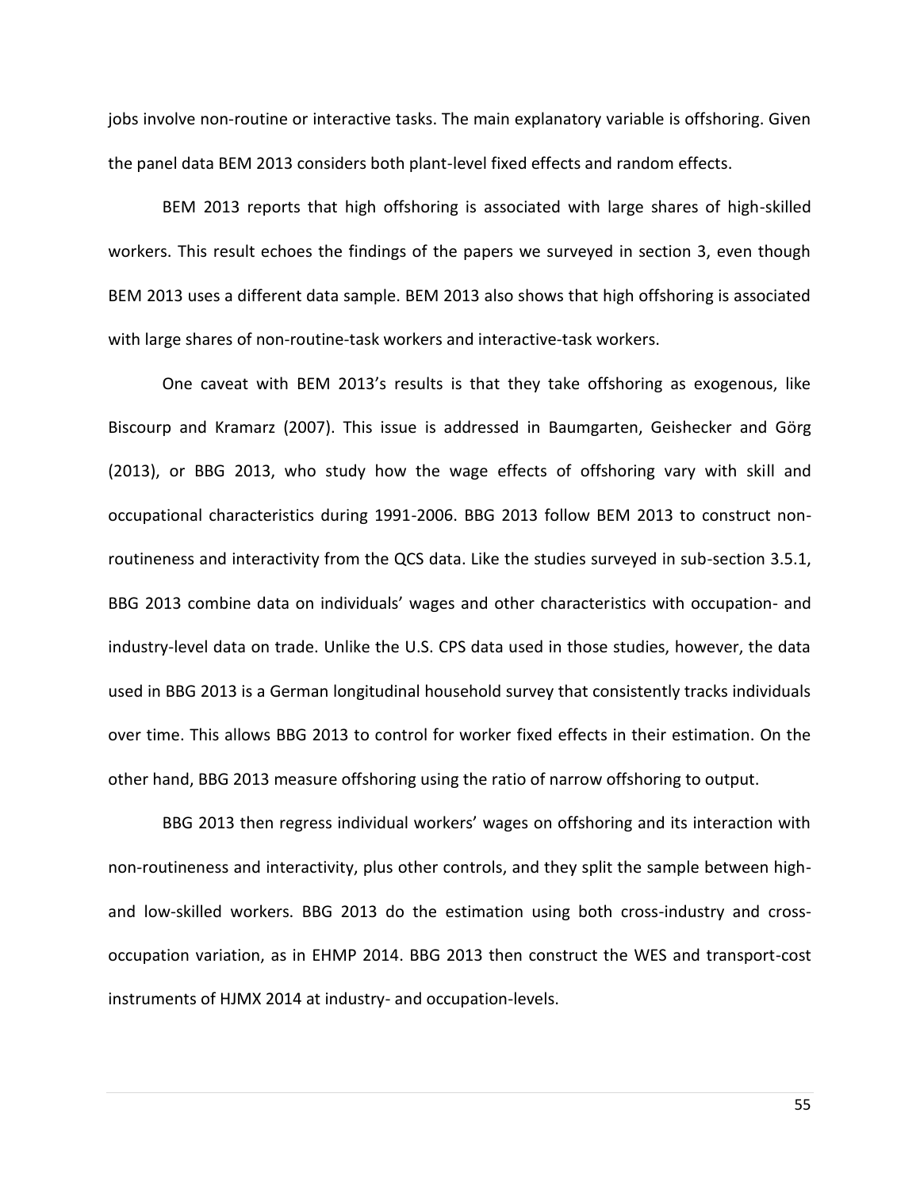jobs involve non-routine or interactive tasks. The main explanatory variable is offshoring. Given the panel data BEM 2013 considers both plant-level fixed effects and random effects.

BEM 2013 reports that high offshoring is associated with large shares of high-skilled workers. This result echoes the findings of the papers we surveyed in section 3, even though BEM 2013 uses a different data sample. BEM 2013 also shows that high offshoring is associated with large shares of non-routine-task workers and interactive-task workers.

One caveat with BEM 2013's results is that they take offshoring as exogenous, like Biscourp and Kramarz (2007). This issue is addressed in Baumgarten, Geishecker and Görg (2013), or BBG 2013, who study how the wage effects of offshoring vary with skill and occupational characteristics during 1991-2006. BBG 2013 follow BEM 2013 to construct non-routineness and interactivity from the QCS data. Like the studies surveyed in sub-section 3.5.1, BBG 2013 combine data on individuals' wages and other characteristics with occupation- and industry-level data on trade. Unlike the U.S. CPS data used in those studies, however, the data used in BBG 2013 is a German longitudinal household survey that consistently tracks individuals over time. This allows BBG 2013 to control for worker fixed effects in their estimation. On the other hand, BBG 2013 measure offshoring using the ratio of narrow offshoring to output.

BBG 2013 then regress individual workers' wages on offshoring and its interaction with non-routineness and interactivity, plus other controls, and they split the sample between high- and low-skilled workers. BBG 2013 do the estimation using both cross-industry and cross-occupation variation, as in EHMP 2014. BBG 2013 then construct the WES and transport-cost instruments of HJMX 2014 at industry- and occupation-levels.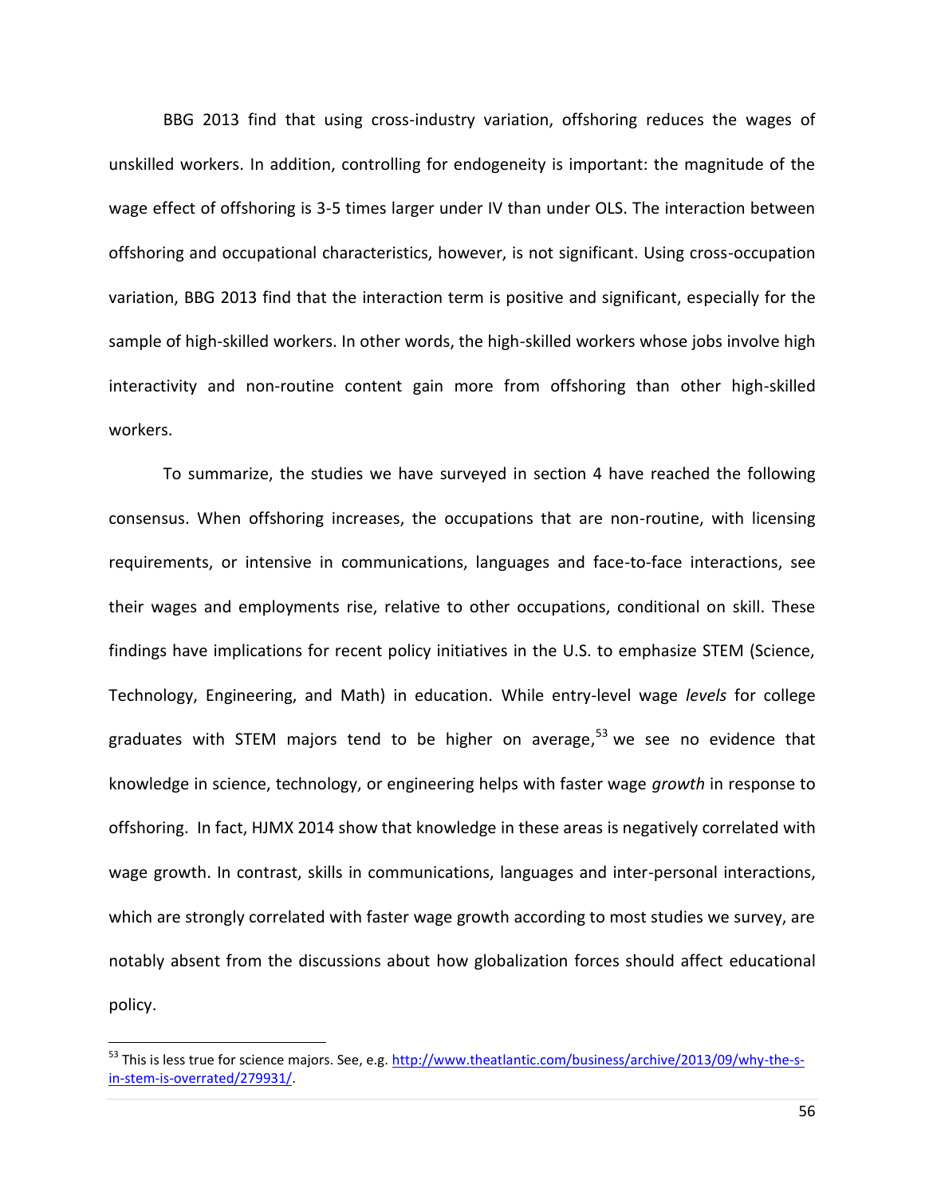BBG 2013 find that using cross-industry variation, offshoring reduces the wages of unskilled workers. In addition, controlling for endogeneity is important: the magnitude of the wage effect of offshoring is 3-5 times larger under IV than under OLS. The interaction between offshoring and occupational characteristics, however, is not significant. Using cross-occupation variation, BBG 2013 find that the interaction term is positive and significant, especially for the sample of high-skilled workers. In other words, the high-skilled workers whose jobs involve high interactivity and non-routine content gain more from offshoring than other high-skilled workers.

To summarize, the studies we have surveyed in section 4 have reached the following consensus. When offshoring increases, the occupations that are non-routine, with licensing requirements, or intensive in communications, languages and face-to-face interactions, see their wages and employments rise, relative to other occupations, conditional on skill. These findings have implications for recent policy initiatives in the U.S. to emphasize STEM (Science, Technology, Engineering, and Math) in education. While entry-level wage *levels* for college graduates with STEM majors tend to be higher on average,[53] we see no evidence that knowledge in science, technology, or engineering helps with faster wage *growth* in response to offshoring. In fact, HJMX 2014 show that knowledge in these areas is negatively correlated with wage growth. In contrast, skills in communications, languages and inter-personal interactions, which are strongly correlated with faster wage growth according to most studies we survey, are notably absent from the discussions about how globalization forces should affect educational policy.

[53] This is less true for science majors. See, e.g. http://www.theatlantic.com/business/archive/2013/09/why-the-s-in-stem-is-overrated/279931/.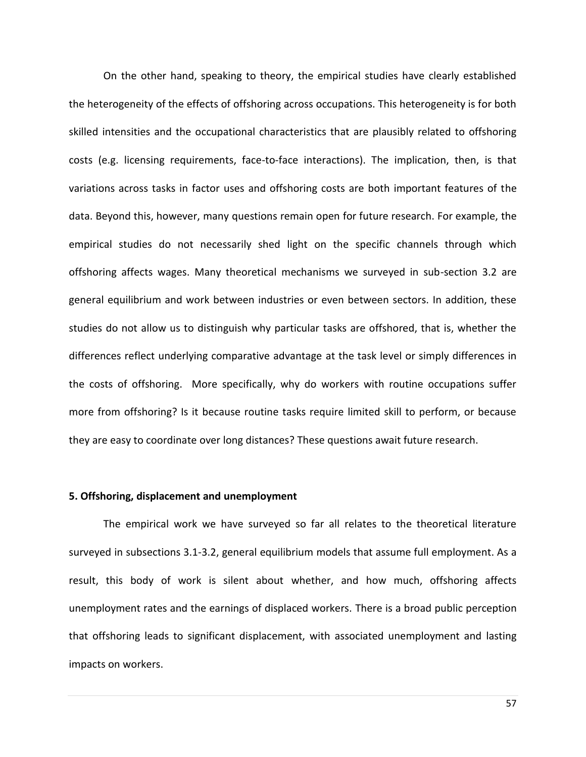On the other hand, speaking to theory, the empirical studies have clearly established the heterogeneity of the effects of offshoring across occupations. This heterogeneity is for both skilled intensities and the occupational characteristics that are plausibly related to offshoring costs (e.g. licensing requirements, face-to-face interactions). The implication, then, is that variations across tasks in factor uses and offshoring costs are both important features of the data. Beyond this, however, many questions remain open for future research. For example, the empirical studies do not necessarily shed light on the specific channels through which offshoring affects wages. Many theoretical mechanisms we surveyed in sub-section 3.2 are general equilibrium and work between industries or even between sectors. In addition, these studies do not allow us to distinguish why particular tasks are offshored, that is, whether the differences reflect underlying comparative advantage at the task level or simply differences in the costs of offshoring. More specifically, why do workers with routine occupations suffer more from offshoring? Is it because routine tasks require limited skill to perform, or because they are easy to coordinate over long distances? These questions await future research.

**5. Offshoring, displacement and unemployment**

The empirical work we have surveyed so far all relates to the theoretical literature surveyed in subsections 3.1-3.2, general equilibrium models that assume full employment. As a result, this body of work is silent about whether, and how much, offshoring affects unemployment rates and the earnings of displaced workers. There is a broad public perception that offshoring leads to significant displacement, with associated unemployment and lasting impacts on workers.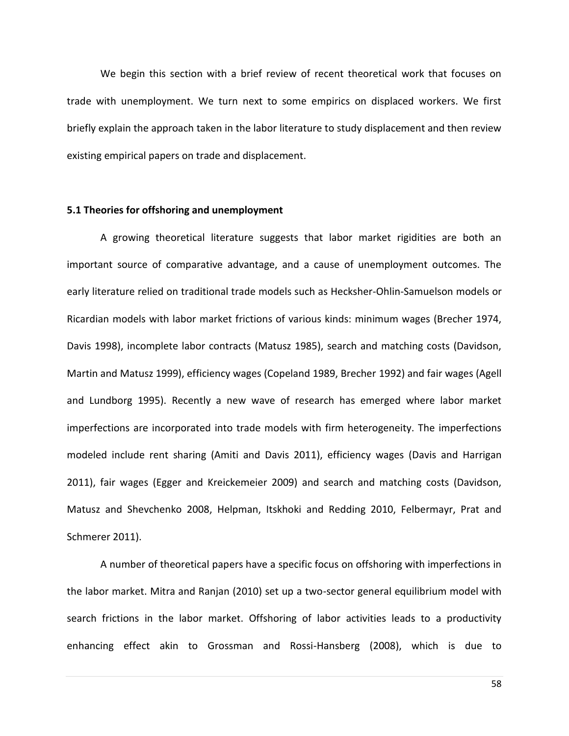We begin this section with a brief review of recent theoretical work that focuses on trade with unemployment. We turn next to some empirics on displaced workers. We first briefly explain the approach taken in the labor literature to study displacement and then review existing empirical papers on trade and displacement.

### 5.1 Theories for offshoring and unemployment

A growing theoretical literature suggests that labor market rigidities are both an important source of comparative advantage, and a cause of unemployment outcomes. The early literature relied on traditional trade models such as Hecksher-Ohlin-Samuelson models or Ricardian models with labor market frictions of various kinds: minimum wages (Brecher 1974, Davis 1998), incomplete labor contracts (Matusz 1985), search and matching costs (Davidson, Martin and Matusz 1999), efficiency wages (Copeland 1989, Brecher 1992) and fair wages (Agell and Lundborg 1995). Recently a new wave of research has emerged where labor market imperfections are incorporated into trade models with firm heterogeneity. The imperfections modeled include rent sharing (Amiti and Davis 2011), efficiency wages (Davis and Harrigan 2011), fair wages (Egger and Kreickemeier 2009) and search and matching costs (Davidson, Matusz and Shevchenko 2008, Helpman, Itskhoki and Redding 2010, Felbermayr, Prat and Schmerer 2011).

A number of theoretical papers have a specific focus on offshoring with imperfections in the labor market. Mitra and Ranjan (2010) set up a two-sector general equilibrium model with search frictions in the labor market. Offshoring of labor activities leads to a productivity enhancing effect akin to Grossman and Rossi-Hansberg (2008), which is due to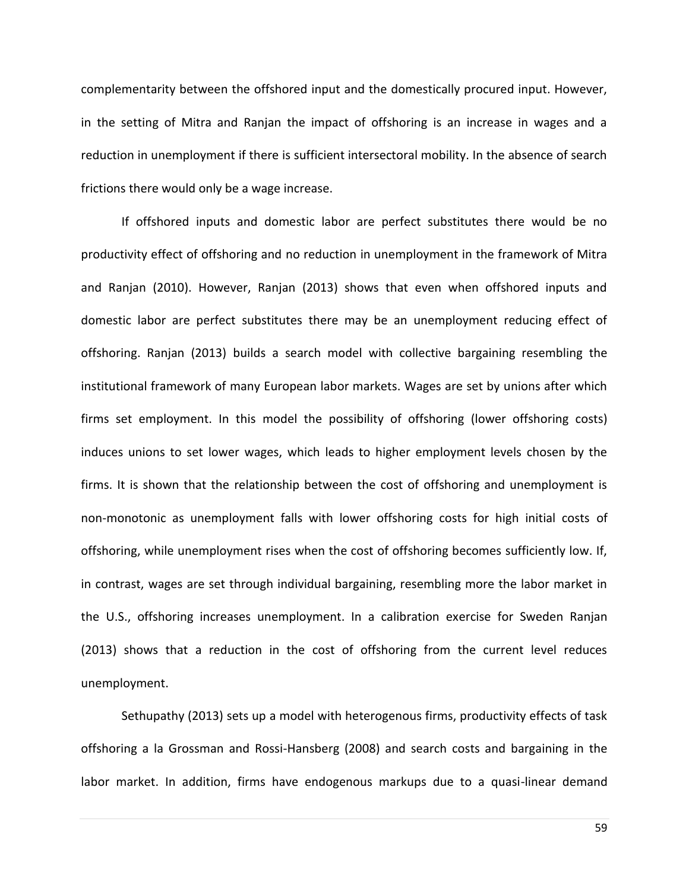complementarity between the offshored input and the domestically procured input. However, in the setting of Mitra and Ranjan the impact of offshoring is an increase in wages and a reduction in unemployment if there is sufficient intersectoral mobility. In the absence of search frictions there would only be a wage increase.

If offshored inputs and domestic labor are perfect substitutes there would be no productivity effect of offshoring and no reduction in unemployment in the framework of Mitra and Ranjan (2010). However, Ranjan (2013) shows that even when offshored inputs and domestic labor are perfect substitutes there may be an unemployment reducing effect of offshoring. Ranjan (2013) builds a search model with collective bargaining resembling the institutional framework of many European labor markets. Wages are set by unions after which firms set employment. In this model the possibility of offshoring (lower offshoring costs) induces unions to set lower wages, which leads to higher employment levels chosen by the firms. It is shown that the relationship between the cost of offshoring and unemployment is non-monotonic as unemployment falls with lower offshoring costs for high initial costs of offshoring, while unemployment rises when the cost of offshoring becomes sufficiently low. If, in contrast, wages are set through individual bargaining, resembling more the labor market in the U.S., offshoring increases unemployment. In a calibration exercise for Sweden Ranjan (2013) shows that a reduction in the cost of offshoring from the current level reduces unemployment.

Sethupathy (2013) sets up a model with heterogenous firms, productivity effects of task offshoring a la Grossman and Rossi-Hansberg (2008) and search costs and bargaining in the labor market. In addition, firms have endogenous markups due to a quasi-linear demand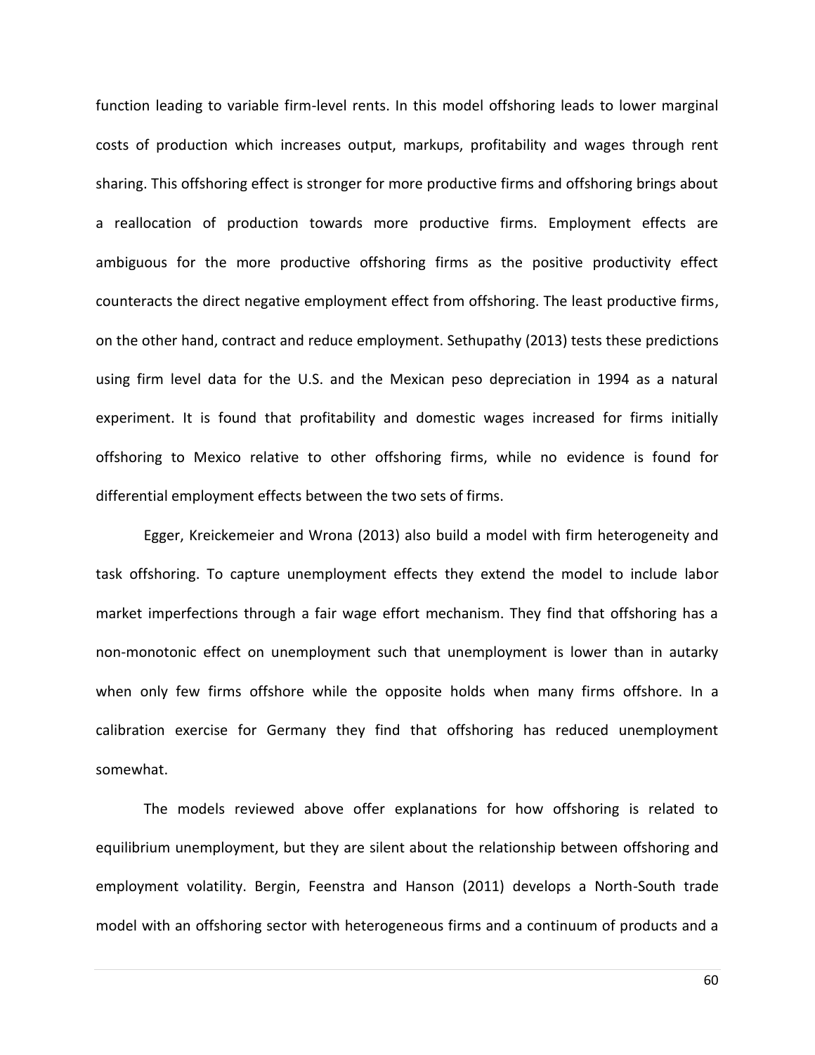function leading to variable firm-level rents. In this model offshoring leads to lower marginal costs of production which increases output, markups, profitability and wages through rent sharing. This offshoring effect is stronger for more productive firms and offshoring brings about a reallocation of production towards more productive firms. Employment effects are ambiguous for the more productive offshoring firms as the positive productivity effect counteracts the direct negative employment effect from offshoring. The least productive firms, on the other hand, contract and reduce employment. Sethupathy (2013) tests these predictions using firm level data for the U.S. and the Mexican peso depreciation in 1994 as a natural experiment. It is found that profitability and domestic wages increased for firms initially offshoring to Mexico relative to other offshoring firms, while no evidence is found for differential employment effects between the two sets of firms.

Egger, Kreickemeier and Wrona (2013) also build a model with firm heterogeneity and task offshoring. To capture unemployment effects they extend the model to include labor market imperfections through a fair wage effort mechanism. They find that offshoring has a non-monotonic effect on unemployment such that unemployment is lower than in autarky when only few firms offshore while the opposite holds when many firms offshore. In a calibration exercise for Germany they find that offshoring has reduced unemployment somewhat.

The models reviewed above offer explanations for how offshoring is related to equilibrium unemployment, but they are silent about the relationship between offshoring and employment volatility. Bergin, Feenstra and Hanson (2011) develops a North-South trade model with an offshoring sector with heterogeneous firms and a continuum of products and a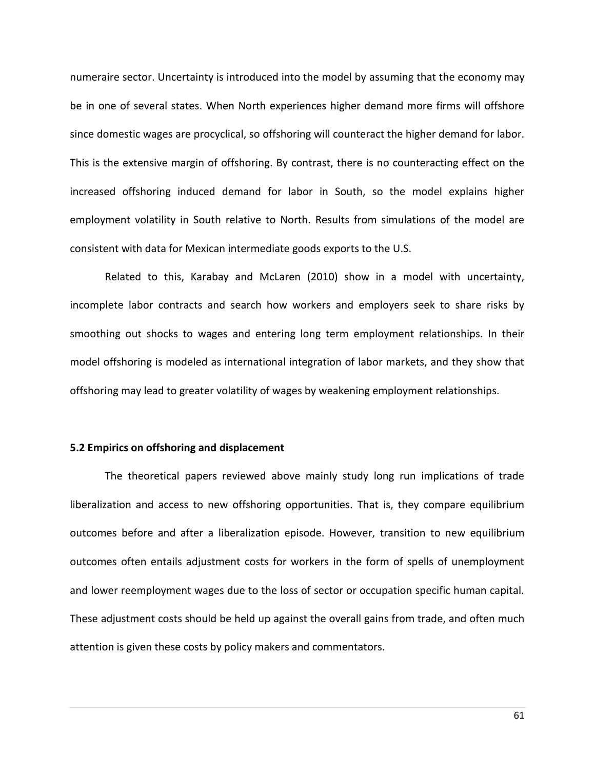numeraire sector. Uncertainty is introduced into the model by assuming that the economy may be in one of several states. When North experiences higher demand more firms will offshore since domestic wages are procyclical, so offshoring will counteract the higher demand for labor. This is the extensive margin of offshoring. By contrast, there is no counteracting effect on the increased offshoring induced demand for labor in South, so the model explains higher employment volatility in South relative to North. Results from simulations of the model are consistent with data for Mexican intermediate goods exports to the U.S.

Related to this, Karabay and McLaren (2010) show in a model with uncertainty, incomplete labor contracts and search how workers and employers seek to share risks by smoothing out shocks to wages and entering long term employment relationships. In their model offshoring is modeled as international integration of labor markets, and they show that offshoring may lead to greater volatility of wages by weakening employment relationships.

### 5.2 Empirics on offshoring and displacement

The theoretical papers reviewed above mainly study long run implications of trade liberalization and access to new offshoring opportunities. That is, they compare equilibrium outcomes before and after a liberalization episode. However, transition to new equilibrium outcomes often entails adjustment costs for workers in the form of spells of unemployment and lower reemployment wages due to the loss of sector or occupation specific human capital. These adjustment costs should be held up against the overall gains from trade, and often much attention is given these costs by policy makers and commentators.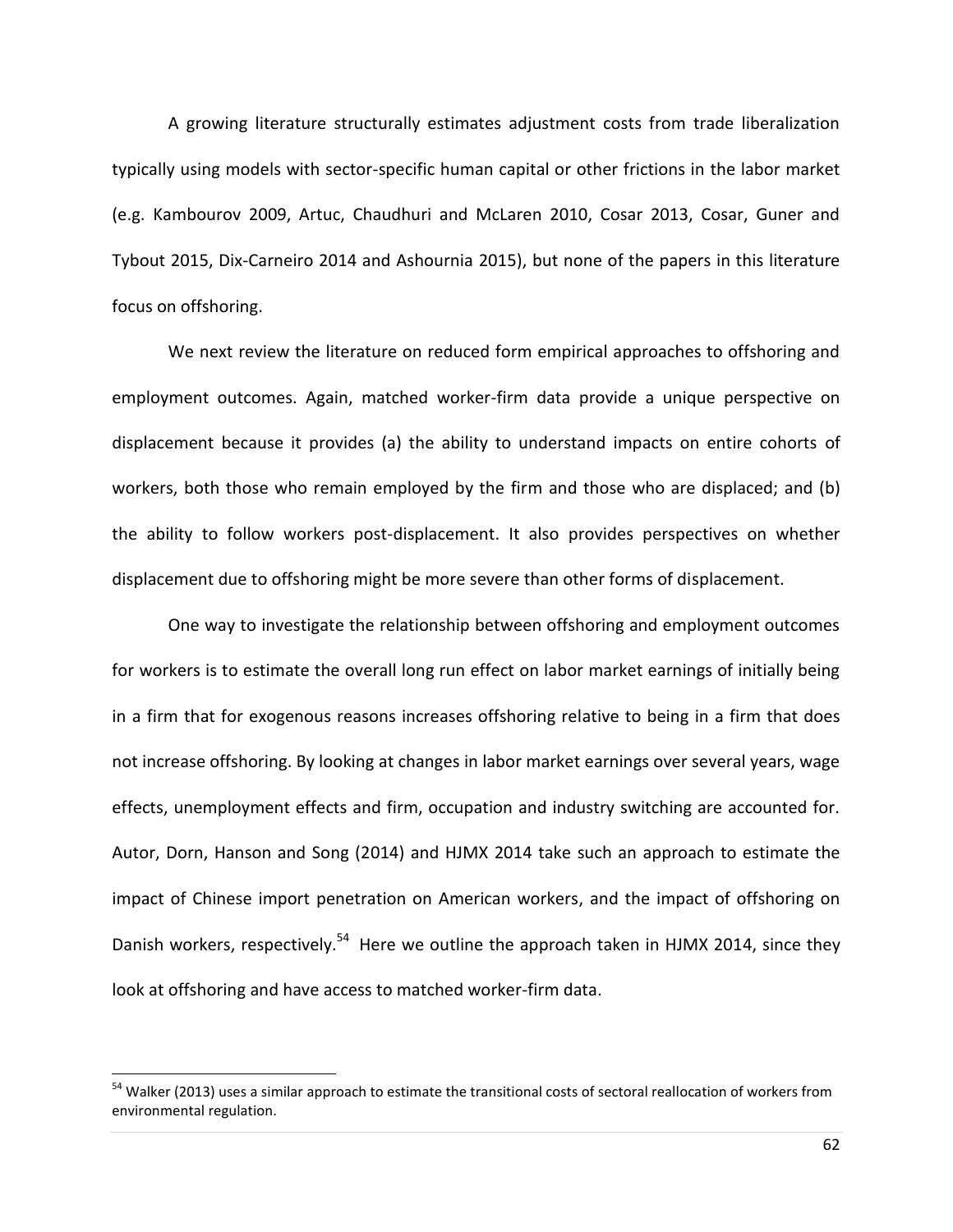A growing literature structurally estimates adjustment costs from trade liberalization typically using models with sector-specific human capital or other frictions in the labor market (e.g. Kambourov 2009, Artuc, Chaudhuri and McLaren 2010, Cosar 2013, Cosar, Guner and Tybout 2015, Dix-Carneiro 2014 and Ashournia 2015), but none of the papers in this literature focus on offshoring.

We next review the literature on reduced form empirical approaches to offshoring and employment outcomes. Again, matched worker-firm data provide a unique perspective on displacement because it provides (a) the ability to understand impacts on entire cohorts of workers, both those who remain employed by the firm and those who are displaced; and (b) the ability to follow workers post-displacement. It also provides perspectives on whether displacement due to offshoring might be more severe than other forms of displacement.

One way to investigate the relationship between offshoring and employment outcomes for workers is to estimate the overall long run effect on labor market earnings of initially being in a firm that for exogenous reasons increases offshoring relative to being in a firm that does not increase offshoring. By looking at changes in labor market earnings over several years, wage effects, unemployment effects and firm, occupation and industry switching are accounted for. Autor, Dorn, Hanson and Song (2014) and HJMX 2014 take such an approach to estimate the impact of Chinese import penetration on American workers, and the impact of offshoring on Danish workers, respectively.[54] Here we outline the approach taken in HJMX 2014, since they look at offshoring and have access to matched worker-firm data.

[54] Walker (2013) uses a similar approach to estimate the transitional costs of sectoral reallocation of workers from environmental regulation.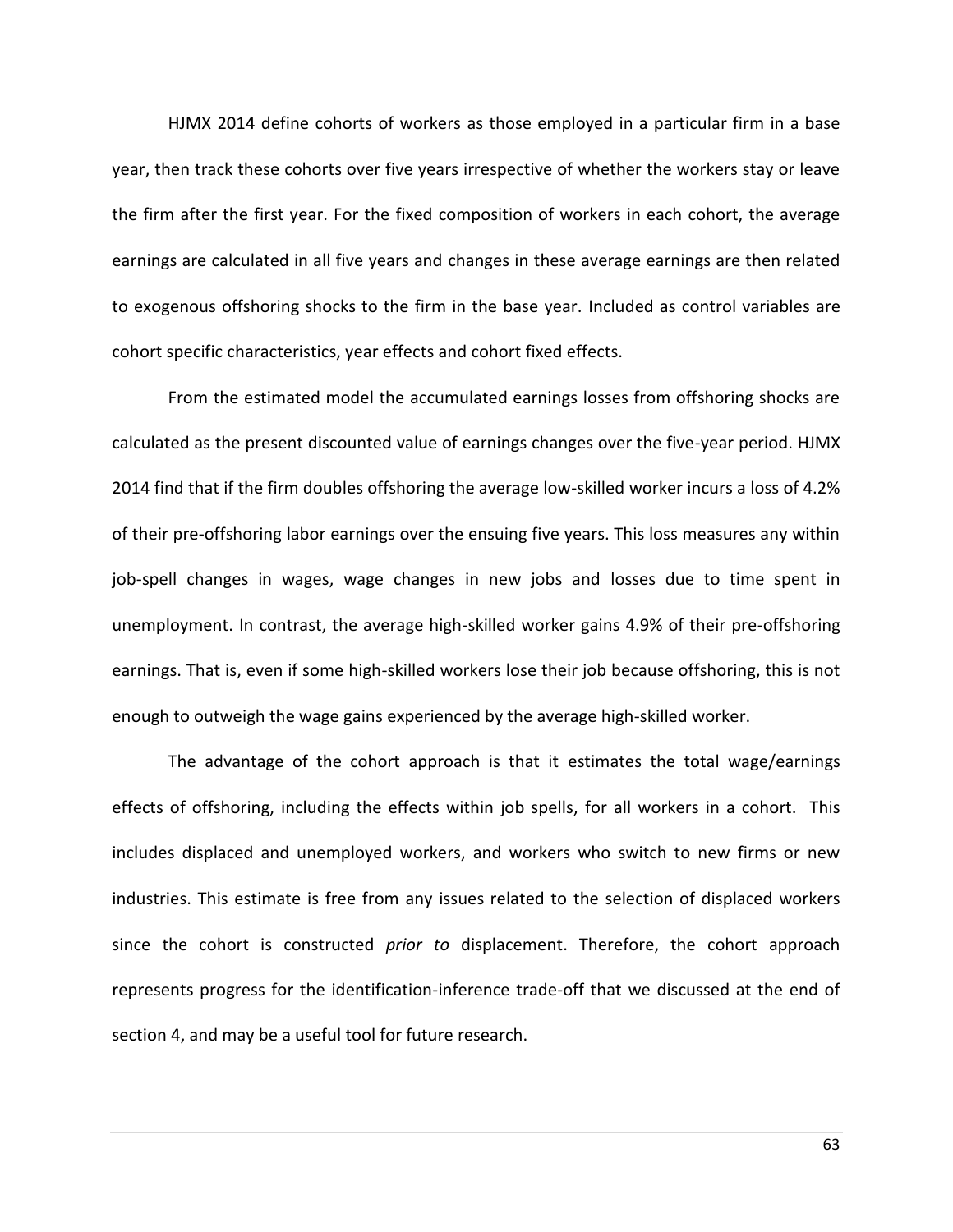HJMX 2014 define cohorts of workers as those employed in a particular firm in a base year, then track these cohorts over five years irrespective of whether the workers stay or leave the firm after the first year. For the fixed composition of workers in each cohort, the average earnings are calculated in all five years and changes in these average earnings are then related to exogenous offshoring shocks to the firm in the base year. Included as control variables are cohort specific characteristics, year effects and cohort fixed effects.

From the estimated model the accumulated earnings losses from offshoring shocks are calculated as the present discounted value of earnings changes over the five-year period. HJMX 2014 find that if the firm doubles offshoring the average low-skilled worker incurs a loss of 4.2% of their pre-offshoring labor earnings over the ensuing five years. This loss measures any within job-spell changes in wages, wage changes in new jobs and losses due to time spent in unemployment. In contrast, the average high-skilled worker gains 4.9% of their pre-offshoring earnings. That is, even if some high-skilled workers lose their job because offshoring, this is not enough to outweigh the wage gains experienced by the average high-skilled worker.

The advantage of the cohort approach is that it estimates the total wage/earnings effects of offshoring, including the effects within job spells, for all workers in a cohort. This includes displaced and unemployed workers, and workers who switch to new firms or new industries. This estimate is free from any issues related to the selection of displaced workers since the cohort is constructed *prior to* displacement. Therefore, the cohort approach represents progress for the identification-inference trade-off that we discussed at the end of section 4, and may be a useful tool for future research.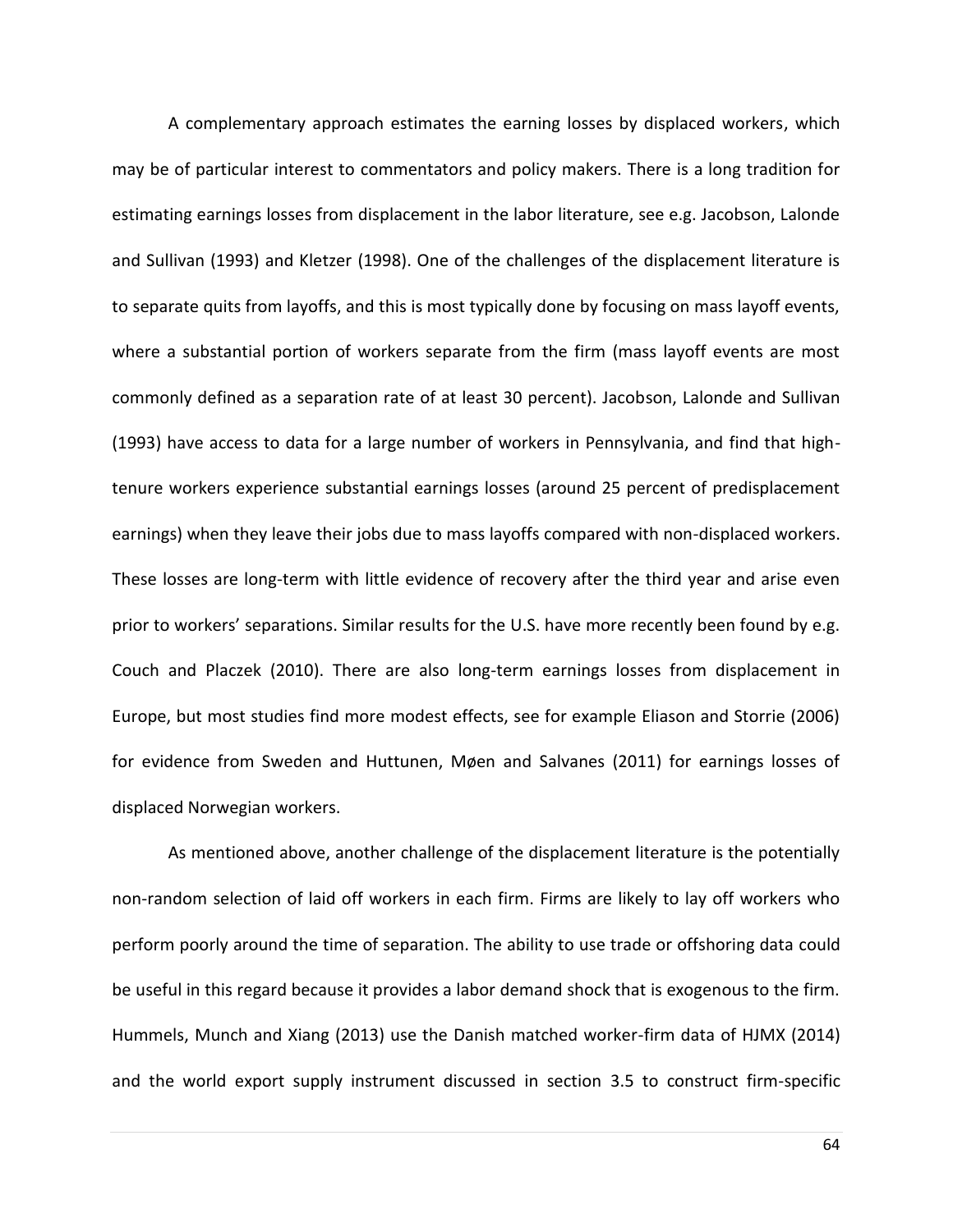A complementary approach estimates the earning losses by displaced workers, which may be of particular interest to commentators and policy makers. There is a long tradition for estimating earnings losses from displacement in the labor literature, see e.g. Jacobson, Lalonde and Sullivan (1993) and Kletzer (1998). One of the challenges of the displacement literature is to separate quits from layoffs, and this is most typically done by focusing on mass layoff events, where a substantial portion of workers separate from the firm (mass layoff events are most commonly defined as a separation rate of at least 30 percent). Jacobson, Lalonde and Sullivan (1993) have access to data for a large number of workers in Pennsylvania, and find that high-tenure workers experience substantial earnings losses (around 25 percent of predisplacement earnings) when they leave their jobs due to mass layoffs compared with non-displaced workers. These losses are long-term with little evidence of recovery after the third year and arise even prior to workers' separations. Similar results for the U.S. have more recently been found by e.g. Couch and Placzek (2010). There are also long-term earnings losses from displacement in Europe, but most studies find more modest effects, see for example Eliason and Storrie (2006) for evidence from Sweden and Huttunen, Møen and Salvanes (2011) for earnings losses of displaced Norwegian workers.

As mentioned above, another challenge of the displacement literature is the potentially non-random selection of laid off workers in each firm. Firms are likely to lay off workers who perform poorly around the time of separation. The ability to use trade or offshoring data could be useful in this regard because it provides a labor demand shock that is exogenous to the firm. Hummels, Munch and Xiang (2013) use the Danish matched worker-firm data of HJMX (2014) and the world export supply instrument discussed in section 3.5 to construct firm-specific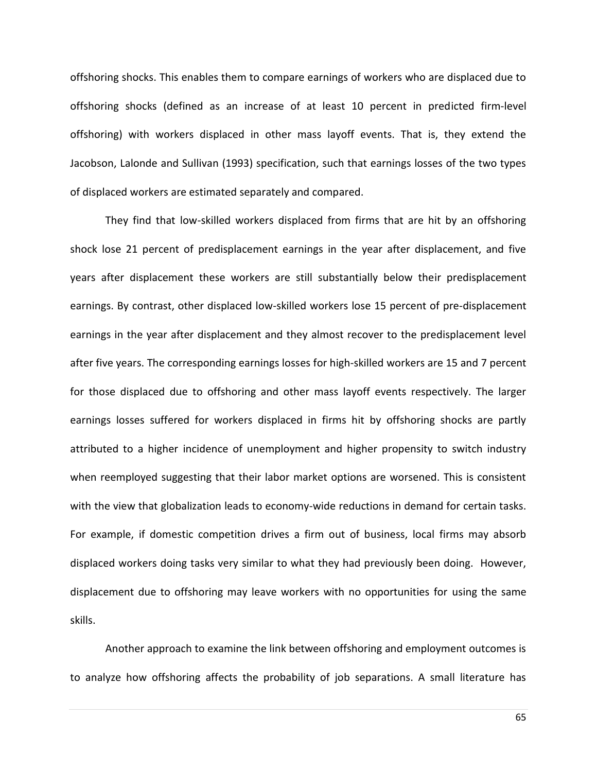offshoring shocks. This enables them to compare earnings of workers who are displaced due to offshoring shocks (defined as an increase of at least 10 percent in predicted firm-level offshoring) with workers displaced in other mass layoff events. That is, they extend the Jacobson, Lalonde and Sullivan (1993) specification, such that earnings losses of the two types of displaced workers are estimated separately and compared.

They find that low-skilled workers displaced from firms that are hit by an offshoring shock lose 21 percent of predisplacement earnings in the year after displacement, and five years after displacement these workers are still substantially below their predisplacement earnings. By contrast, other displaced low-skilled workers lose 15 percent of pre-displacement earnings in the year after displacement and they almost recover to the predisplacement level after five years. The corresponding earnings losses for high-skilled workers are 15 and 7 percent for those displaced due to offshoring and other mass layoff events respectively. The larger earnings losses suffered for workers displaced in firms hit by offshoring shocks are partly attributed to a higher incidence of unemployment and higher propensity to switch industry when reemployed suggesting that their labor market options are worsened. This is consistent with the view that globalization leads to economy-wide reductions in demand for certain tasks. For example, if domestic competition drives a firm out of business, local firms may absorb displaced workers doing tasks very similar to what they had previously been doing. However, displacement due to offshoring may leave workers with no opportunities for using the same skills.

Another approach to examine the link between offshoring and employment outcomes is to analyze how offshoring affects the probability of job separations. A small literature has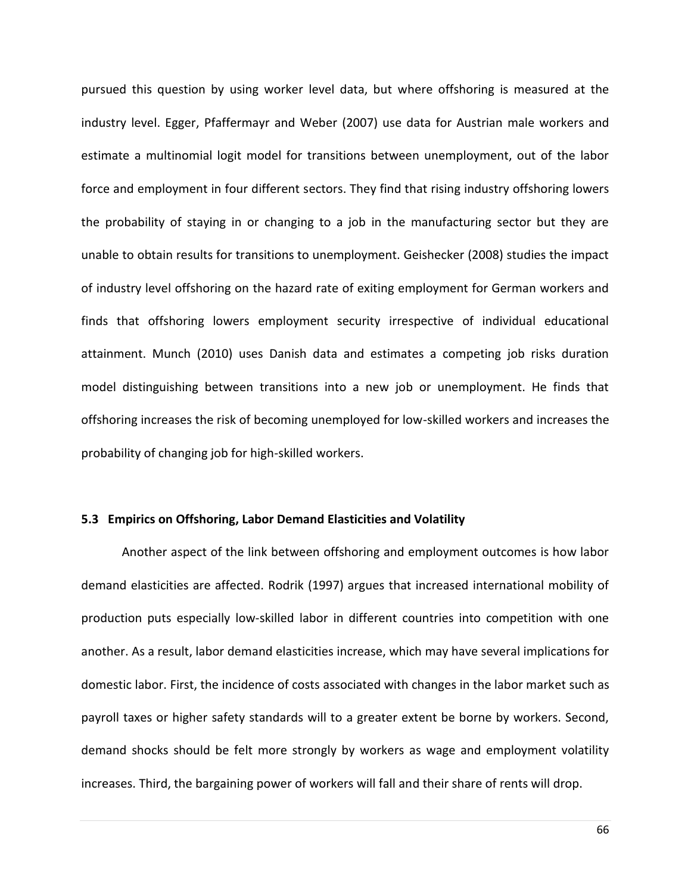pursued this question by using worker level data, but where offshoring is measured at the industry level. Egger, Pfaffermayr and Weber (2007) use data for Austrian male workers and estimate a multinomial logit model for transitions between unemployment, out of the labor force and employment in four different sectors. They find that rising industry offshoring lowers the probability of staying in or changing to a job in the manufacturing sector but they are unable to obtain results for transitions to unemployment. Geishecker (2008) studies the impact of industry level offshoring on the hazard rate of exiting employment for German workers and finds that offshoring lowers employment security irrespective of individual educational attainment. Munch (2010) uses Danish data and estimates a competing job risks duration model distinguishing between transitions into a new job or unemployment. He finds that offshoring increases the risk of becoming unemployed for low-skilled workers and increases the probability of changing job for high-skilled workers.

### 5.3 Empirics on Offshoring, Labor Demand Elasticities and Volatility

Another aspect of the link between offshoring and employment outcomes is how labor demand elasticities are affected. Rodrik (1997) argues that increased international mobility of production puts especially low-skilled labor in different countries into competition with one another. As a result, labor demand elasticities increase, which may have several implications for domestic labor. First, the incidence of costs associated with changes in the labor market such as payroll taxes or higher safety standards will to a greater extent be borne by workers. Second, demand shocks should be felt more strongly by workers as wage and employment volatility increases. Third, the bargaining power of workers will fall and their share of rents will drop.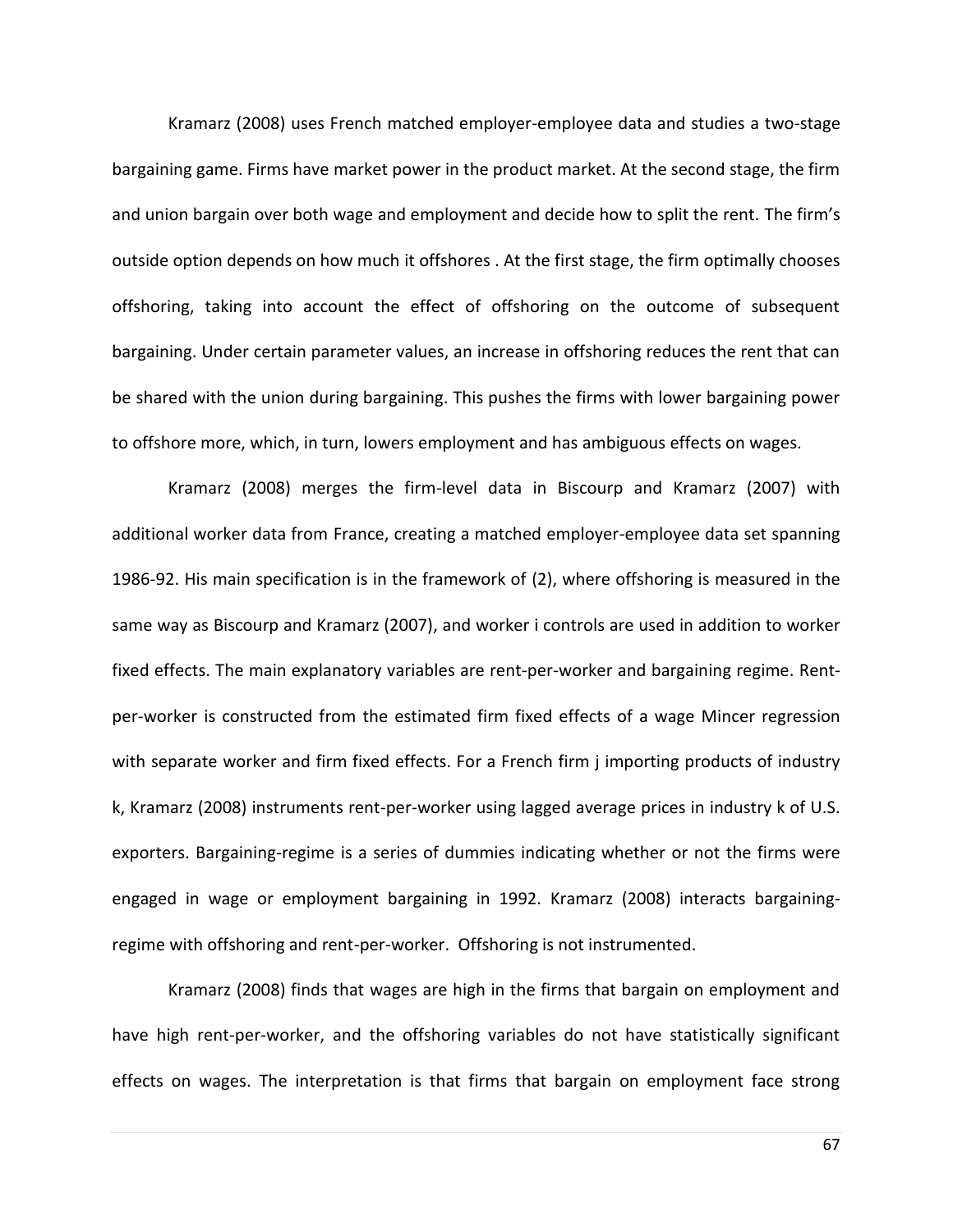Kramarz (2008) uses French matched employer-employee data and studies a two-stage bargaining game. Firms have market power in the product market. At the second stage, the firm and union bargain over both wage and employment and decide how to split the rent. The firm's outside option depends on how much it offshores . At the first stage, the firm optimally chooses offshoring, taking into account the effect of offshoring on the outcome of subsequent bargaining. Under certain parameter values, an increase in offshoring reduces the rent that can be shared with the union during bargaining. This pushes the firms with lower bargaining power to offshore more, which, in turn, lowers employment and has ambiguous effects on wages.

Kramarz (2008) merges the firm-level data in Biscourp and Kramarz (2007) with additional worker data from France, creating a matched employer-employee data set spanning 1986-92. His main specification is in the framework of (2), where offshoring is measured in the same way as Biscourp and Kramarz (2007), and worker i controls are used in addition to worker fixed effects. The main explanatory variables are rent-per-worker and bargaining regime. Rent-per-worker is constructed from the estimated firm fixed effects of a wage Mincer regression with separate worker and firm fixed effects. For a French firm j importing products of industry k, Kramarz (2008) instruments rent-per-worker using lagged average prices in industry k of U.S. exporters. Bargaining-regime is a series of dummies indicating whether or not the firms were engaged in wage or employment bargaining in 1992. Kramarz (2008) interacts bargaining-regime with offshoring and rent-per-worker. Offshoring is not instrumented.

Kramarz (2008) finds that wages are high in the firms that bargain on employment and have high rent-per-worker, and the offshoring variables do not have statistically significant effects on wages. The interpretation is that firms that bargain on employment face strong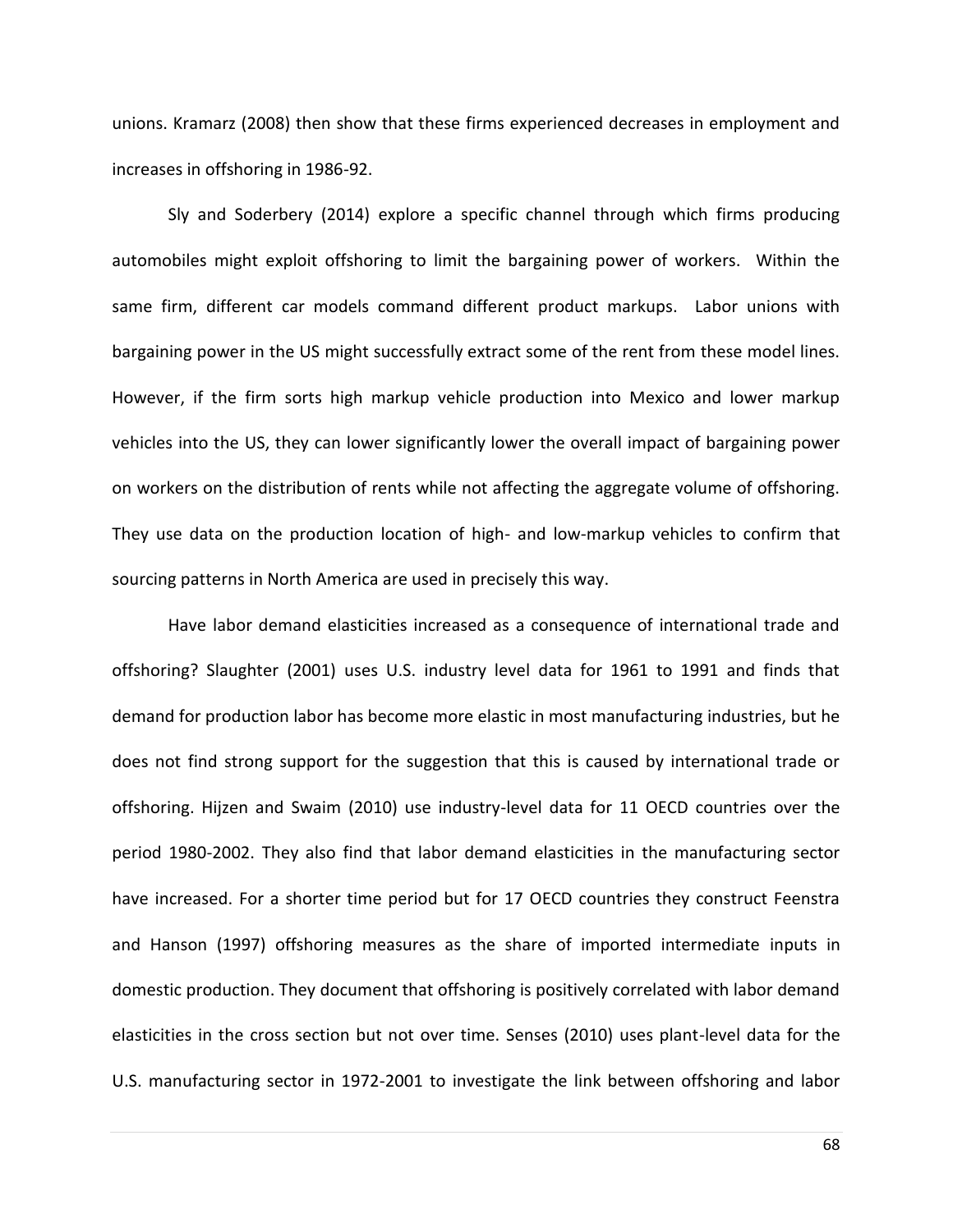unions. Kramarz (2008) then show that these firms experienced decreases in employment and increases in offshoring in 1986-92.

Sly and Soderbery (2014) explore a specific channel through which firms producing automobiles might exploit offshoring to limit the bargaining power of workers. Within the same firm, different car models command different product markups. Labor unions with bargaining power in the US might successfully extract some of the rent from these model lines. However, if the firm sorts high markup vehicle production into Mexico and lower markup vehicles into the US, they can lower significantly lower the overall impact of bargaining power on workers on the distribution of rents while not affecting the aggregate volume of offshoring. They use data on the production location of high- and low-markup vehicles to confirm that sourcing patterns in North America are used in precisely this way.

Have labor demand elasticities increased as a consequence of international trade and offshoring? Slaughter (2001) uses U.S. industry level data for 1961 to 1991 and finds that demand for production labor has become more elastic in most manufacturing industries, but he does not find strong support for the suggestion that this is caused by international trade or offshoring. Hijzen and Swaim (2010) use industry-level data for 11 OECD countries over the period 1980-2002. They also find that labor demand elasticities in the manufacturing sector have increased. For a shorter time period but for 17 OECD countries they construct Feenstra and Hanson (1997) offshoring measures as the share of imported intermediate inputs in domestic production. They document that offshoring is positively correlated with labor demand elasticities in the cross section but not over time. Senses (2010) uses plant-level data for the U.S. manufacturing sector in 1972-2001 to investigate the link between offshoring and labor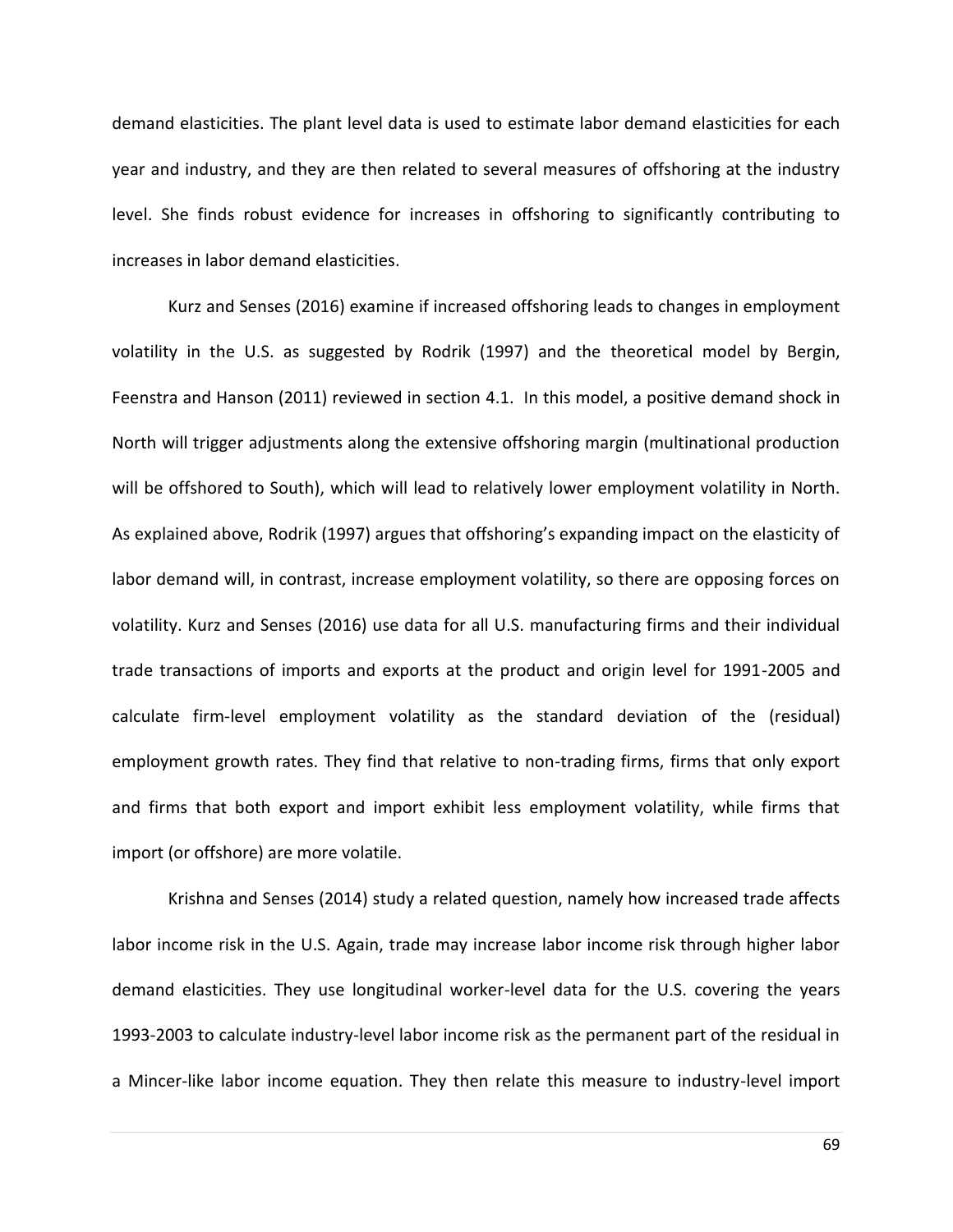demand elasticities. The plant level data is used to estimate labor demand elasticities for each year and industry, and they are then related to several measures of offshoring at the industry level. She finds robust evidence for increases in offshoring to significantly contributing to increases in labor demand elasticities.

Kurz and Senses (2016) examine if increased offshoring leads to changes in employment volatility in the U.S. as suggested by Rodrik (1997) and the theoretical model by Bergin, Feenstra and Hanson (2011) reviewed in section 4.1. In this model, a positive demand shock in North will trigger adjustments along the extensive offshoring margin (multinational production will be offshored to South), which will lead to relatively lower employment volatility in North. As explained above, Rodrik (1997) argues that offshoring's expanding impact on the elasticity of labor demand will, in contrast, increase employment volatility, so there are opposing forces on volatility. Kurz and Senses (2016) use data for all U.S. manufacturing firms and their individual trade transactions of imports and exports at the product and origin level for 1991-2005 and calculate firm-level employment volatility as the standard deviation of the (residual) employment growth rates. They find that relative to non-trading firms, firms that only export and firms that both export and import exhibit less employment volatility, while firms that import (or offshore) are more volatile.

Krishna and Senses (2014) study a related question, namely how increased trade affects labor income risk in the U.S. Again, trade may increase labor income risk through higher labor demand elasticities. They use longitudinal worker-level data for the U.S. covering the years 1993-2003 to calculate industry-level labor income risk as the permanent part of the residual in a Mincer-like labor income equation. They then relate this measure to industry-level import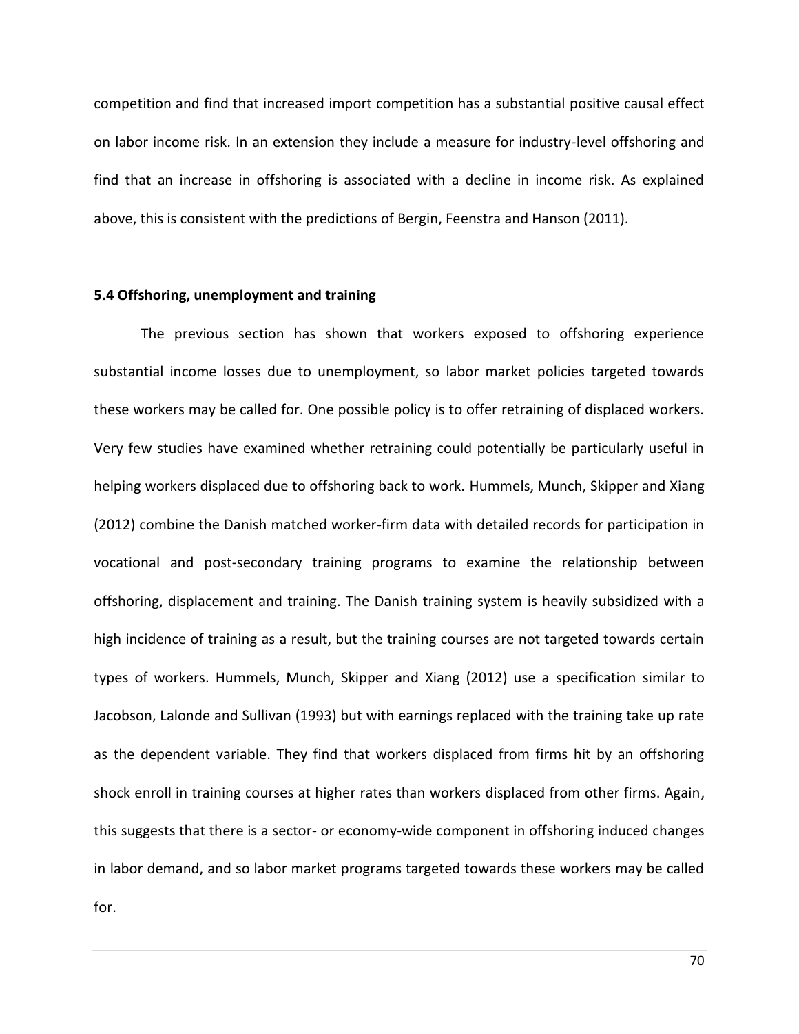competition and find that increased import competition has a substantial positive causal effect on labor income risk. In an extension they include a measure for industry-level offshoring and find that an increase in offshoring is associated with a decline in income risk. As explained above, this is consistent with the predictions of Bergin, Feenstra and Hanson (2011).

### 5.4 Offshoring, unemployment and training

The previous section has shown that workers exposed to offshoring experience substantial income losses due to unemployment, so labor market policies targeted towards these workers may be called for. One possible policy is to offer retraining of displaced workers. Very few studies have examined whether retraining could potentially be particularly useful in helping workers displaced due to offshoring back to work. Hummels, Munch, Skipper and Xiang (2012) combine the Danish matched worker-firm data with detailed records for participation in vocational and post-secondary training programs to examine the relationship between offshoring, displacement and training. The Danish training system is heavily subsidized with a high incidence of training as a result, but the training courses are not targeted towards certain types of workers. Hummels, Munch, Skipper and Xiang (2012) use a specification similar to Jacobson, Lalonde and Sullivan (1993) but with earnings replaced with the training take up rate as the dependent variable. They find that workers displaced from firms hit by an offshoring shock enroll in training courses at higher rates than workers displaced from other firms. Again, this suggests that there is a sector- or economy-wide component in offshoring induced changes in labor demand, and so labor market programs targeted towards these workers may be called for.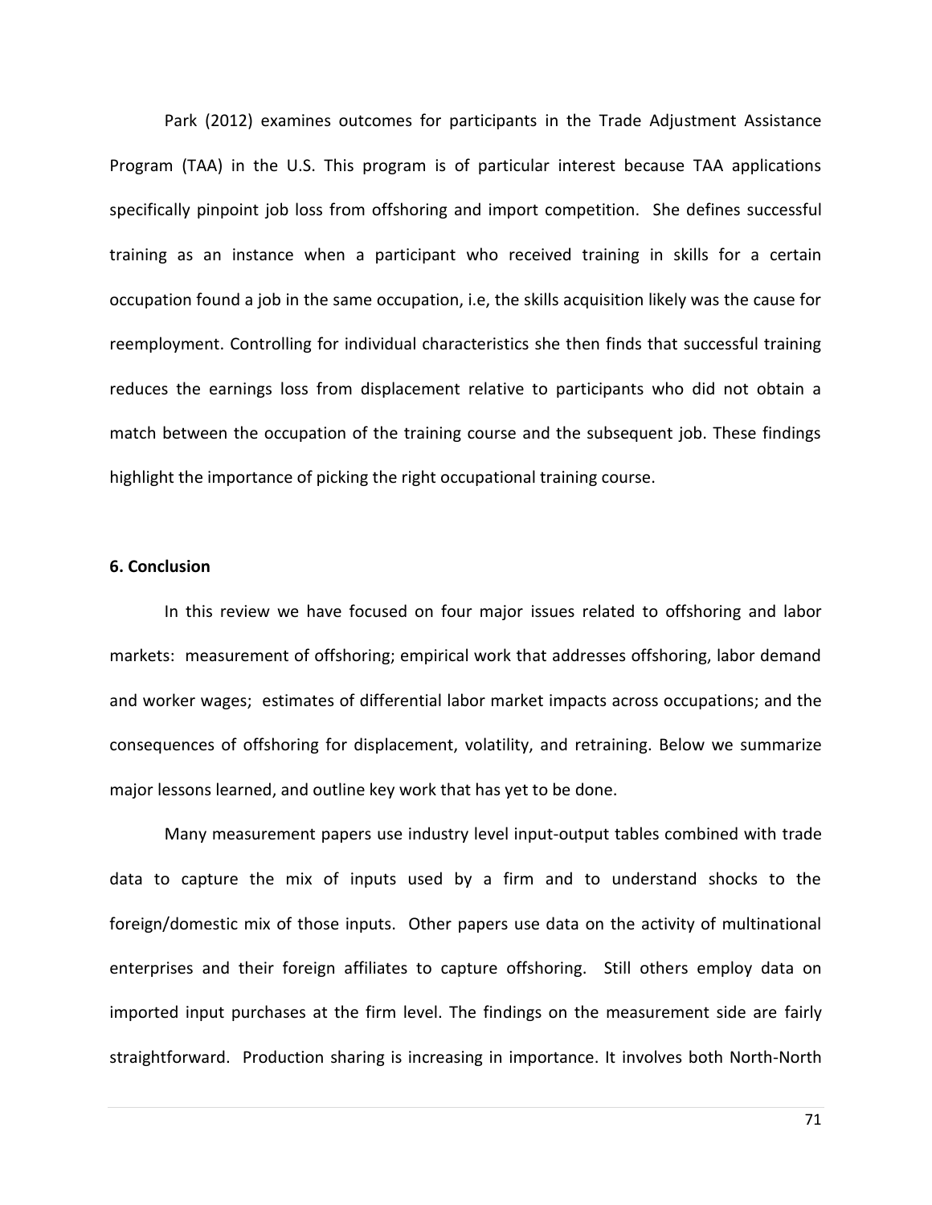Park (2012) examines outcomes for participants in the Trade Adjustment Assistance Program (TAA) in the U.S. This program is of particular interest because TAA applications specifically pinpoint job loss from offshoring and import competition. She defines successful training as an instance when a participant who received training in skills for a certain occupation found a job in the same occupation, i.e, the skills acquisition likely was the cause for reemployment. Controlling for individual characteristics she then finds that successful training reduces the earnings loss from displacement relative to participants who did not obtain a match between the occupation of the training course and the subsequent job. These findings highlight the importance of picking the right occupational training course.

## 6. Conclusion

In this review we have focused on four major issues related to offshoring and labor markets: measurement of offshoring; empirical work that addresses offshoring, labor demand and worker wages; estimates of differential labor market impacts across occupations; and the consequences of offshoring for displacement, volatility, and retraining. Below we summarize major lessons learned, and outline key work that has yet to be done.

Many measurement papers use industry level input-output tables combined with trade data to capture the mix of inputs used by a firm and to understand shocks to the foreign/domestic mix of those inputs. Other papers use data on the activity of multinational enterprises and their foreign affiliates to capture offshoring. Still others employ data on imported input purchases at the firm level. The findings on the measurement side are fairly straightforward. Production sharing is increasing in importance. It involves both North-North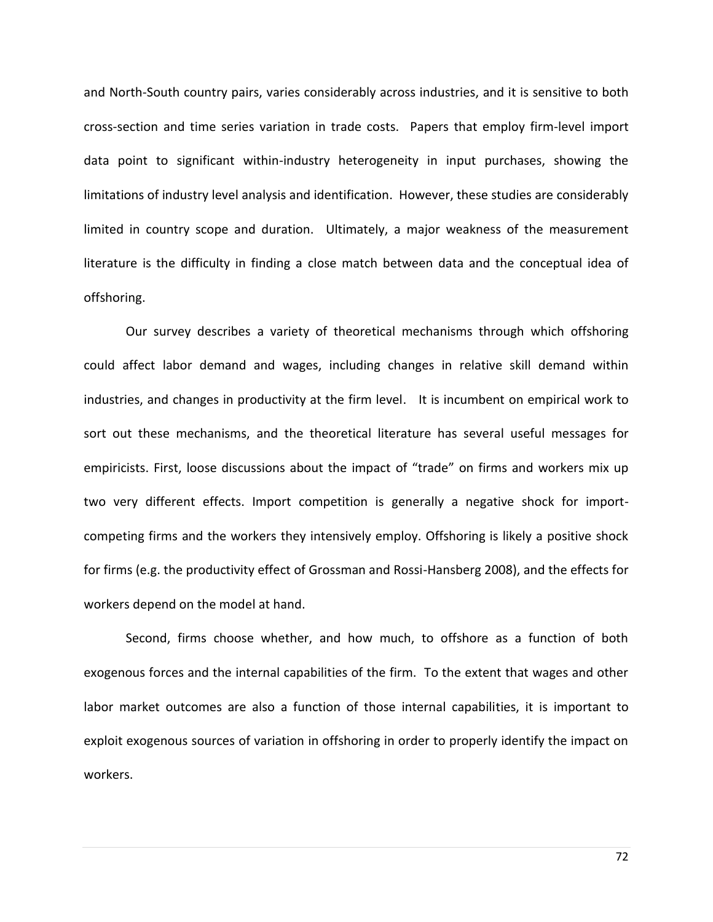and North-South country pairs, varies considerably across industries, and it is sensitive to both cross-section and time series variation in trade costs. Papers that employ firm-level import data point to significant within-industry heterogeneity in input purchases, showing the limitations of industry level analysis and identification. However, these studies are considerably limited in country scope and duration. Ultimately, a major weakness of the measurement literature is the difficulty in finding a close match between data and the conceptual idea of offshoring.

Our survey describes a variety of theoretical mechanisms through which offshoring could affect labor demand and wages, including changes in relative skill demand within industries, and changes in productivity at the firm level. It is incumbent on empirical work to sort out these mechanisms, and the theoretical literature has several useful messages for empiricists. First, loose discussions about the impact of "trade" on firms and workers mix up two very different effects. Import competition is generally a negative shock for import-competing firms and the workers they intensively employ. Offshoring is likely a positive shock for firms (e.g. the productivity effect of Grossman and Rossi-Hansberg 2008), and the effects for workers depend on the model at hand.

Second, firms choose whether, and how much, to offshore as a function of both exogenous forces and the internal capabilities of the firm. To the extent that wages and other labor market outcomes are also a function of those internal capabilities, it is important to exploit exogenous sources of variation in offshoring in order to properly identify the impact on workers.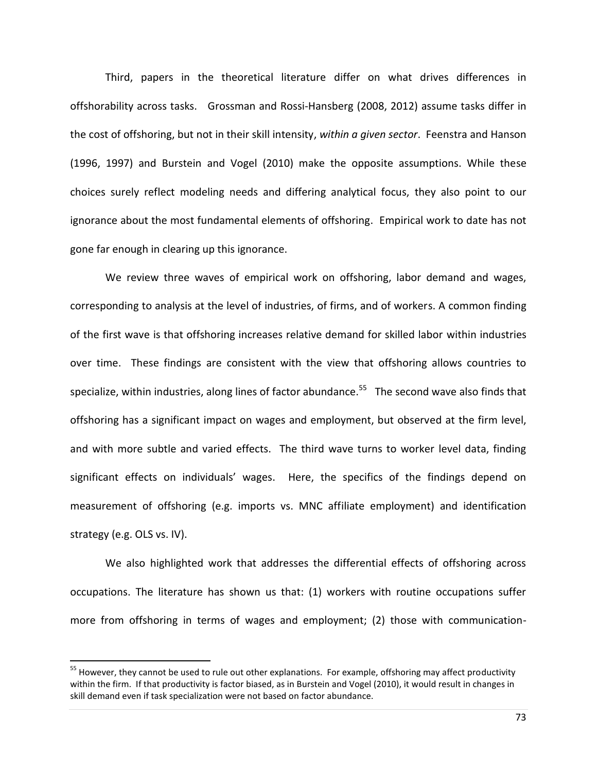Third, papers in the theoretical literature differ on what drives differences in offshorability across tasks. Grossman and Rossi-Hansberg (2008, 2012) assume tasks differ in the cost of offshoring, but not in their skill intensity, *within a given sector*. Feenstra and Hanson (1996, 1997) and Burstein and Vogel (2010) make the opposite assumptions. While these choices surely reflect modeling needs and differing analytical focus, they also point to our ignorance about the most fundamental elements of offshoring. Empirical work to date has not gone far enough in clearing up this ignorance.

We review three waves of empirical work on offshoring, labor demand and wages, corresponding to analysis at the level of industries, of firms, and of workers. A common finding of the first wave is that offshoring increases relative demand for skilled labor within industries over time. These findings are consistent with the view that offshoring allows countries to specialize, within industries, along lines of factor abundance.[55] The second wave also finds that offshoring has a significant impact on wages and employment, but observed at the firm level, and with more subtle and varied effects. The third wave turns to worker level data, finding significant effects on individuals' wages. Here, the specifics of the findings depend on measurement of offshoring (e.g. imports vs. MNC affiliate employment) and identification strategy (e.g. OLS vs. IV).

We also highlighted work that addresses the differential effects of offshoring across occupations. The literature has shown us that: (1) workers with routine occupations suffer more from offshoring in terms of wages and employment; (2) those with communication-

[55] However, they cannot be used to rule out other explanations. For example, offshoring may affect productivity within the firm. If that productivity is factor biased, as in Burstein and Vogel (2010), it would result in changes in skill demand even if task specialization were not based on factor abundance.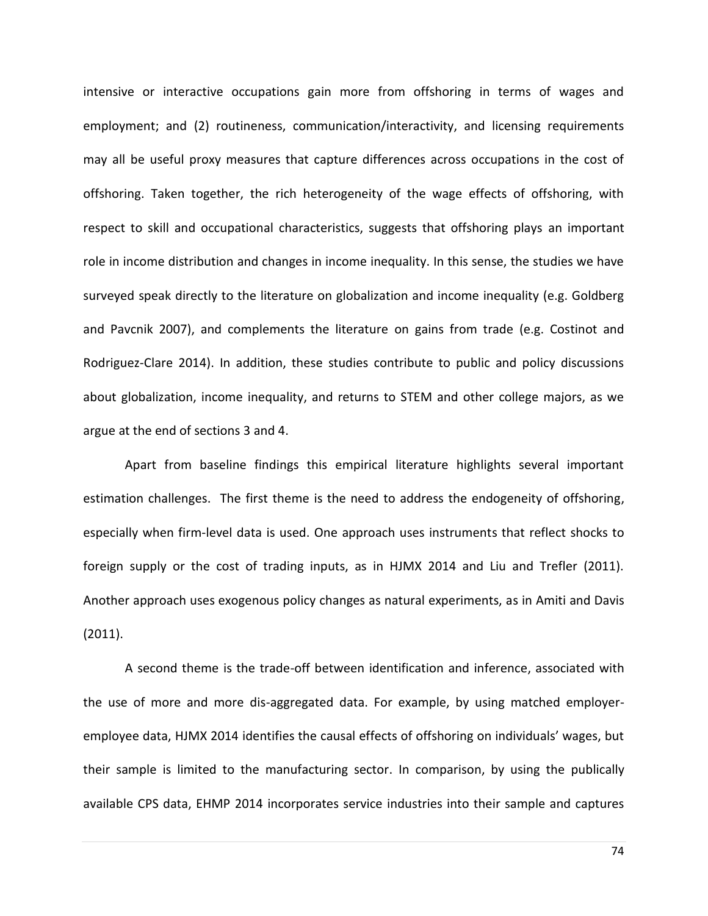intensive or interactive occupations gain more from offshoring in terms of wages and employment; and (2) routineness, communication/interactivity, and licensing requirements may all be useful proxy measures that capture differences across occupations in the cost of offshoring. Taken together, the rich heterogeneity of the wage effects of offshoring, with respect to skill and occupational characteristics, suggests that offshoring plays an important role in income distribution and changes in income inequality. In this sense, the studies we have surveyed speak directly to the literature on globalization and income inequality (e.g. Goldberg and Pavcnik 2007), and complements the literature on gains from trade (e.g. Costinot and Rodriguez-Clare 2014). In addition, these studies contribute to public and policy discussions about globalization, income inequality, and returns to STEM and other college majors, as we argue at the end of sections 3 and 4.

Apart from baseline findings this empirical literature highlights several important estimation challenges. The first theme is the need to address the endogeneity of offshoring, especially when firm-level data is used. One approach uses instruments that reflect shocks to foreign supply or the cost of trading inputs, as in HJMX 2014 and Liu and Trefler (2011). Another approach uses exogenous policy changes as natural experiments, as in Amiti and Davis (2011).

A second theme is the trade-off between identification and inference, associated with the use of more and more dis-aggregated data. For example, by using matched employer-employee data, HJMX 2014 identifies the causal effects of offshoring on individuals' wages, but their sample is limited to the manufacturing sector. In comparison, by using the publically available CPS data, EHMP 2014 incorporates service industries into their sample and captures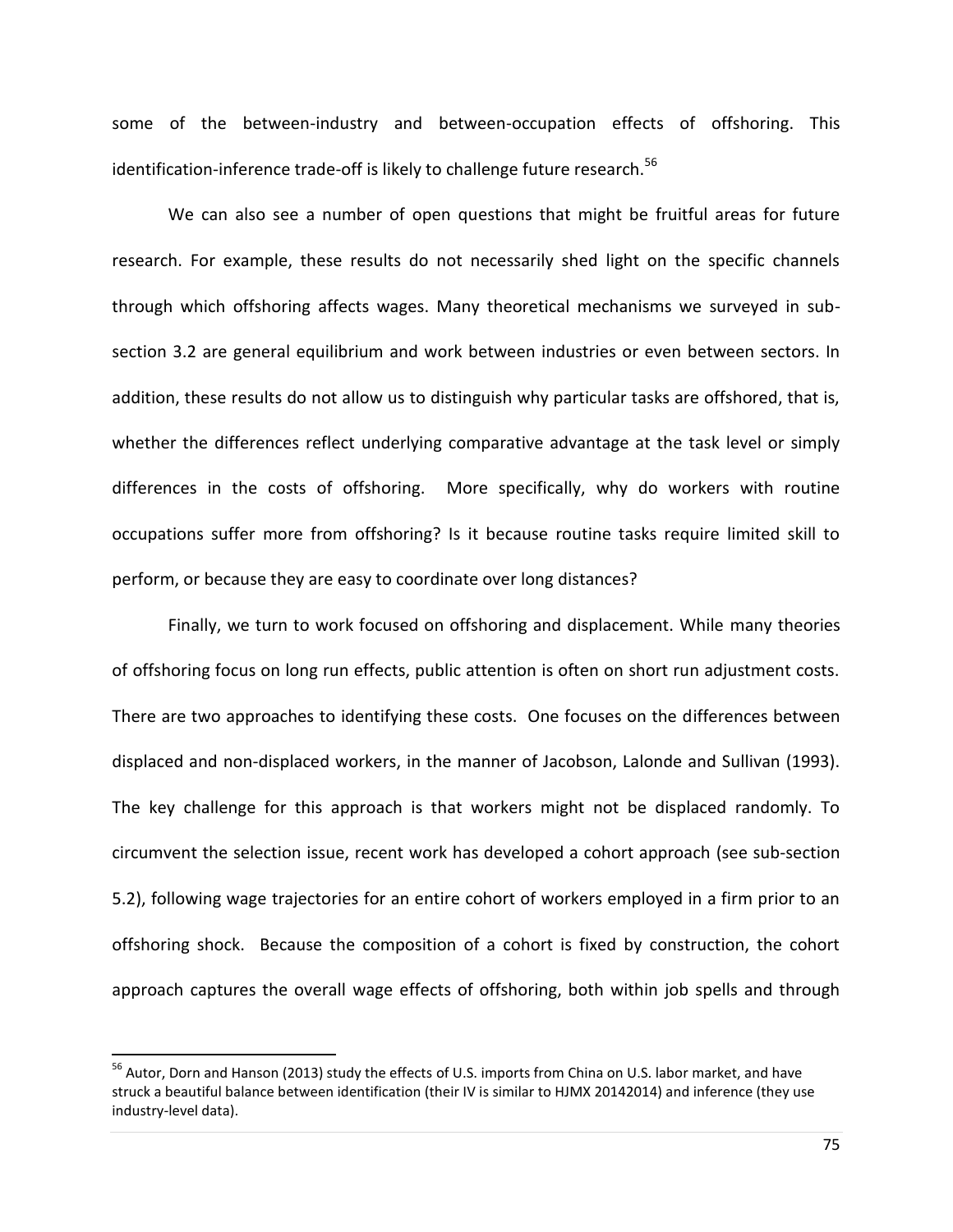some of the between-industry and between-occupation effects of offshoring. This identification-inference trade-off is likely to challenge future research.[56]

We can also see a number of open questions that might be fruitful areas for future research. For example, these results do not necessarily shed light on the specific channels through which offshoring affects wages. Many theoretical mechanisms we surveyed in sub-section 3.2 are general equilibrium and work between industries or even between sectors. In addition, these results do not allow us to distinguish why particular tasks are offshored, that is, whether the differences reflect underlying comparative advantage at the task level or simply differences in the costs of offshoring. More specifically, why do workers with routine occupations suffer more from offshoring? Is it because routine tasks require limited skill to perform, or because they are easy to coordinate over long distances?

Finally, we turn to work focused on offshoring and displacement. While many theories of offshoring focus on long run effects, public attention is often on short run adjustment costs. There are two approaches to identifying these costs. One focuses on the differences between displaced and non-displaced workers, in the manner of Jacobson, Lalonde and Sullivan (1993). The key challenge for this approach is that workers might not be displaced randomly. To circumvent the selection issue, recent work has developed a cohort approach (see sub-section 5.2), following wage trajectories for an entire cohort of workers employed in a firm prior to an offshoring shock. Because the composition of a cohort is fixed by construction, the cohort approach captures the overall wage effects of offshoring, both within job spells and through

[56] Autor, Dorn and Hanson (2013) study the effects of U.S. imports from China on U.S. labor market, and have struck a beautiful balance between identification (their IV is similar to HJMX 20142014) and inference (they use industry-level data).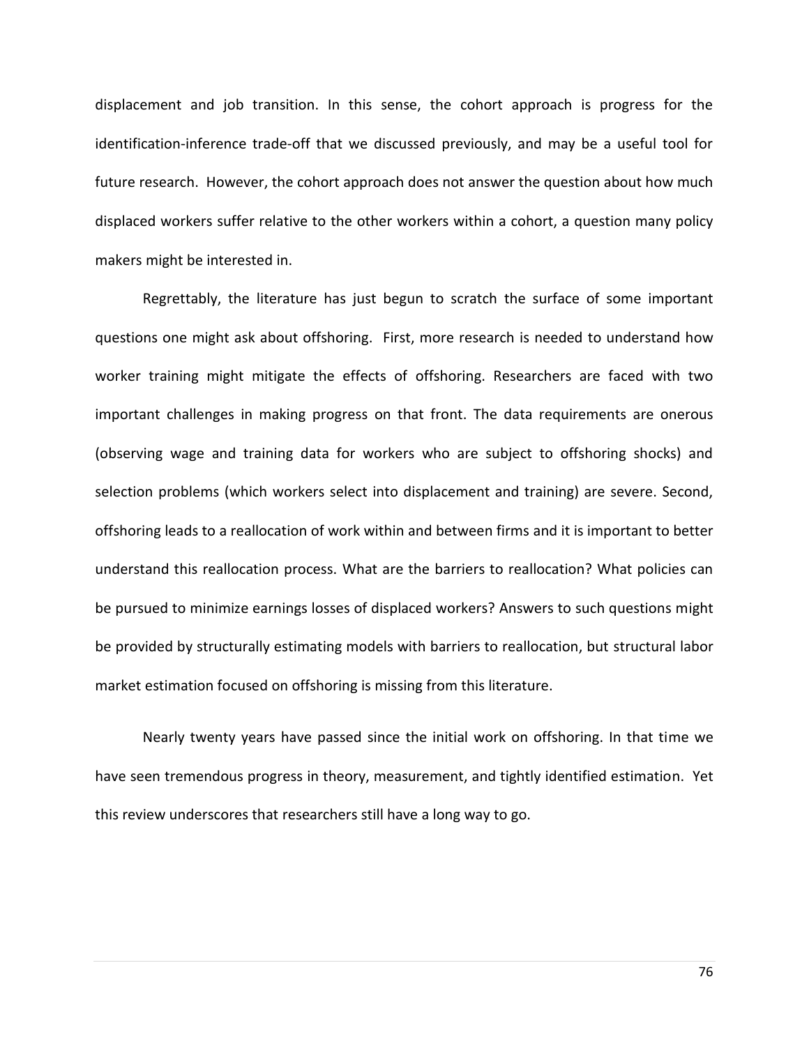displacement and job transition. In this sense, the cohort approach is progress for the identification-inference trade-off that we discussed previously, and may be a useful tool for future research. However, the cohort approach does not answer the question about how much displaced workers suffer relative to the other workers within a cohort, a question many policy makers might be interested in.

Regrettably, the literature has just begun to scratch the surface of some important questions one might ask about offshoring. First, more research is needed to understand how worker training might mitigate the effects of offshoring. Researchers are faced with two important challenges in making progress on that front. The data requirements are onerous (observing wage and training data for workers who are subject to offshoring shocks) and selection problems (which workers select into displacement and training) are severe. Second, offshoring leads to a reallocation of work within and between firms and it is important to better understand this reallocation process. What are the barriers to reallocation? What policies can be pursued to minimize earnings losses of displaced workers? Answers to such questions might be provided by structurally estimating models with barriers to reallocation, but structural labor market estimation focused on offshoring is missing from this literature.

Nearly twenty years have passed since the initial work on offshoring. In that time we have seen tremendous progress in theory, measurement, and tightly identified estimation. Yet this review underscores that researchers still have a long way to go.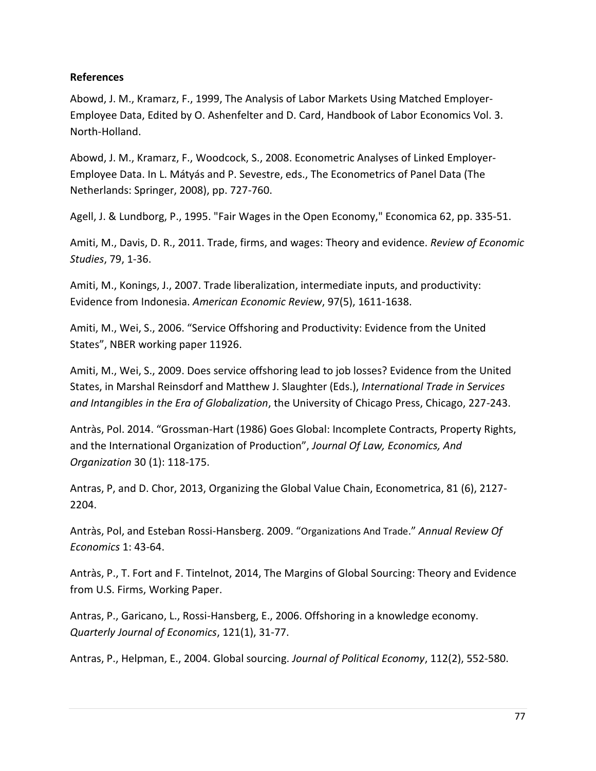**References**

Abowd, J. M., Kramarz, F., 1999, The Analysis of Labor Markets Using Matched Employer-Employee Data, Edited by O. Ashenfelter and D. Card, Handbook of Labor Economics Vol. 3. North-Holland.

Abowd, J. M., Kramarz, F., Woodcock, S., 2008. Econometric Analyses of Linked Employer-Employee Data. In L. Mátyás and P. Sevestre, eds., The Econometrics of Panel Data (The Netherlands: Springer, 2008), pp. 727-760.

Agell, J. & Lundborg, P., 1995. "Fair Wages in the Open Economy," Economica 62, pp. 335-51.

Amiti, M., Davis, D. R., 2011. Trade, firms, and wages: Theory and evidence. *Review of Economic Studies*, 79, 1-36.

Amiti, M., Konings, J., 2007. Trade liberalization, intermediate inputs, and productivity: Evidence from Indonesia. *American Economic Review*, 97(5), 1611-1638.

Amiti, M., Wei, S., 2006. "Service Offshoring and Productivity: Evidence from the United States", NBER working paper 11926.

Amiti, M., Wei, S., 2009. Does service offshoring lead to job losses? Evidence from the United States, in Marshal Reinsdorf and Matthew J. Slaughter (Eds.), *International Trade in Services and Intangibles in the Era of Globalization*, the University of Chicago Press, Chicago, 227-243.

Antràs, Pol. 2014. "Grossman-Hart (1986) Goes Global: Incomplete Contracts, Property Rights, and the International Organization of Production", *Journal Of Law, Economics, And Organization* 30 (1): 118-175.

Antras, P, and D. Chor, 2013, Organizing the Global Value Chain, Econometrica, 81 (6), 2127-2204.

Antràs, Pol, and Esteban Rossi-Hansberg. 2009. "Organizations And Trade." *Annual Review Of Economics* 1: 43-64.

Antràs, P., T. Fort and F. Tintelnot, 2014, The Margins of Global Sourcing: Theory and Evidence from U.S. Firms, Working Paper.

Antras, P., Garicano, L., Rossi-Hansberg, E., 2006. Offshoring in a knowledge economy. *Quarterly Journal of Economics*, 121(1), 31-77.

Antras, P., Helpman, E., 2004. Global sourcing. *Journal of Political Economy*, 112(2), 552-580.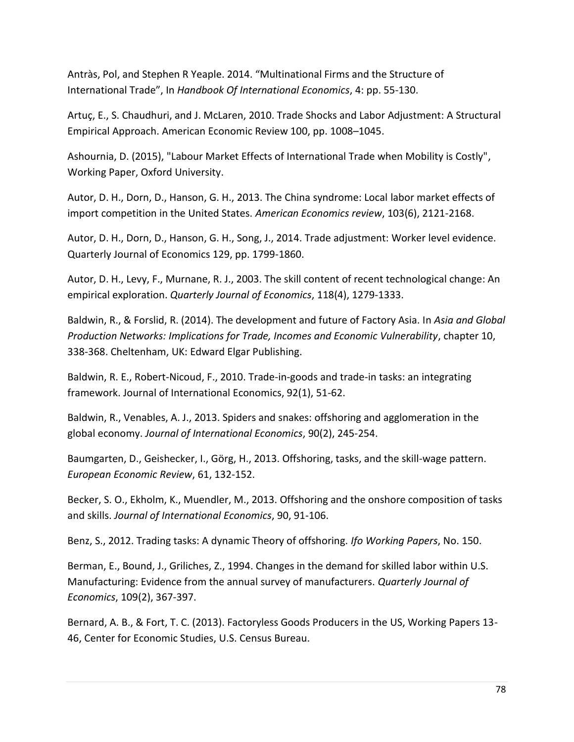Antràs, Pol, and Stephen R Yeaple. 2014. “Multinational Firms and the Structure of International Trade”, In *Handbook Of International Economics*, 4: pp. 55-130.

Artuç, E., S. Chaudhuri, and J. McLaren, 2010. Trade Shocks and Labor Adjustment: A Structural Empirical Approach. American Economic Review 100, pp. 1008–1045.

Ashournia, D. (2015), "Labour Market Effects of International Trade when Mobility is Costly", Working Paper, Oxford University.

Autor, D. H., Dorn, D., Hanson, G. H., 2013. The China syndrome: Local labor market effects of import competition in the United States. *American Economics review*, 103(6), 2121-2168.

Autor, D. H., Dorn, D., Hanson, G. H., Song, J., 2014. Trade adjustment: Worker level evidence. Quarterly Journal of Economics 129, pp. 1799-1860.

Autor, D. H., Levy, F., Murnane, R. J., 2003. The skill content of recent technological change: An empirical exploration. *Quarterly Journal of Economics*, 118(4), 1279-1333.

Baldwin, R., & Forslid, R. (2014). The development and future of Factory Asia. In *Asia and Global Production Networks: Implications for Trade, Incomes and Economic Vulnerability*, chapter 10, 338-368. Cheltenham, UK: Edward Elgar Publishing.

Baldwin, R. E., Robert-Nicoud, F., 2010. Trade-in-goods and trade-in tasks: an integrating framework. Journal of International Economics, 92(1), 51-62.

Baldwin, R., Venables, A. J., 2013. Spiders and snakes: offshoring and agglomeration in the global economy. *Journal of International Economics*, 90(2), 245-254.

Baumgarten, D., Geishecker, I., Görg, H., 2013. Offshoring, tasks, and the skill-wage pattern. *European Economic Review*, 61, 132-152.

Becker, S. O., Ekholm, K., Muendler, M., 2013. Offshoring and the onshore composition of tasks and skills. *Journal of International Economics*, 90, 91-106.

Benz, S., 2012. Trading tasks: A dynamic Theory of offshoring. *Ifo Working Papers*, No. 150.

Berman, E., Bound, J., Griliches, Z., 1994. Changes in the demand for skilled labor within U.S. Manufacturing: Evidence from the annual survey of manufacturers. *Quarterly Journal of Economics*, 109(2), 367-397.

Bernard, A. B., & Fort, T. C. (2013). Factoryless Goods Producers in the US, Working Papers 13-46, Center for Economic Studies, U.S. Census Bureau.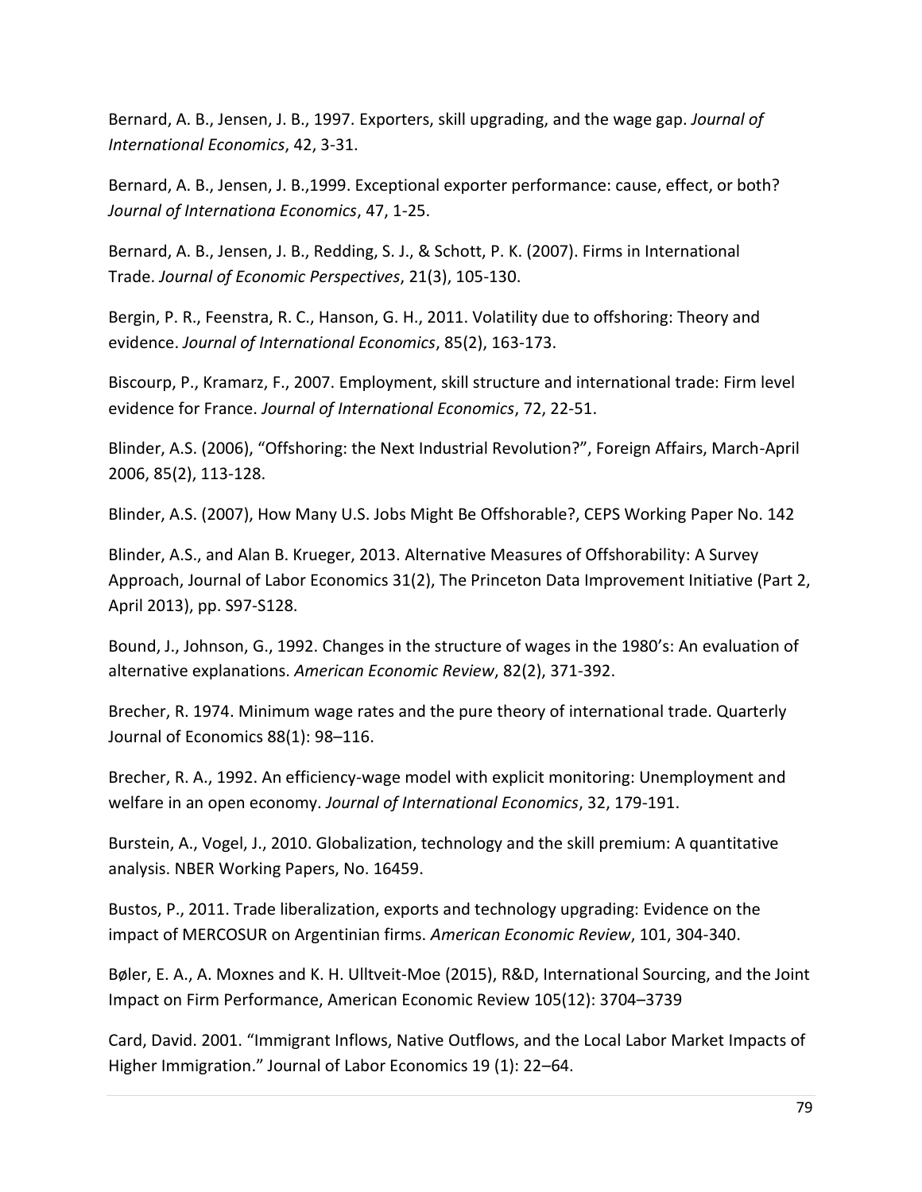Bernard, A. B., Jensen, J. B., 1997. Exporters, skill upgrading, and the wage gap. *Journal of International Economics*, 42, 3-31.

Bernard, A. B., Jensen, J. B.,1999. Exceptional exporter performance: cause, effect, or both? *Journal of Internationa Economics*, 47, 1-25.

Bernard, A. B., Jensen, J. B., Redding, S. J., & Schott, P. K. (2007). Firms in International Trade. *Journal of Economic Perspectives*, 21(3), 105-130.

Bergin, P. R., Feenstra, R. C., Hanson, G. H., 2011. Volatility due to offshoring: Theory and evidence. *Journal of International Economics*, 85(2), 163-173.

Biscourp, P., Kramarz, F., 2007. Employment, skill structure and international trade: Firm level evidence for France. *Journal of International Economics*, 72, 22-51.

Blinder, A.S. (2006), "Offshoring: the Next Industrial Revolution?", Foreign Affairs, March-April 2006, 85(2), 113-128.

Blinder, A.S. (2007), How Many U.S. Jobs Might Be Offshorable?, CEPS Working Paper No. 142

Blinder, A.S., and Alan B. Krueger, 2013. Alternative Measures of Offshorability: A Survey Approach, Journal of Labor Economics 31(2), The Princeton Data Improvement Initiative (Part 2, April 2013), pp. S97-S128.

Bound, J., Johnson, G., 1992. Changes in the structure of wages in the 1980's: An evaluation of alternative explanations. *American Economic Review*, 82(2), 371-392.

Brecher, R. 1974. Minimum wage rates and the pure theory of international trade. Quarterly Journal of Economics 88(1): 98–116.

Brecher, R. A., 1992. An efficiency-wage model with explicit monitoring: Unemployment and welfare in an open economy. *Journal of International Economics*, 32, 179-191.

Burstein, A., Vogel, J., 2010. Globalization, technology and the skill premium: A quantitative analysis. NBER Working Papers, No. 16459.

Bustos, P., 2011. Trade liberalization, exports and technology upgrading: Evidence on the impact of MERCOSUR on Argentinian firms. *American Economic Review*, 101, 304-340.

Bøler, E. A., A. Moxnes and K. H. Ulltveit-Moe (2015), R&D, International Sourcing, and the Joint Impact on Firm Performance, American Economic Review 105(12): 3704–3739

Card, David. 2001. "Immigrant Inflows, Native Outflows, and the Local Labor Market Impacts of Higher Immigration." Journal of Labor Economics 19 (1): 22–64.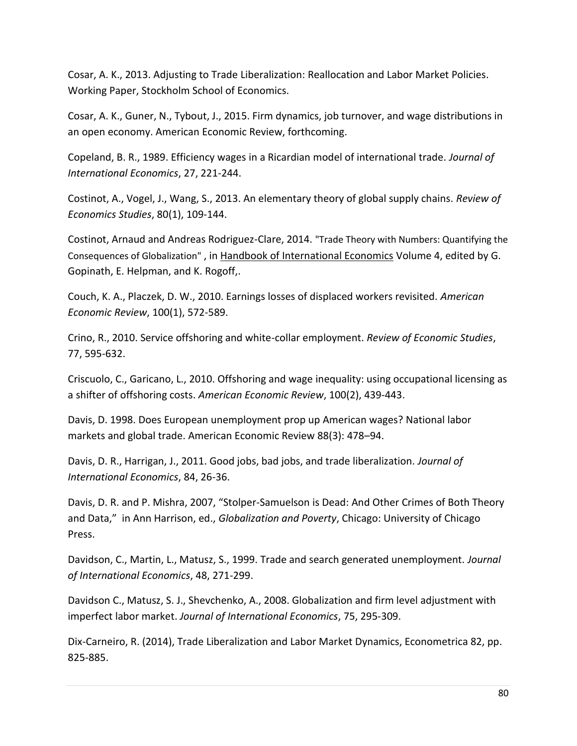Cosar, A. K., 2013. Adjusting to Trade Liberalization: Reallocation and Labor Market Policies. Working Paper, Stockholm School of Economics.

Cosar, A. K., Guner, N., Tybout, J., 2015. Firm dynamics, job turnover, and wage distributions in an open economy. American Economic Review, forthcoming.

Copeland, B. R., 1989. Efficiency wages in a Ricardian model of international trade. *Journal of International Economics*, 27, 221-244.

Costinot, A., Vogel, J., Wang, S., 2013. An elementary theory of global supply chains. *Review of Economics Studies*, 80(1), 109-144.

Costinot, Arnaud and Andreas Rodriguez-Clare, 2014. "Trade Theory with Numbers: Quantifying the Consequences of Globalization" , in Handbook of International Economics Volume 4, edited by G. Gopinath, E. Helpman, and K. Rogoff,.

Couch, K. A., Placzek, D. W., 2010. Earnings losses of displaced workers revisited. *American Economic Review*, 100(1), 572-589.

Crino, R., 2010. Service offshoring and white-collar employment. *Review of Economic Studies*, 77, 595-632.

Criscuolo, C., Garicano, L., 2010. Offshoring and wage inequality: using occupational licensing as a shifter of offshoring costs. *American Economic Review*, 100(2), 439-443.

Davis, D. 1998. Does European unemployment prop up American wages? National labor markets and global trade. American Economic Review 88(3): 478–94.

Davis, D. R., Harrigan, J., 2011. Good jobs, bad jobs, and trade liberalization. *Journal of International Economics*, 84, 26-36.

Davis, D. R. and P. Mishra, 2007, "Stolper-Samuelson is Dead: And Other Crimes of Both Theory and Data," in Ann Harrison, ed., *Globalization and Poverty*, Chicago: University of Chicago Press.

Davidson, C., Martin, L., Matusz, S., 1999. Trade and search generated unemployment. *Journal of International Economics*, 48, 271-299.

Davidson C., Matusz, S. J., Shevchenko, A., 2008. Globalization and firm level adjustment with imperfect labor market. *Journal of International Economics*, 75, 295-309.

Dix-Carneiro, R. (2014), Trade Liberalization and Labor Market Dynamics, Econometrica 82, pp. 825-885.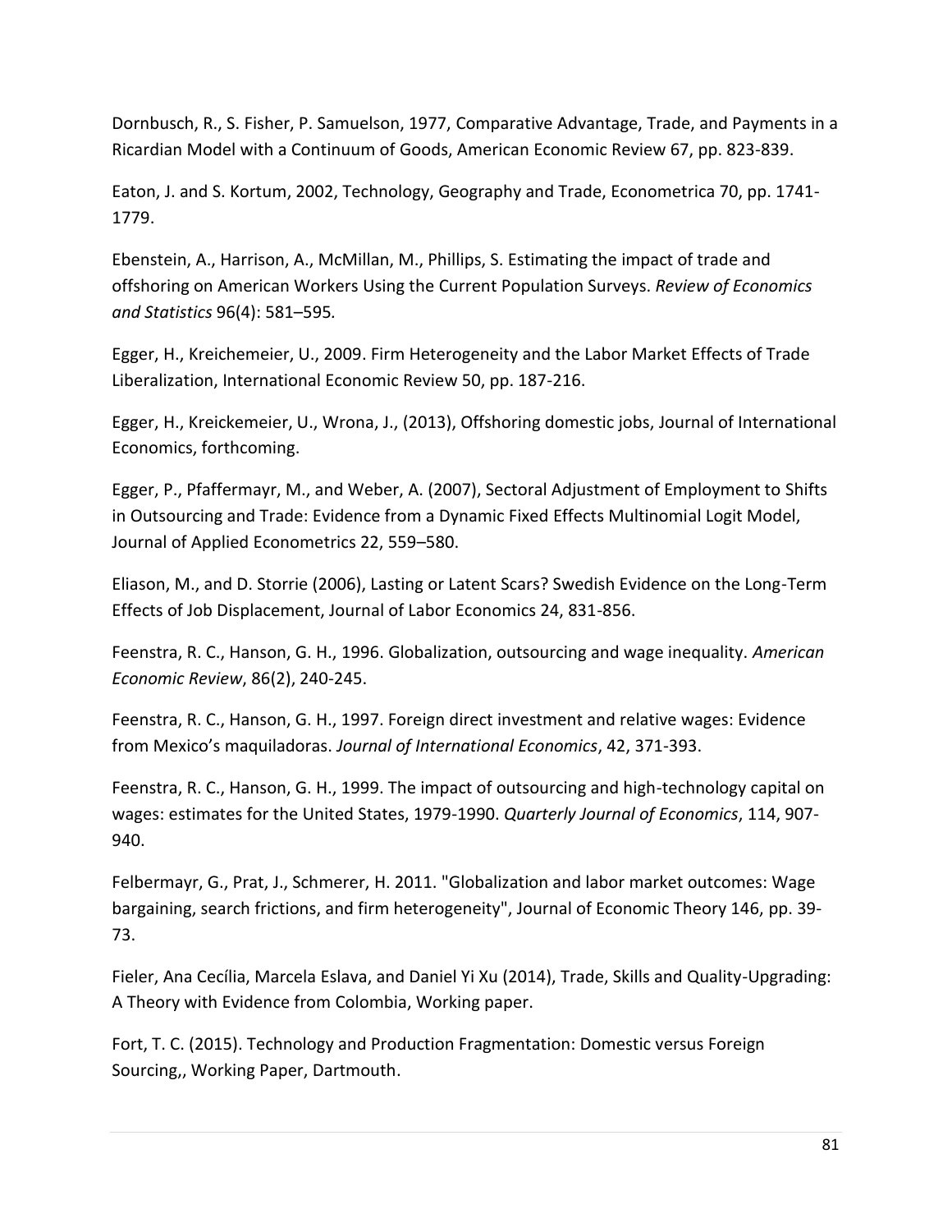Dornbusch, R., S. Fisher, P. Samuelson, 1977, Comparative Advantage, Trade, and Payments in a Ricardian Model with a Continuum of Goods, American Economic Review 67, pp. 823-839.

Eaton, J. and S. Kortum, 2002, Technology, Geography and Trade, Econometrica 70, pp. 1741-1779.

Ebenstein, A., Harrison, A., McMillan, M., Phillips, S. Estimating the impact of trade and offshoring on American Workers Using the Current Population Surveys. *Review of Economics and Statistics* 96(4): 581–595.

Egger, H., Kreichemeier, U., 2009. Firm Heterogeneity and the Labor Market Effects of Trade Liberalization, International Economic Review 50, pp. 187-216.

Egger, H., Kreickemeier, U., Wrona, J., (2013), Offshoring domestic jobs, Journal of International Economics, forthcoming.

Egger, P., Pfaffermayr, M., and Weber, A. (2007), Sectoral Adjustment of Employment to Shifts in Outsourcing and Trade: Evidence from a Dynamic Fixed Effects Multinomial Logit Model, Journal of Applied Econometrics 22, 559–580.

Eliason, M., and D. Storrie (2006), Lasting or Latent Scars? Swedish Evidence on the Long-Term Effects of Job Displacement, Journal of Labor Economics 24, 831-856.

Feenstra, R. C., Hanson, G. H., 1996. Globalization, outsourcing and wage inequality. *American Economic Review*, 86(2), 240-245.

Feenstra, R. C., Hanson, G. H., 1997. Foreign direct investment and relative wages: Evidence from Mexico's maquiladoras. *Journal of International Economics*, 42, 371-393.

Feenstra, R. C., Hanson, G. H., 1999. The impact of outsourcing and high-technology capital on wages: estimates for the United States, 1979-1990. *Quarterly Journal of Economics*, 114, 907-940.

Felbermayr, G., Prat, J., Schmerer, H. 2011. "Globalization and labor market outcomes: Wage bargaining, search frictions, and firm heterogeneity", Journal of Economic Theory 146, pp. 39-73.

Fieler, Ana Cecília, Marcela Eslava, and Daniel Yi Xu (2014), Trade, Skills and Quality-Upgrading: A Theory with Evidence from Colombia, Working paper.

Fort, T. C. (2015). Technology and Production Fragmentation: Domestic versus Foreign Sourcing,, Working Paper, Dartmouth.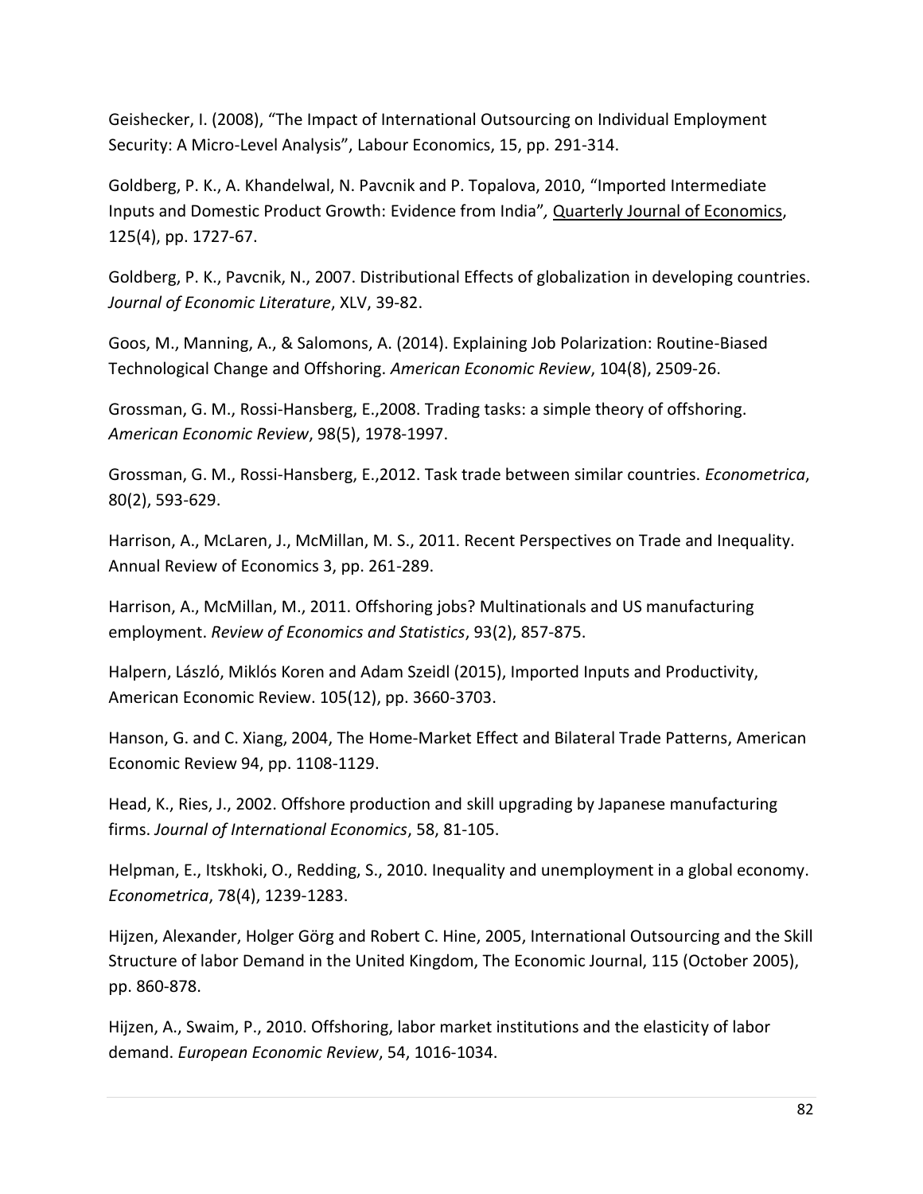Geishecker, I. (2008), “The Impact of International Outsourcing on Individual Employment Security: A Micro-Level Analysis”, Labour Economics, 15, pp. 291-314.

Goldberg, P. K., A. Khandelwal, N. Pavcnik and P. Topalova, 2010, “Imported Intermediate Inputs and Domestic Product Growth: Evidence from India”, Quarterly Journal of Economics, 125(4), pp. 1727-67.

Goldberg, P. K., Pavcnik, N., 2007. Distributional Effects of globalization in developing countries. *Journal of Economic Literature*, XLV, 39-82.

Goos, M., Manning, A., & Salomons, A. (2014). Explaining Job Polarization: Routine-Biased Technological Change and Offshoring. *American Economic Review*, 104(8), 2509-26.

Grossman, G. M., Rossi-Hansberg, E.,2008. Trading tasks: a simple theory of offshoring. *American Economic Review*, 98(5), 1978-1997.

Grossman, G. M., Rossi-Hansberg, E.,2012. Task trade between similar countries. *Econometrica*, 80(2), 593-629.

Harrison, A., McLaren, J., McMillan, M. S., 2011. Recent Perspectives on Trade and Inequality. Annual Review of Economics 3, pp. 261-289.

Harrison, A., McMillan, M., 2011. Offshoring jobs? Multinationals and US manufacturing employment. *Review of Economics and Statistics*, 93(2), 857-875.

Halpern, László, Miklós Koren and Adam Szeidl (2015), Imported Inputs and Productivity, American Economic Review. 105(12), pp. 3660-3703.

Hanson, G. and C. Xiang, 2004, The Home-Market Effect and Bilateral Trade Patterns, American Economic Review 94, pp. 1108-1129.

Head, K., Ries, J., 2002. Offshore production and skill upgrading by Japanese manufacturing firms. *Journal of International Economics*, 58, 81-105.

Helpman, E., Itskhoki, O., Redding, S., 2010. Inequality and unemployment in a global economy. *Econometrica*, 78(4), 1239-1283.

Hijzen, Alexander, Holger Görg and Robert C. Hine, 2005, International Outsourcing and the Skill Structure of labor Demand in the United Kingdom, The Economic Journal, 115 (October 2005), pp. 860-878.

Hijzen, A., Swaim, P., 2010. Offshoring, labor market institutions and the elasticity of labor demand. *European Economic Review*, 54, 1016-1034.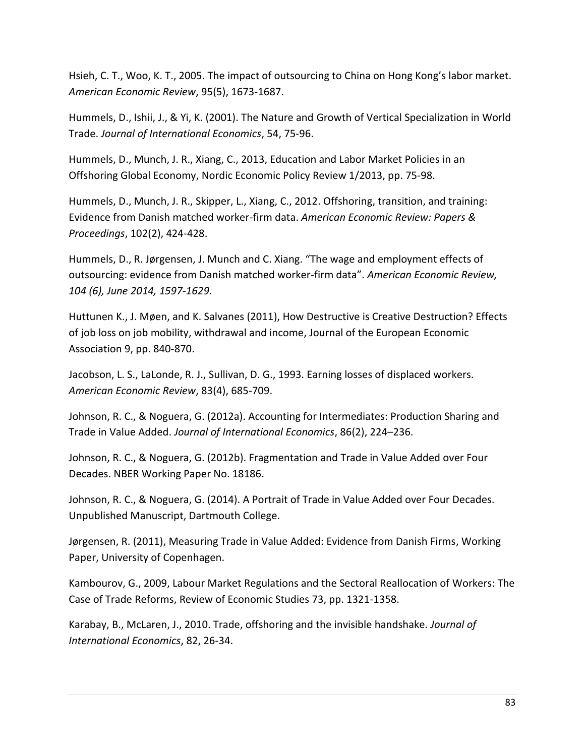Hsieh, C. T., Woo, K. T., 2005. The impact of outsourcing to China on Hong Kong's labor market. *American Economic Review*, 95(5), 1673-1687.

Hummels, D., Ishii, J., & Yi, K. (2001). The Nature and Growth of Vertical Specialization in World Trade. *Journal of International Economics*, 54, 75-96.

Hummels, D., Munch, J. R., Xiang, C., 2013, Education and Labor Market Policies in an Offshoring Global Economy, Nordic Economic Policy Review 1/2013, pp. 75-98.

Hummels, D., Munch, J. R., Skipper, L., Xiang, C., 2012. Offshoring, transition, and training: Evidence from Danish matched worker-firm data. *American Economic Review: Papers & Proceedings*, 102(2), 424-428.

Hummels, D., R. Jørgensen, J. Munch and C. Xiang. "The wage and employment effects of outsourcing: evidence from Danish matched worker-firm data". *American Economic Review, 104 (6), June 2014, 1597-1629.*

Huttunen K., J. Møen, and K. Salvanes (2011), How Destructive is Creative Destruction? Effects of job loss on job mobility, withdrawal and income, Journal of the European Economic Association 9, pp. 840-870.

Jacobson, L. S., LaLonde, R. J., Sullivan, D. G., 1993. Earning losses of displaced workers. *American Economic Review*, 83(4), 685-709.

Johnson, R. C., & Noguera, G. (2012a). Accounting for Intermediates: Production Sharing and Trade in Value Added. *Journal of International Economics*, 86(2), 224–236.

Johnson, R. C., & Noguera, G. (2012b). Fragmentation and Trade in Value Added over Four Decades. NBER Working Paper No. 18186.

Johnson, R. C., & Noguera, G. (2014). A Portrait of Trade in Value Added over Four Decades. Unpublished Manuscript, Dartmouth College.

Jørgensen, R. (2011), Measuring Trade in Value Added: Evidence from Danish Firms, Working Paper, University of Copenhagen.

Kambourov, G., 2009, Labour Market Regulations and the Sectoral Reallocation of Workers: The Case of Trade Reforms, Review of Economic Studies 73, pp. 1321-1358.

Karabay, B., McLaren, J., 2010. Trade, offshoring and the invisible handshake. *Journal of International Economics*, 82, 26-34.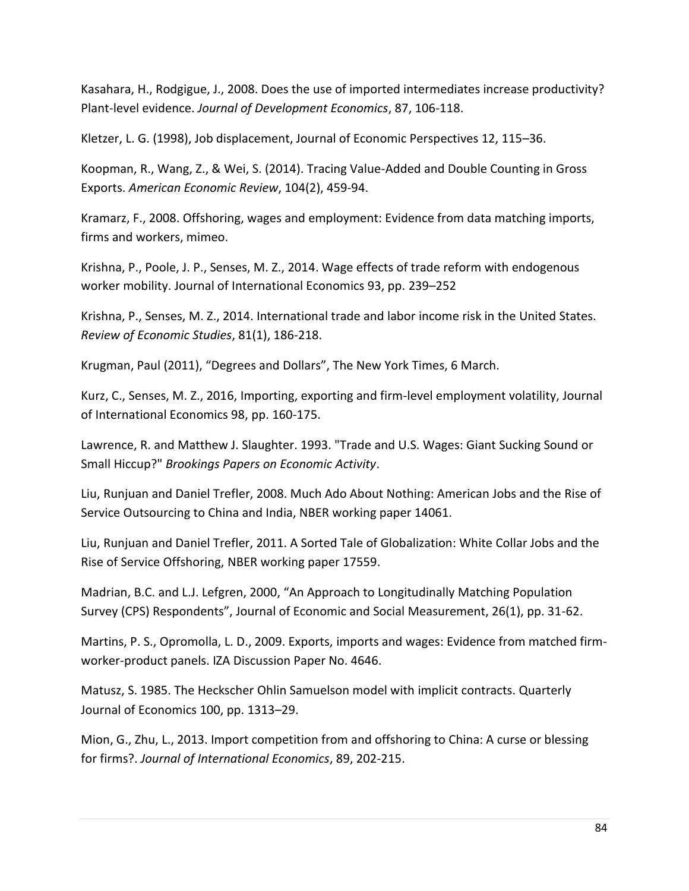Kasahara, H., Rodgigue, J., 2008. Does the use of imported intermediates increase productivity? Plant-level evidence. *Journal of Development Economics*, 87, 106-118.

Kletzer, L. G. (1998), Job displacement, Journal of Economic Perspectives 12, 115–36.

Koopman, R., Wang, Z., & Wei, S. (2014). Tracing Value-Added and Double Counting in Gross Exports. *American Economic Review*, 104(2), 459-94.

Kramarz, F., 2008. Offshoring, wages and employment: Evidence from data matching imports, firms and workers, mimeo.

Krishna, P., Poole, J. P., Senses, M. Z., 2014. Wage effects of trade reform with endogenous worker mobility. Journal of International Economics 93, pp. 239–252

Krishna, P., Senses, M. Z., 2014. International trade and labor income risk in the United States. *Review of Economic Studies*, 81(1), 186-218.

Krugman, Paul (2011), "Degrees and Dollars", The New York Times, 6 March.

Kurz, C., Senses, M. Z., 2016, Importing, exporting and firm-level employment volatility, Journal of International Economics 98, pp. 160-175.

Lawrence, R. and Matthew J. Slaughter. 1993. "Trade and U.S. Wages: Giant Sucking Sound or Small Hiccup?" *Brookings Papers on Economic Activity*.

Liu, Runjuan and Daniel Trefler, 2008. Much Ado About Nothing: American Jobs and the Rise of Service Outsourcing to China and India, NBER working paper 14061.

Liu, Runjuan and Daniel Trefler, 2011. A Sorted Tale of Globalization: White Collar Jobs and the Rise of Service Offshoring, NBER working paper 17559.

Madrian, B.C. and L.J. Lefgren, 2000, "An Approach to Longitudinally Matching Population Survey (CPS) Respondents", Journal of Economic and Social Measurement, 26(1), pp. 31-62.

Martins, P. S., Opromolla, L. D., 2009. Exports, imports and wages: Evidence from matched firm-worker-product panels. IZA Discussion Paper No. 4646.

Matusz, S. 1985. The Heckscher Ohlin Samuelson model with implicit contracts. Quarterly Journal of Economics 100, pp. 1313–29.

Mion, G., Zhu, L., 2013. Import competition from and offshoring to China: A curse or blessing for firms?. *Journal of International Economics*, 89, 202-215.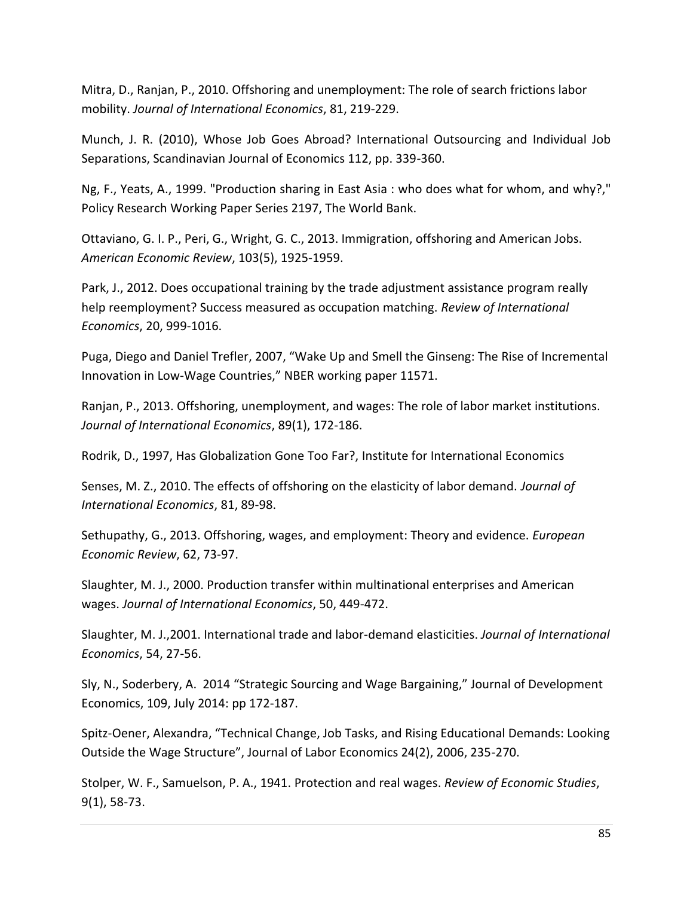Mitra, D., Ranjan, P., 2010. Offshoring and unemployment: The role of search frictions labor mobility. *Journal of International Economics*, 81, 219-229.

Munch, J. R. (2010), Whose Job Goes Abroad? International Outsourcing and Individual Job Separations, Scandinavian Journal of Economics 112, pp. 339-360.

Ng, F., Yeats, A., 1999. "Production sharing in East Asia : who does what for whom, and why?," Policy Research Working Paper Series 2197, The World Bank.

Ottaviano, G. I. P., Peri, G., Wright, G. C., 2013. Immigration, offshoring and American Jobs. *American Economic Review*, 103(5), 1925-1959.

Park, J., 2012. Does occupational training by the trade adjustment assistance program really help reemployment? Success measured as occupation matching. *Review of International Economics*, 20, 999-1016.

Puga, Diego and Daniel Trefler, 2007, "Wake Up and Smell the Ginseng: The Rise of Incremental Innovation in Low-Wage Countries," NBER working paper 11571.

Ranjan, P., 2013. Offshoring, unemployment, and wages: The role of labor market institutions. *Journal of International Economics*, 89(1), 172-186.

Rodrik, D., 1997, Has Globalization Gone Too Far?, Institute for International Economics

Senses, M. Z., 2010. The effects of offshoring on the elasticity of labor demand. *Journal of International Economics*, 81, 89-98.

Sethupathy, G., 2013. Offshoring, wages, and employment: Theory and evidence. *European Economic Review*, 62, 73-97.

Slaughter, M. J., 2000. Production transfer within multinational enterprises and American wages. *Journal of International Economics*, 50, 449-472.

Slaughter, M. J.,2001. International trade and labor-demand elasticities. *Journal of International Economics*, 54, 27-56.

Sly, N., Soderbery, A. 2014 "Strategic Sourcing and Wage Bargaining," Journal of Development Economics, 109, July 2014: pp 172-187.

Spitz-Oener, Alexandra, "Technical Change, Job Tasks, and Rising Educational Demands: Looking Outside the Wage Structure", Journal of Labor Economics 24(2), 2006, 235-270.

Stolper, W. F., Samuelson, P. A., 1941. Protection and real wages. *Review of Economic Studies*, 9(1), 58-73.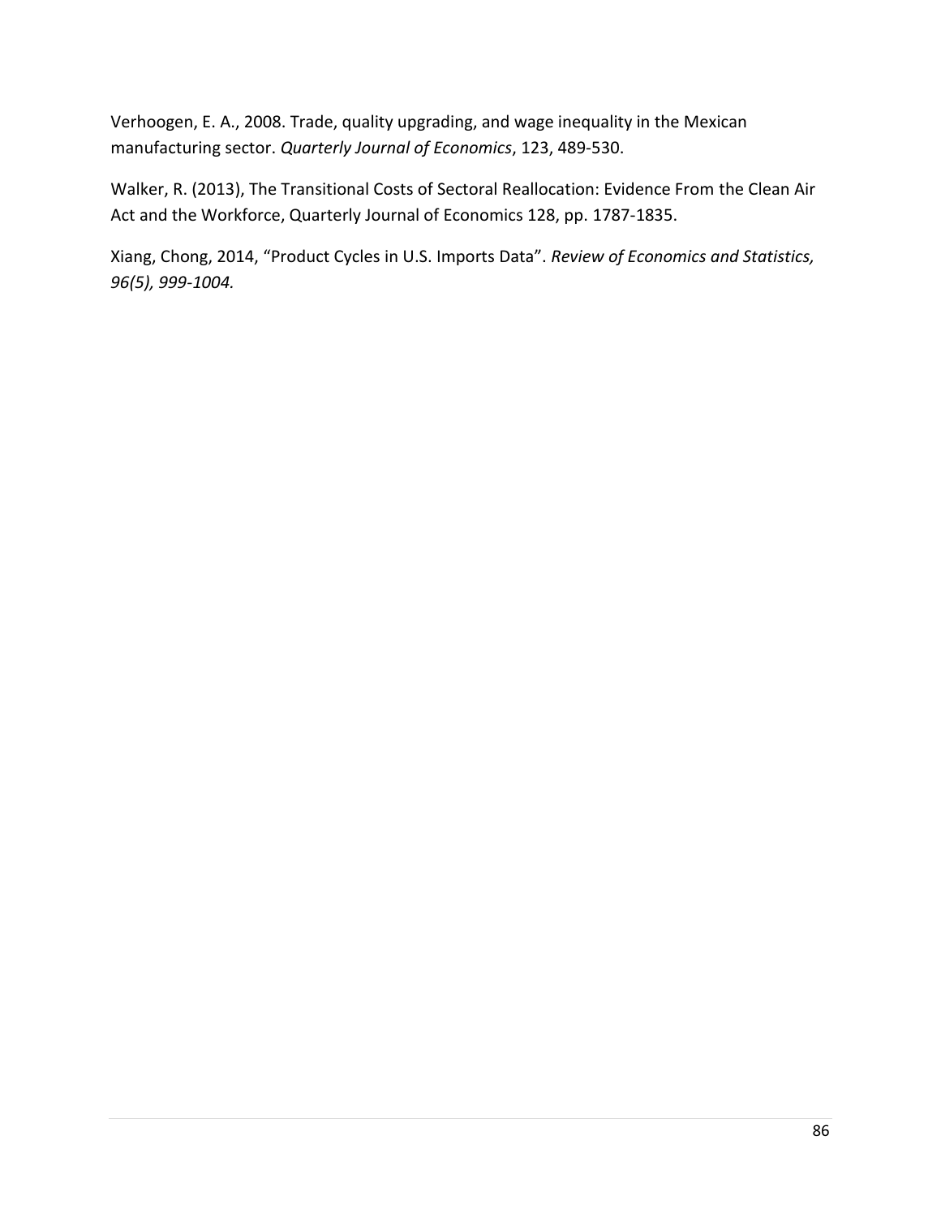Verhoogen, E. A., 2008. Trade, quality upgrading, and wage inequality in the Mexican manufacturing sector. *Quarterly Journal of Economics*, 123, 489-530.

Walker, R. (2013), The Transitional Costs of Sectoral Reallocation: Evidence From the Clean Air Act and the Workforce, Quarterly Journal of Economics 128, pp. 1787-1835.

Xiang, Chong, 2014, "Product Cycles in U.S. Imports Data". *Review of Economics and Statistics, 96(5), 999-1004.*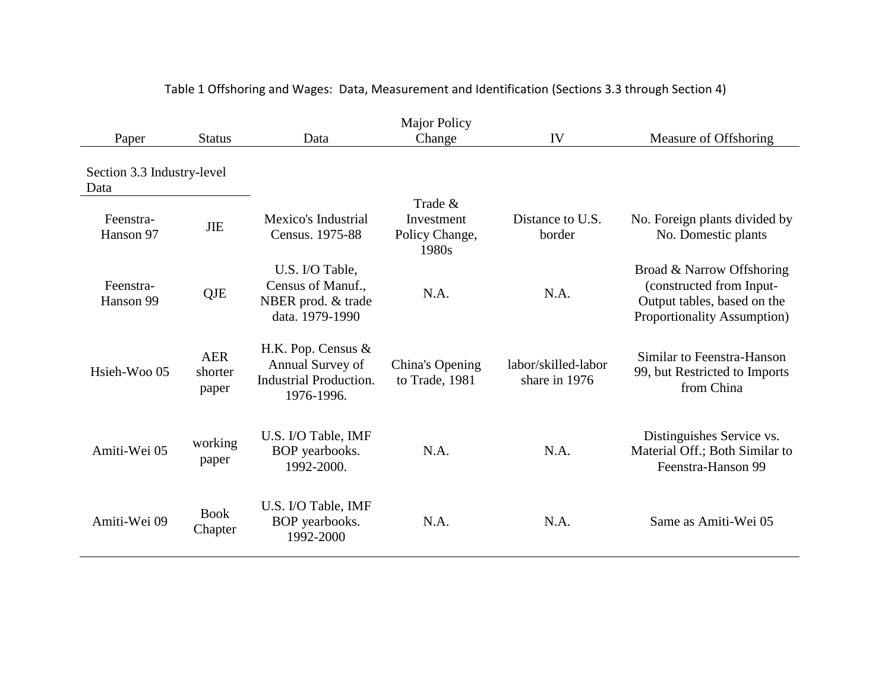Table 1 Offshoring and Wages: Data, Measurement and Identification (Sections 3.3 through Section 4)

| Paper | Status | Data | Major Policy Change | IV | Measure of Offshoring |
|---|---|---|---|---|---|
| Section 3.3 Industry-level Data | | | | | |
| Feenstra-Hanson 97 | JIE | Mexico's Industrial Census. 1975-88 | Trade & Investment Policy Change, 1980s | Distance to U.S. border | No. Foreign plants divided by No. Domestic plants |
| Feenstra-Hanson 99 | QJE | U.S. I/O Table, Census of Manuf., NBER prod. & trade data. 1979-1990 | N.A. | N.A. | Broad & Narrow Offshoring (constructed from Input-Output tables, based on the Proportionality Assumption) |
| Hsieh-Woo 05 | AER shorter paper | H.K. Pop. Census & Annual Survey of Industrial Production. 1976-1996. | China's Opening to Trade, 1981 | labor/skilled-labor share in 1976 | Similar to Feenstra-Hanson 99, but Restricted to Imports from China |
| Amiti-Wei 05 | working paper | U.S. I/O Table, IMF BOP yearbooks. 1992-2000. | N.A. | N.A. | Distinguishes Service vs. Material Off.; Both Similar to Feenstra-Hanson 99 |
| Amiti-Wei 09 | Book Chapter | U.S. I/O Table, IMF BOP yearbooks. 1992-2000 | N.A. | N.A. | Same as Amiti-Wei 05 |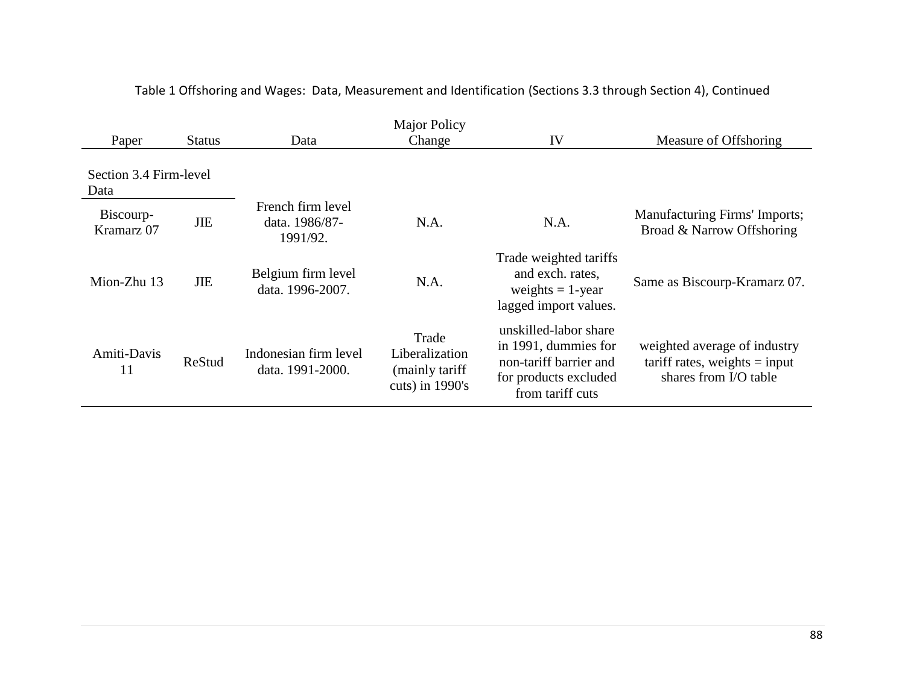Table 1 Offshoring and Wages: Data, Measurement and Identification (Sections 3.3 through Section 4), Continued

| Paper | Status | Data | Major Policy Change | IV | Measure of Offshoring |
|---|---|---|---|---|---|
| Section 3.4 Firm-level Data | | | | | |
| Biscourp-Kramarz 07 | JIE | French firm level data. 1986/87-1991/92. | N.A. | N.A. | Manufacturing Firms' Imports; Broad & Narrow Offshoring |
| Mion-Zhu 13 | JIE | Belgium firm level data. 1996-2007. | N.A. | Trade weighted tariffs and exch. rates, weights = 1-year lagged import values. | Same as Biscourp-Kramarz 07. |
| Amiti-Davis 11 | ReStud | Indonesian firm level data. 1991-2000. | Trade Liberalization (mainly tariff cuts) in 1990's | unskilled-labor share in 1991, dummies for non-tariff barrier and for products excluded from tariff cuts | weighted average of industry tariff rates, weights = input shares from I/O table |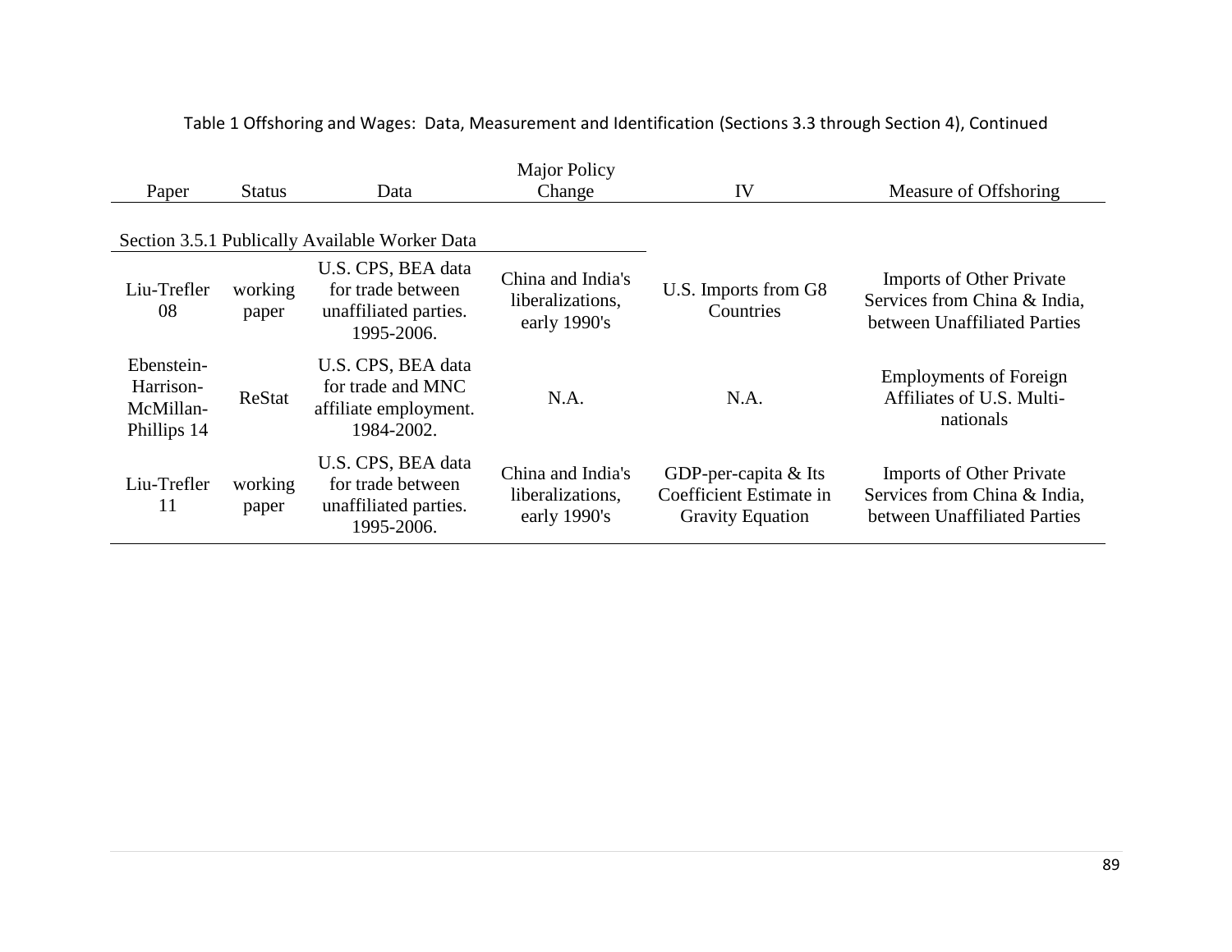Table 1 Offshoring and Wages: Data, Measurement and Identification (Sections 3.3 through Section 4), Continued

| Paper | Status | Data | Major Policy Change | IV | Measure of Offshoring |
|---|---|---|---|---|---|
| Section 3.5.1 Publically Available Worker Data | | | | | |
| Liu-Trefler 08 | working paper | U.S. CPS, BEA data for trade between unaffiliated parties. 1995-2006. | China and India's liberalizations, early 1990's | U.S. Imports from G8 Countries | Imports of Other Private Services from China & India, between Unaffiliated Parties |
| Ebenstein-Harrison-McMillan-Phillips 14 | ReStat | U.S. CPS, BEA data for trade and MNC affiliate employment. 1984-2002. | N.A. | N.A. | Employments of Foreign Affiliates of U.S. Multi-nationals |
| Liu-Trefler 11 | working paper | U.S. CPS, BEA data for trade between unaffiliated parties. 1995-2006. | China and India's liberalizations, early 1990's | GDP-per-capita & Its Coefficient Estimate in Gravity Equation | Imports of Other Private Services from China & India, between Unaffiliated Parties |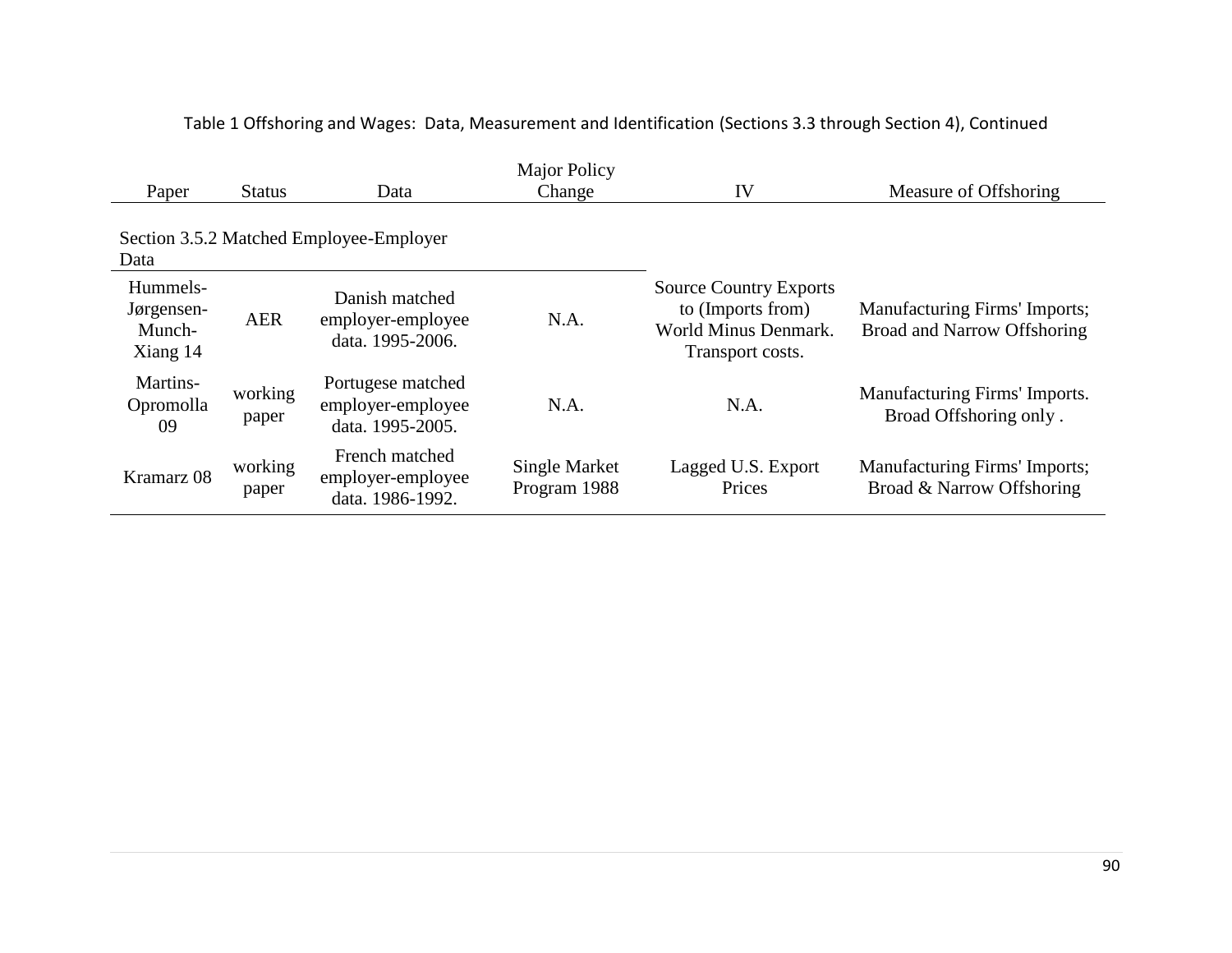Table 1 Offshoring and Wages: Data, Measurement and Identification (Sections 3.3 through Section 4), Continued

| Paper | Status | Data | Major Policy Change | IV | Measure of Offshoring |
|---|---|---|---|---|---|
| Section 3.5.2 Matched Employee-Employer Data | | | | | |
| Hummels-Jørgensen-Munch-Xiang 14 | AER | Danish matched employer-employee data. 1995-2006. | N.A. | Source Country Exports to (Imports from) World Minus Denmark. Transport costs. | Manufacturing Firms' Imports; Broad and Narrow Offshoring |
| Martins-Opromolla 09 | working paper | Portugese matched employer-employee data. 1995-2005. | N.A. | N.A. | Manufacturing Firms' Imports. Broad Offshoring only . |
| Kramarz 08 | working paper | French matched employer-employee data. 1986-1992. | Single Market Program 1988 | Lagged U.S. Export Prices | Manufacturing Firms' Imports; Broad & Narrow Offshoring |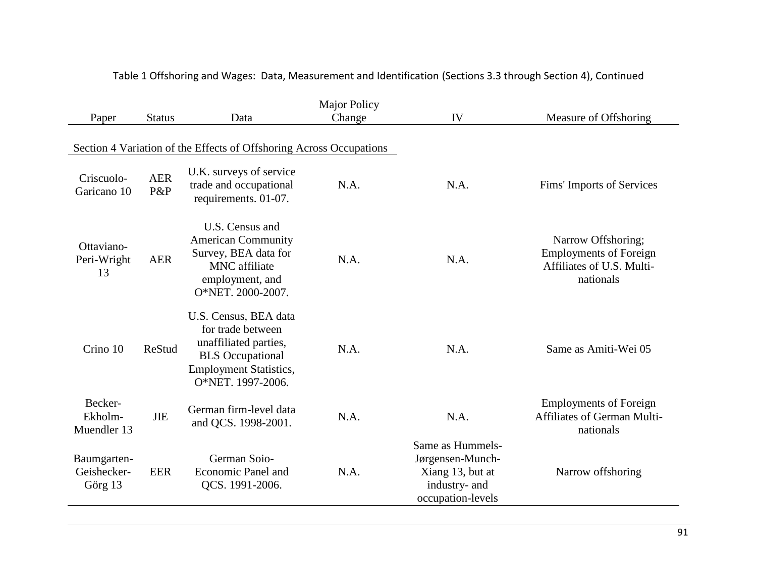Table 1 Offshoring and Wages: Data, Measurement and Identification (Sections 3.3 through Section 4), Continued

| Paper | Status | Data | Major Policy Change | IV | Measure of Offshoring |
|---|---|---|---|---|---|
| Section 4 Variation of the Effects of Offshoring Across Occupations | | | | | |
| Criscuolo-Garicano 10 | AER P&P | U.K. surveys of service trade and occupational requirements. 01-07. | N.A. | N.A. | Fims' Imports of Services |
| Ottaviano-Peri-Wright 13 | AER | U.S. Census and American Community Survey, BEA data for MNC affiliate employment, and O*NET. 2000-2007. | N.A. | N.A. | Narrow Offshoring; Employments of Foreign Affiliates of U.S. Multi-nationals |
| Crino 10 | ReStud | U.S. Census, BEA data for trade between unaffiliated parties, BLS Occupational Employment Statistics, O*NET. 1997-2006. | N.A. | N.A. | Same as Amiti-Wei 05 |
| Becker-Ekholm-Muendler 13 | JIE | German firm-level data and QCS. 1998-2001. | N.A. | N.A. | Employments of Foreign Affiliates of German Multi-nationals |
| Baumgarten-Geishecker-Görg 13 | EER | German Soio-Economic Panel and QCS. 1991-2006. | N.A. | Same as Hummels-Jørgensen-Munch-Xiang 13, but at industry- and occupation-levels | Narrow offshoring |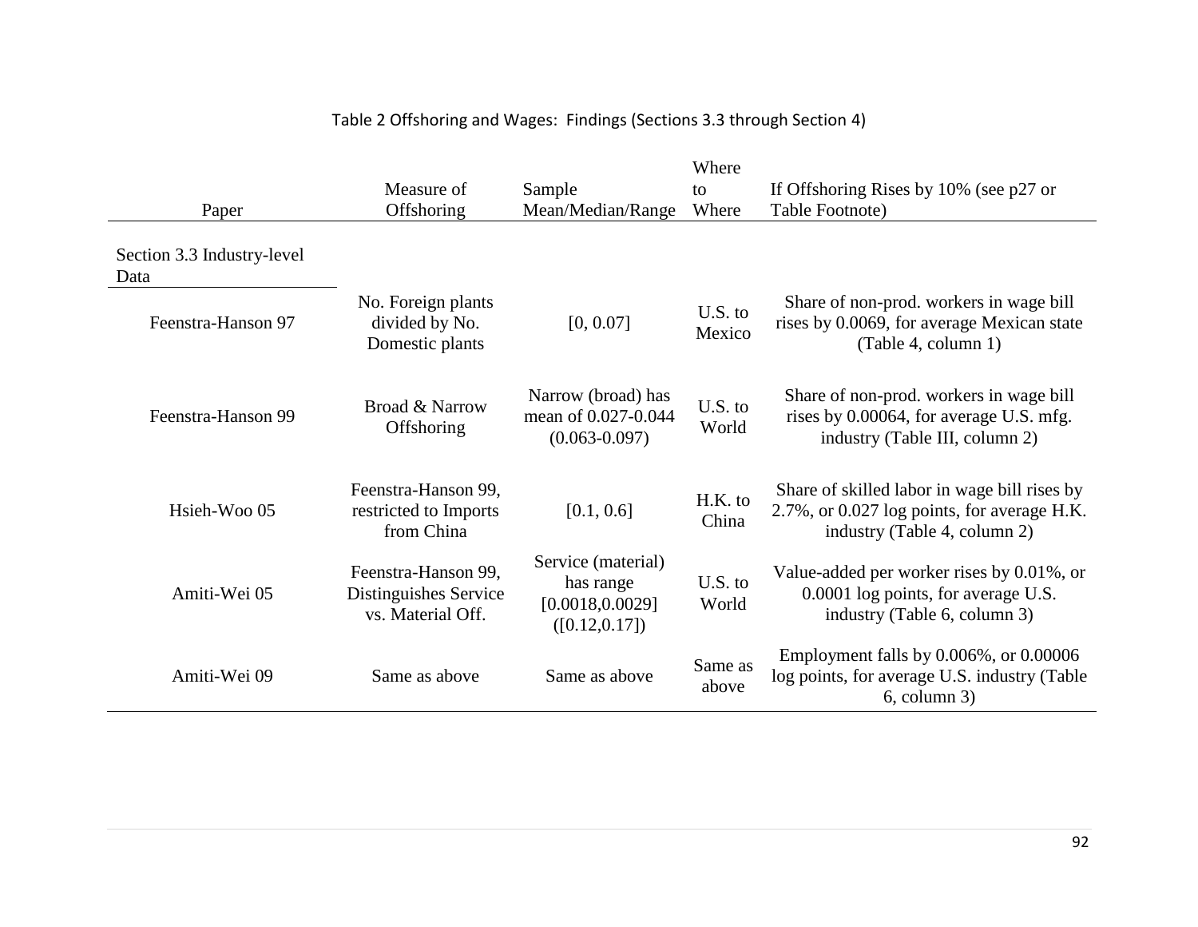Table 2 Offshoring and Wages: Findings (Sections 3.3 through Section 4)

| Paper | Measure of Offshoring | Sample Mean/Median/Range | Where to Where | If Offshoring Rises by 10% (see p27 or Table Footnote) |
|---|---|---|---|---|
| Section 3.3 Industry-level Data | | | | |
| Feenstra-Hanson 97 | No. Foreign plants divided by No. Domestic plants | [0, 0.07] | U.S. to Mexico | Share of non-prod. workers in wage bill rises by 0.0069, for average Mexican state (Table 4, column 1) |
| Feenstra-Hanson 99 | Broad & Narrow Offshoring | Narrow (broad) has mean of 0.027-0.044 (0.063-0.097) | U.S. to World | Share of non-prod. workers in wage bill rises by 0.00064, for average U.S. mfg. industry (Table III, column 2) |
| Hsieh-Woo 05 | Feenstra-Hanson 99, restricted to Imports from China | [0.1, 0.6] | H.K. to China | Share of skilled labor in wage bill rises by 2.7%, or 0.027 log points, for average H.K. industry (Table 4, column 2) |
| Amiti-Wei 05 | Feenstra-Hanson 99, Distinguishes Service vs. Material Off. | Service (material) has range [0.0018,0.0029] ([0.12,0.17]) | U.S. to World | Value-added per worker rises by 0.01%, or 0.0001 log points, for average U.S. industry (Table 6, column 3) |
| Amiti-Wei 09 | Same as above | Same as above | Same as above | Employment falls by 0.006%, or 0.00006 log points, for average U.S. industry (Table 6, column 3) |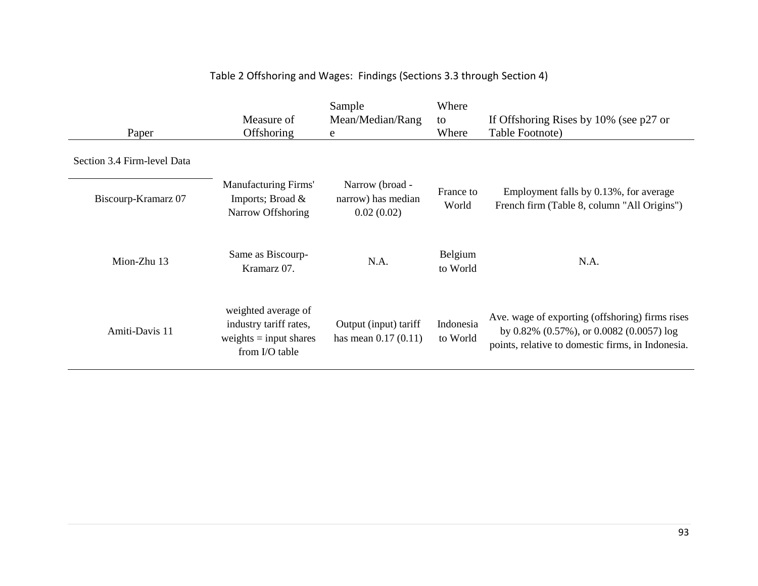Table 2 Offshoring and Wages: Findings (Sections 3.3 through Section 4)

| Paper | Measure of Offshoring | Sample Mean/Median/Range | Where to Where | If Offshoring Rises by 10% (see p27 or Table Footnote) |
|---|---|---|---|---|
| Section 3.4 Firm-level Data | | | | |
| Biscourp-Kramarz 07 | Manufacturing Firms' Imports; Broad & Narrow Offshoring | Narrow (broad - narrow) has median 0.02 (0.02) | France to World | Employment falls by 0.13%, for average French firm (Table 8, column "All Origins") |
| Mion-Zhu 13 | Same as Biscourp-Kramarz 07. | N.A. | Belgium to World | N.A. |
| Amiti-Davis 11 | weighted average of industry tariff rates, weights = input shares from I/O table | Output (input) tariff has mean 0.17 (0.11) | Indonesia to World | Ave. wage of exporting (offshoring) firms rises by 0.82% (0.57%), or 0.0082 (0.0057) log points, relative to domestic firms, in Indonesia. |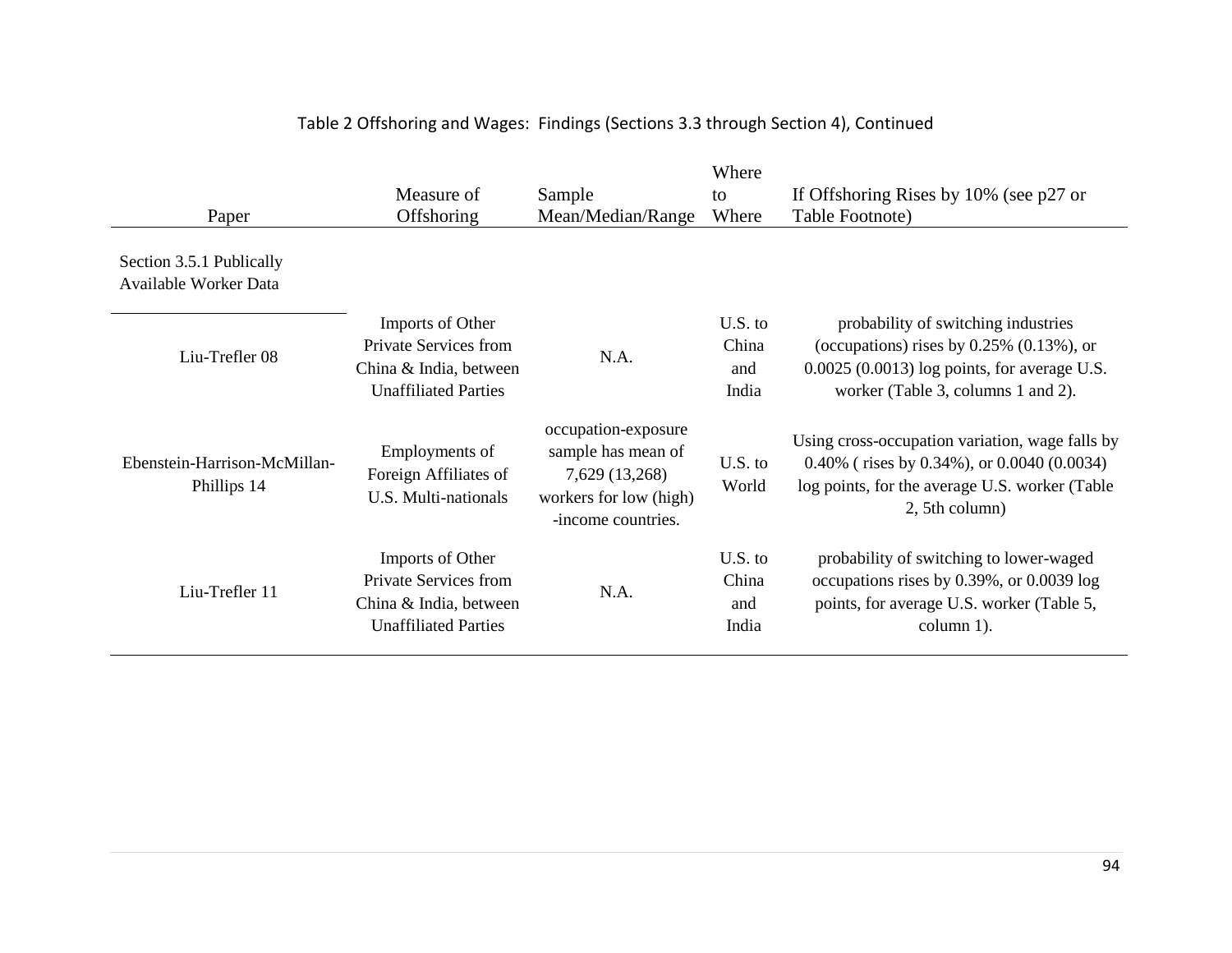Table 2 Offshoring and Wages: Findings (Sections 3.3 through Section 4), Continued

| Paper | Measure of Offshoring | Sample Mean/Median/Range | Where to Where | If Offshoring Rises by 10% (see p27 or Table Footnote) |
|---|---|---|---|---|
| Section 3.5.1 Publically Available Worker Data | | | | |
| Liu-Trefler 08 | Imports of Other Private Services from China & India, between Unaffiliated Parties | N.A. | U.S. to China and India | probability of switching industries (occupations) rises by 0.25% (0.13%), or 0.0025 (0.0013) log points, for average U.S. worker (Table 3, columns 1 and 2). |
| Ebenstein-Harrison-McMillan-Phillips 14 | Employments of Foreign Affiliates of U.S. Multi-nationals | occupation-exposure sample has mean of 7,629 (13,268) workers for low (high) -income countries. | U.S. to World | Using cross-occupation variation, wage falls by 0.40% ( rises by 0.34%), or 0.0040 (0.0034) log points, for the average U.S. worker (Table 2, 5th column) |
| Liu-Trefler 11 | Imports of Other Private Services from China & India, between Unaffiliated Parties | N.A. | U.S. to China and India | probability of switching to lower-waged occupations rises by 0.39%, or 0.0039 log points, for average U.S. worker (Table 5, column 1). |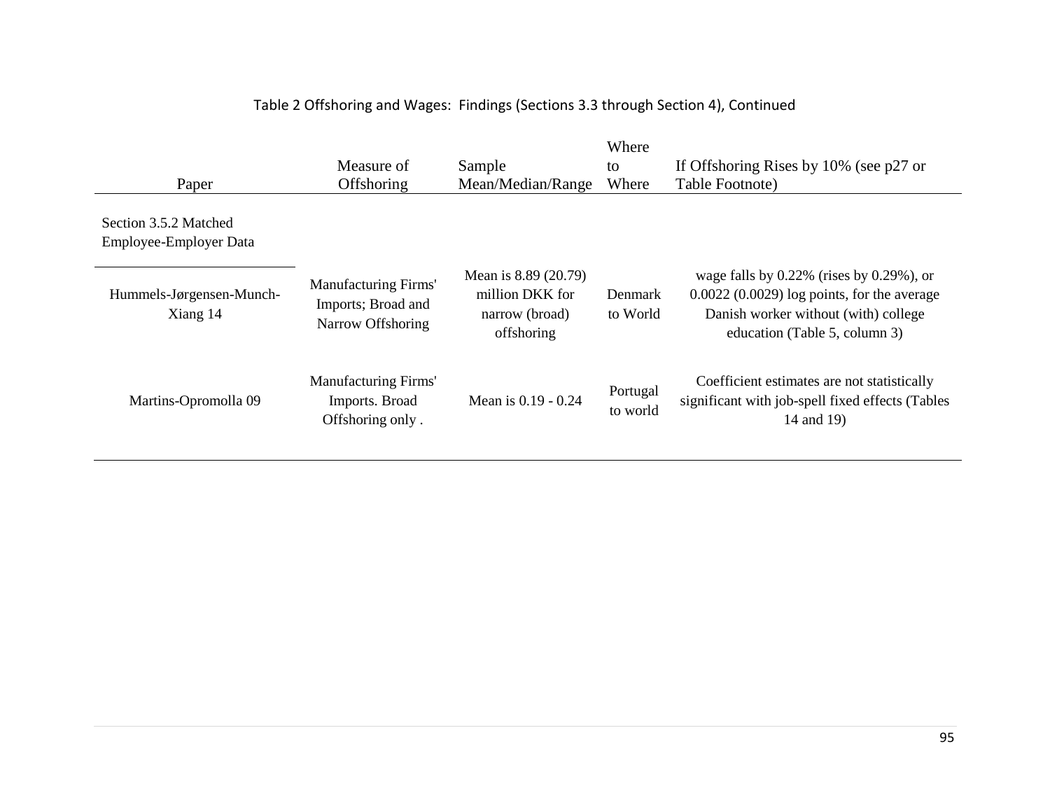Table 2 Offshoring and Wages: Findings (Sections 3.3 through Section 4), Continued

| Paper | Measure of Offshoring | Sample Mean/Median/Range | Where to Where | If Offshoring Rises by 10% (see p27 or Table Footnote) |
|---|---|---|---|---|
| Section 3.5.2 Matched Employee-Employer Data | | | | |
| Hummels-Jørgensen-Munch-Xiang 14 | Manufacturing Firms' Imports; Broad and Narrow Offshoring | Mean is 8.89 (20.79) million DKK for narrow (broad) offshoring | Denmark to World | wage falls by 0.22% (rises by 0.29%), or 0.0022 (0.0029) log points, for the average Danish worker without (with) college education (Table 5, column 3) |
| Martins-Opromolla 09 | Manufacturing Firms' Imports. Broad Offshoring only . | Mean is 0.19 - 0.24 | Portugal to world | Coefficient estimates are not statistically significant with job-spell fixed effects (Tables 14 and 19) |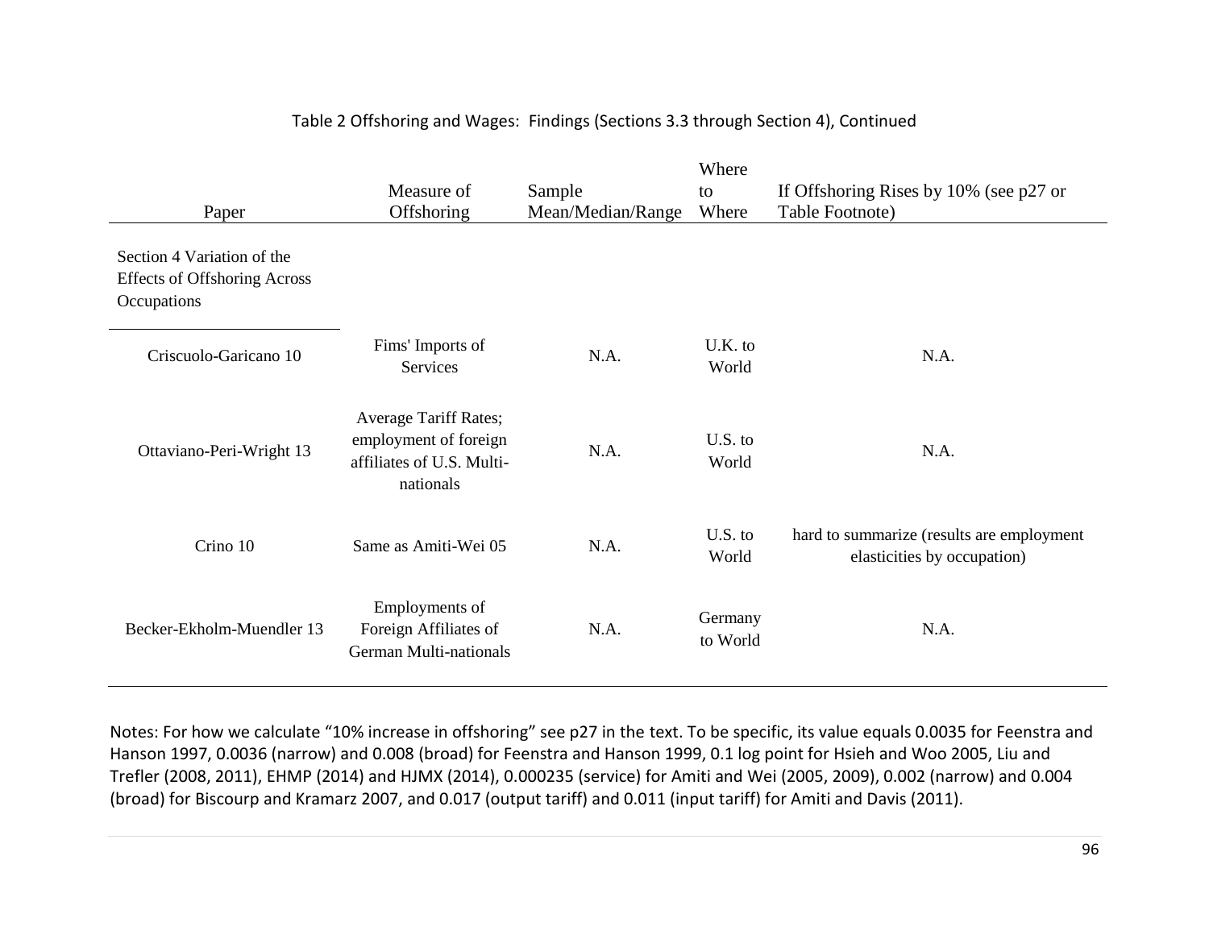Table 2 Offshoring and Wages: Findings (Sections 3.3 through Section 4), Continued

| Paper | Measure of Offshoring | Sample Mean/Median/Range | Where to Where | If Offshoring Rises by 10% (see p27 or Table Footnote) |
|---|---|---|---|---|
| Section 4 Variation of the Effects of Offshoring Across Occupations | | | | |
| Criscuolo-Garicano 10 | Fims' Imports of Services | N.A. | U.K. to World | N.A. |
| Ottaviano-Peri-Wright 13 | Average Tariff Rates; employment of foreign affiliates of U.S. Multi-nationals | N.A. | U.S. to World | N.A. |
| Crino 10 | Same as Amiti-Wei 05 | N.A. | U.S. to World | hard to summarize (results are employment elasticities by occupation) |
| Becker-Ekholm-Muendler 13 | Employments of Foreign Affiliates of German Multi-nationals | N.A. | Germany to World | N.A. |

Notes: For how we calculate "10% increase in offshoring" see p27 in the text. To be specific, its value equals 0.0035 for Feenstra and Hanson 1997, 0.0036 (narrow) and 0.008 (broad) for Feenstra and Hanson 1999, 0.1 log point for Hsieh and Woo 2005, Liu and Trefler (2008, 2011), EHMP (2014) and HJMX (2014), 0.000235 (service) for Amiti and Wei (2005, 2009), 0.002 (narrow) and 0.004 (broad) for Biscourp and Kramarz 2007, and 0.017 (output tariff) and 0.011 (input tariff) for Amiti and Davis (2011).